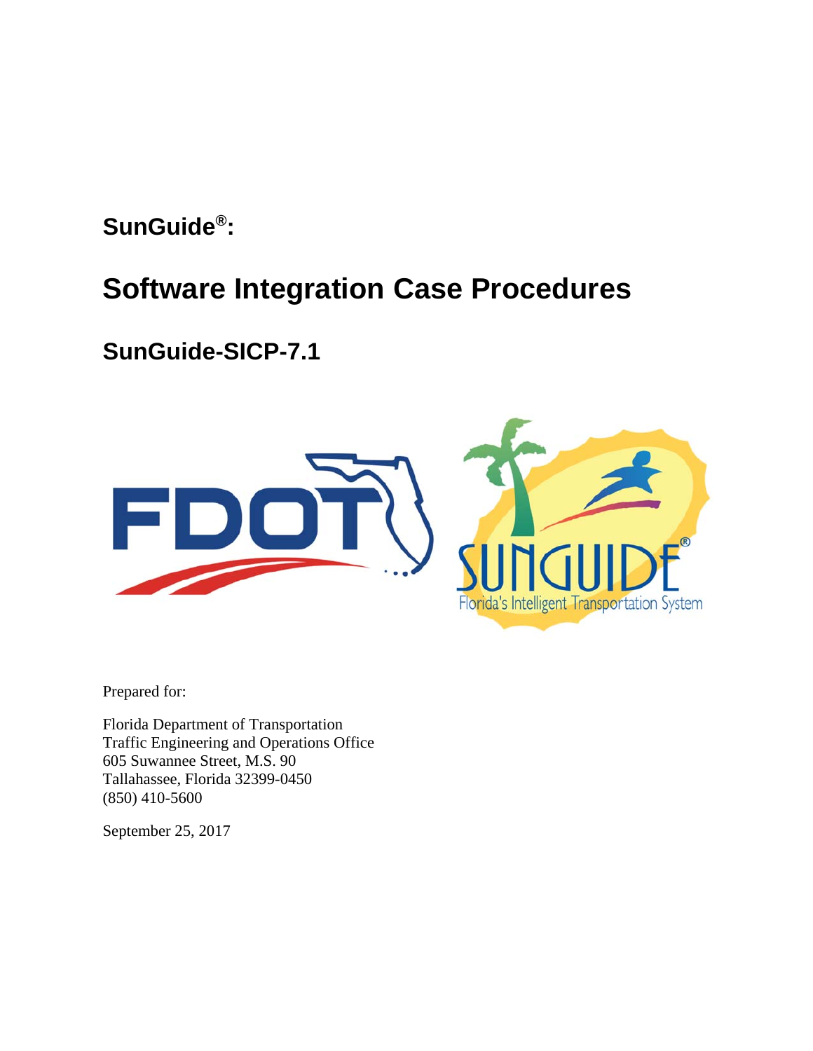**SunGuide®:**

# Software Integration Case Procedures

## SunGuide-SICP-7.1

Prepared for:

Florida Department of Transportation
Traffic Engineering and Operations Office
605 Suwannee Street, M.S. 90
Tallahassee, Florida 32399-0450
(850) 410-5600

September 25, 2017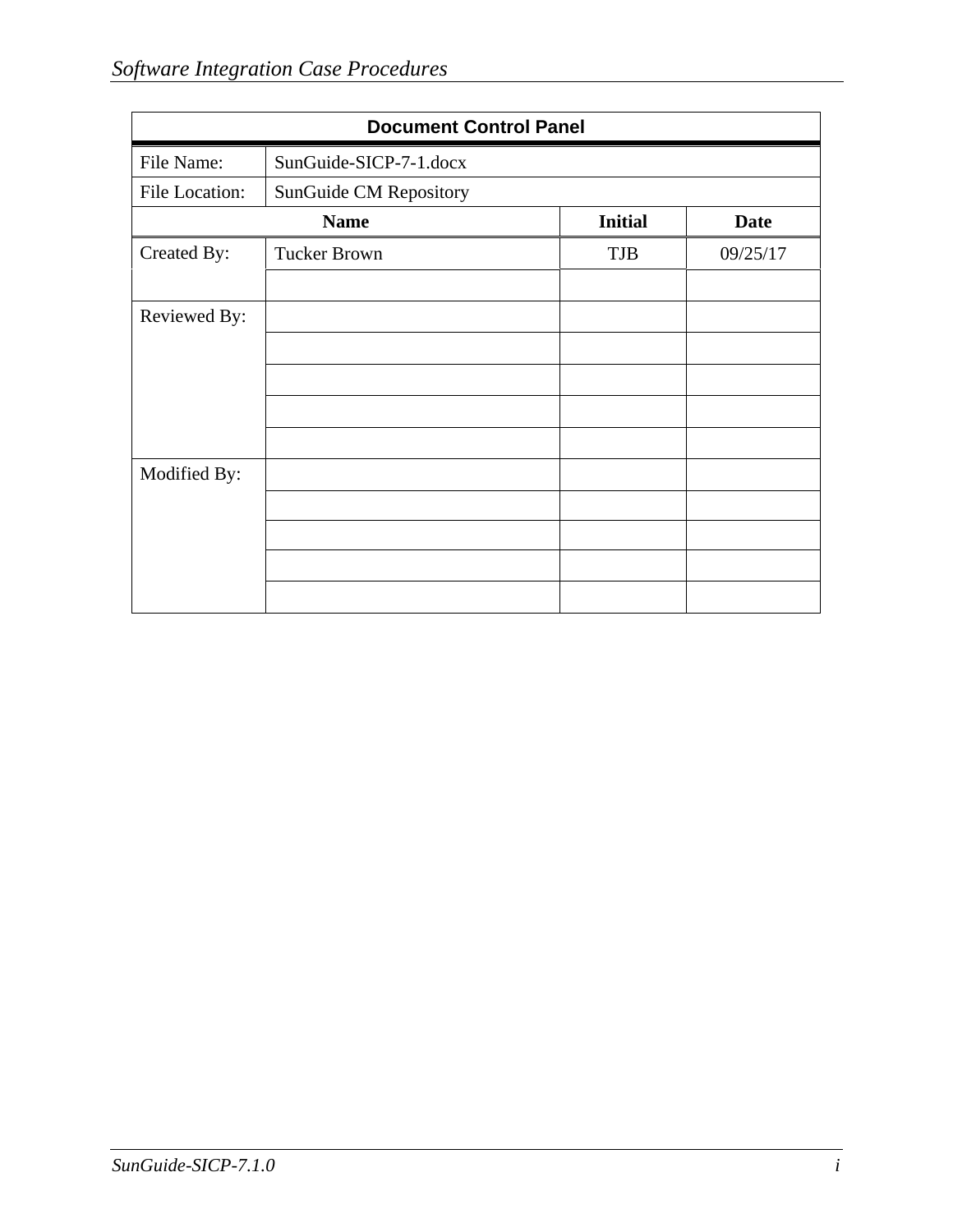| Document Control Panel | | | |
|---|---|---|---|
| File Name: | SunGuide-SICP-7-1.docx | | |
| File Location: | SunGuide CM Repository | | |
| | **Name** | **Initial** | **Date** |
| Created By: | Tucker Brown | TJB | 09/25/17 |
| | | | |
| Reviewed By: | | | |
| | | | |
| | | | |
| | | | |
| | | | |
| Modified By: | | | |
| | | | |
| | | | |
| | | | |
| | | | |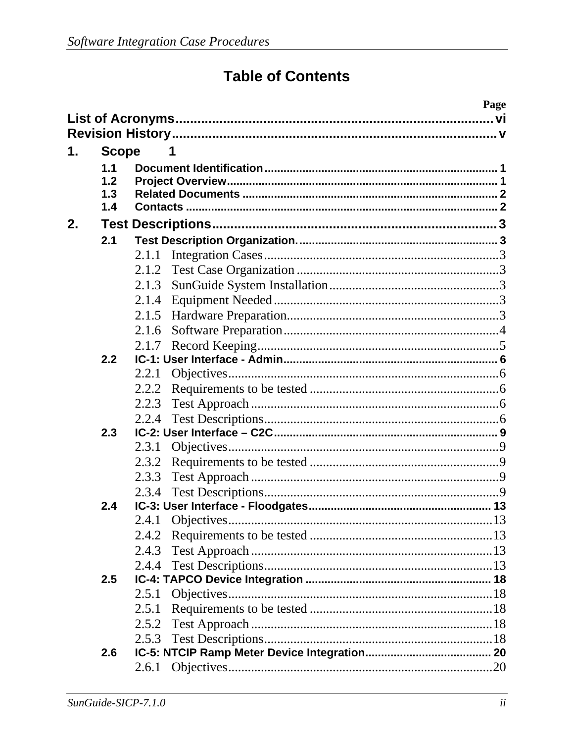# Table of Contents

Page

**List of Acronyms** .......... vi

**Revision History** .......... v

**1. Scope 1**

1.1 Document Identification .......... 1
1.2 Project Overview .......... 1
1.3 Related Documents .......... 2
1.4 Contacts .......... 2

**2. Test Descriptions** .......... 3

2.1 Test Description Organization. .......... 3
- 2.1.1 Integration Cases .......... 3
- 2.1.2 Test Case Organization .......... 3
- 2.1.3 SunGuide System Installation .......... 3
- 2.1.4 Equipment Needed .......... 3
- 2.1.5 Hardware Preparation .......... 3
- 2.1.6 Software Preparation .......... 4
- 2.1.7 Record Keeping .......... 5

2.2 IC-1: User Interface - Admin .......... 6
- 2.2.1 Objectives .......... 6
- 2.2.2 Requirements to be tested .......... 6
- 2.2.3 Test Approach .......... 6
- 2.2.4 Test Descriptions .......... 6

2.3 IC-2: User Interface – C2C .......... 9
- 2.3.1 Objectives .......... 9
- 2.3.2 Requirements to be tested .......... 9
- 2.3.3 Test Approach .......... 9
- 2.3.4 Test Descriptions .......... 9

2.4 IC-3: User Interface - Floodgates .......... 13
- 2.4.1 Objectives .......... 13
- 2.4.2 Requirements to be tested .......... 13
- 2.4.3 Test Approach .......... 13
- 2.4.4 Test Descriptions .......... 13

2.5 IC-4: TAPCO Device Integration .......... 18
- 2.5.1 Objectives .......... 18
- 2.5.1 Requirements to be tested .......... 18
- 2.5.2 Test Approach .......... 18
- 2.5.3 Test Descriptions .......... 18

2.6 IC-5: NTCIP Ramp Meter Device Integration .......... 20
- 2.6.1 Objectives .......... 20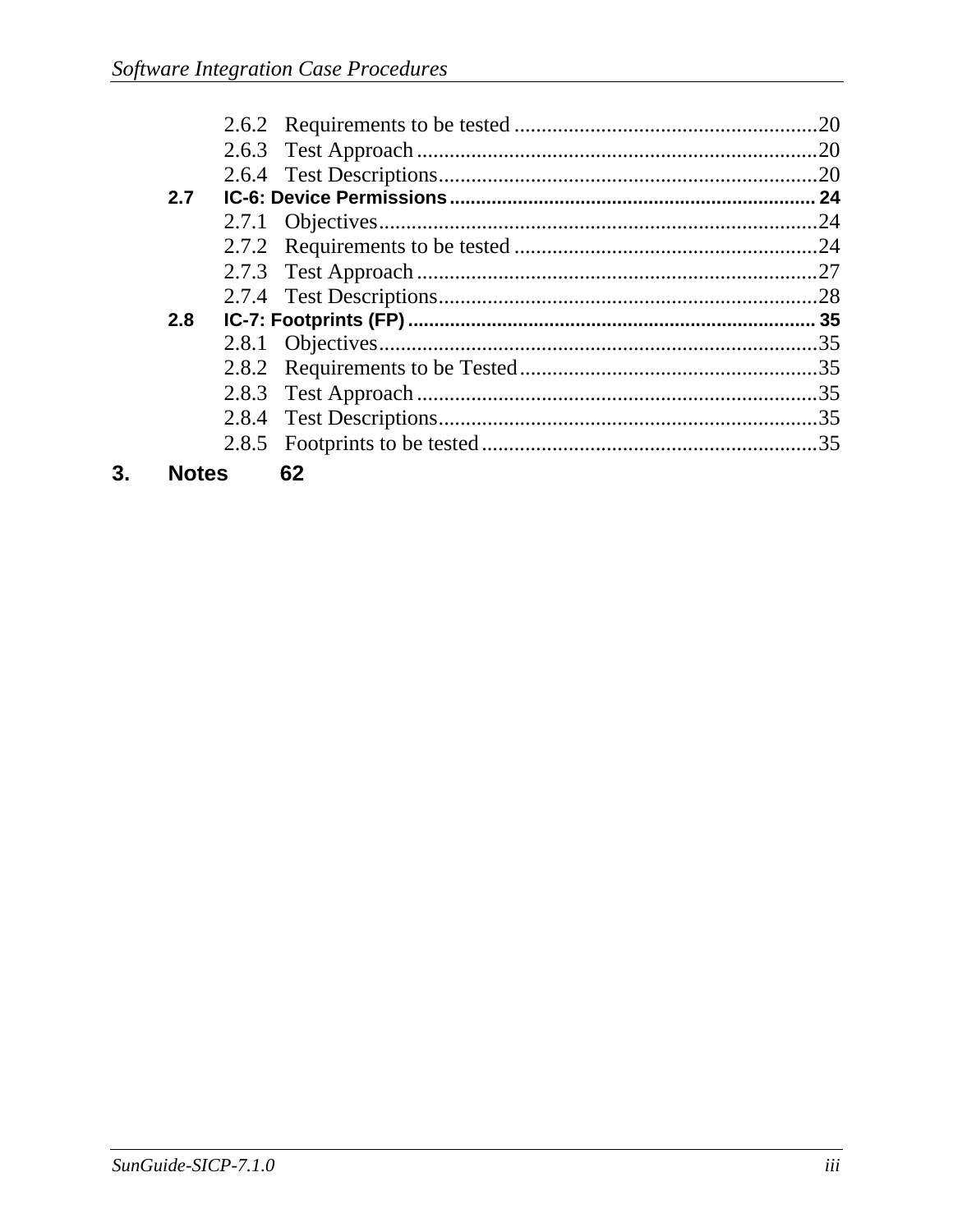2.6.2 Requirements to be tested ........................................................20
2.6.3 Test Approach ..........................................................................20
2.6.4 Test Descriptions......................................................................20
2.7 IC-6: Device Permissions ..................................................................... 24
2.7.1 Objectives.................................................................................24
2.7.2 Requirements to be tested ........................................................24
2.7.3 Test Approach ..........................................................................27
2.7.4 Test Descriptions......................................................................28
2.8 IC-7: Footprints (FP) ............................................................................. 35
2.8.1 Objectives.................................................................................35
2.8.2 Requirements to be Tested.......................................................35
2.8.3 Test Approach ..........................................................................35
2.8.4 Test Descriptions......................................................................35
2.8.5 Footprints to be tested ..............................................................35

**3. Notes 62**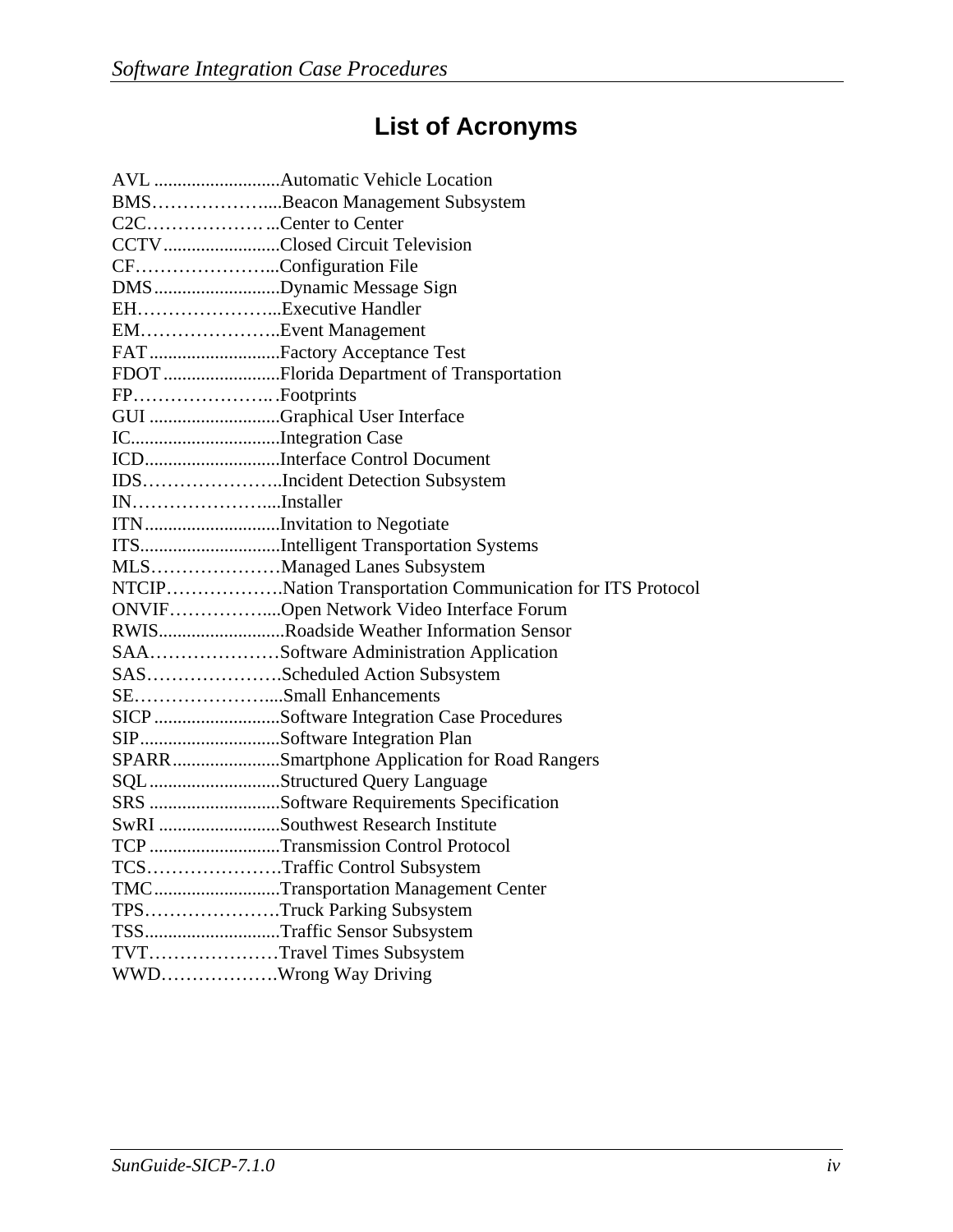# List of Acronyms

AVL ...........................Automatic Vehicle Location
BMS…………………...Beacon Management Subsystem
C2C………………… ...Center to Center
CCTV.........................Closed Circuit Television
CF…………………...Configuration File
DMS...........................Dynamic Message Sign
EH…………………...Executive Handler
EM…………………..Event Management
FAT............................Factory Acceptance Test
FDOT.........................Florida Department of Transportation
FP………………….. .Footprints
GUI ............................Graphical User Interface
IC................................Integration Case
ICD.............................Interface Control Document
IDS…………………..Incident Detection Subsystem
IN…………………....Installer
ITN.............................Invitation to Negotiate
ITS..............................Intelligent Transportation Systems
MLS…………………Managed Lanes Subsystem
NTCIP……………….Nation Transportation Communication for ITS Protocol
ONVIF……………....Open Network Video Interface Forum
RWIS...........................Roadside Weather Information Sensor
SAA…………………Software Administration Application
SAS………………….Scheduled Action Subsystem
SE…………………....Small Enhancements
SICP ...........................Software Integration Case Procedures
SIP..............................Software Integration Plan
SPARR.......................Smartphone Application for Road Rangers
SQL............................Structured Query Language
SRS ............................Software Requirements Specification
SwRI ..........................Southwest Research Institute
TCP ............................Transmission Control Protocol
TCS………………….Traffic Control Subsystem
TMC...........................Transportation Management Center
TPS………………….Truck Parking Subsystem
TSS.............................Traffic Sensor Subsystem
TVT…………………Travel Times Subsystem
WWD……………….Wrong Way Driving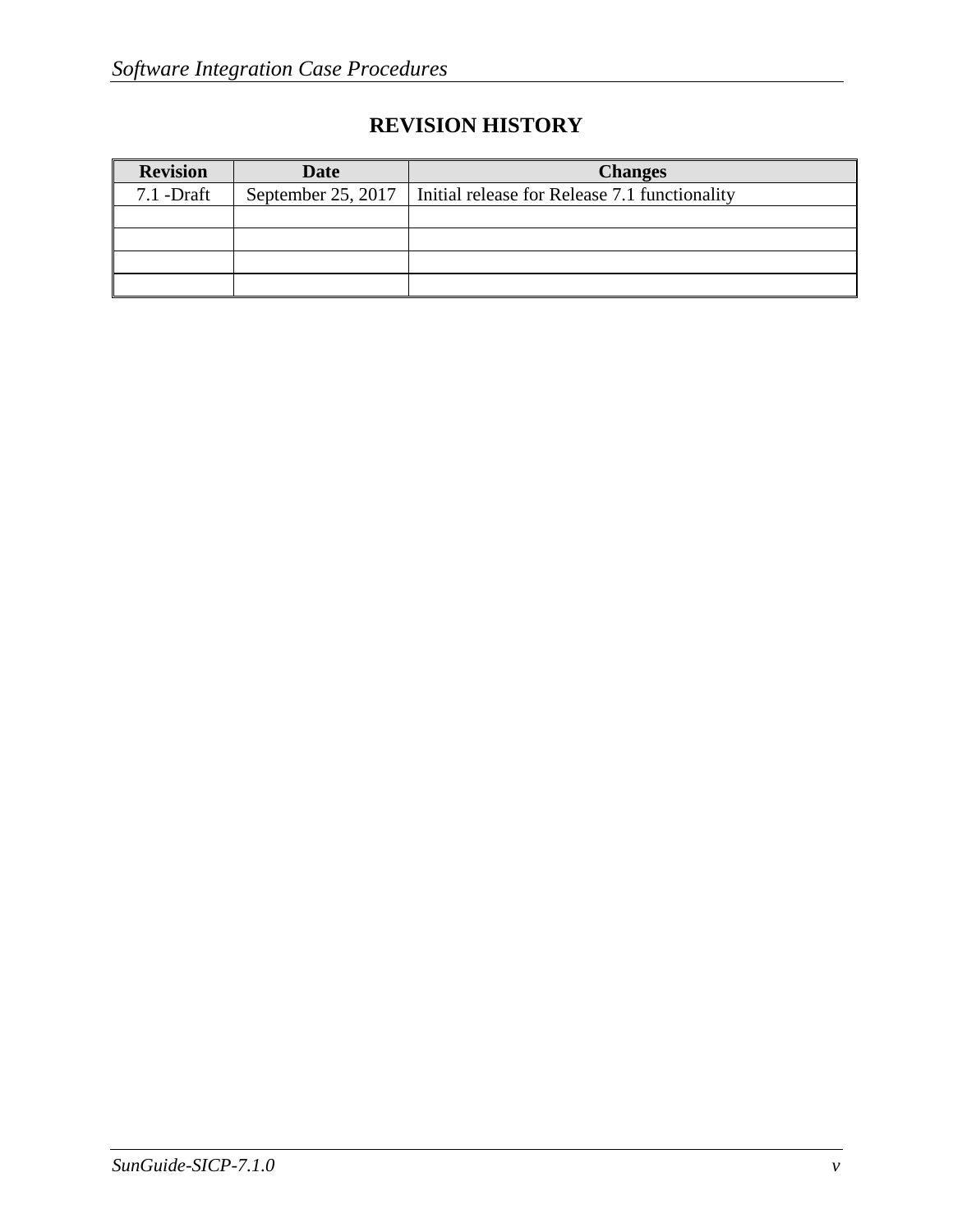# REVISION HISTORY

| Revision | Date | Changes |
|---|---|---|
| 7.1 -Draft | September 25, 2017 | Initial release for Release 7.1 functionality |
| | | |
| | | |
| | | |
| | | |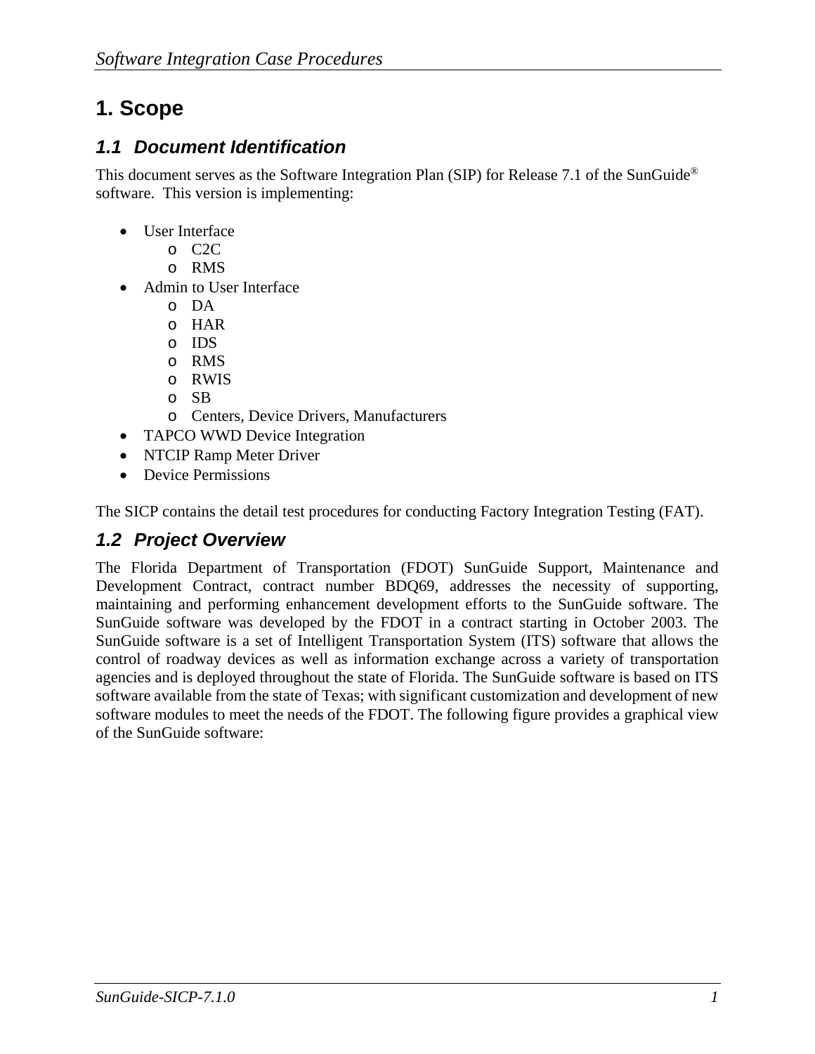# 1. Scope

## 1.1 Document Identification

This document serves as the Software Integration Plan (SIP) for Release 7.1 of the SunGuide® software. This version is implementing:

- User Interface
  - C2C
  - RMS
- Admin to User Interface
  - DA
  - HAR
  - IDS
  - RMS
  - RWIS
  - SB
  - Centers, Device Drivers, Manufacturers
- TAPCO WWD Device Integration
- NTCIP Ramp Meter Driver
- Device Permissions

The SICP contains the detail test procedures for conducting Factory Integration Testing (FAT).

## 1.2 Project Overview

The Florida Department of Transportation (FDOT) SunGuide Support, Maintenance and Development Contract, contract number BDQ69, addresses the necessity of supporting, maintaining and performing enhancement development efforts to the SunGuide software. The SunGuide software was developed by the FDOT in a contract starting in October 2003. The SunGuide software is a set of Intelligent Transportation System (ITS) software that allows the control of roadway devices as well as information exchange across a variety of transportation agencies and is deployed throughout the state of Florida. The SunGuide software is based on ITS software available from the state of Texas; with significant customization and development of new software modules to meet the needs of the FDOT. The following figure provides a graphical view of the SunGuide software: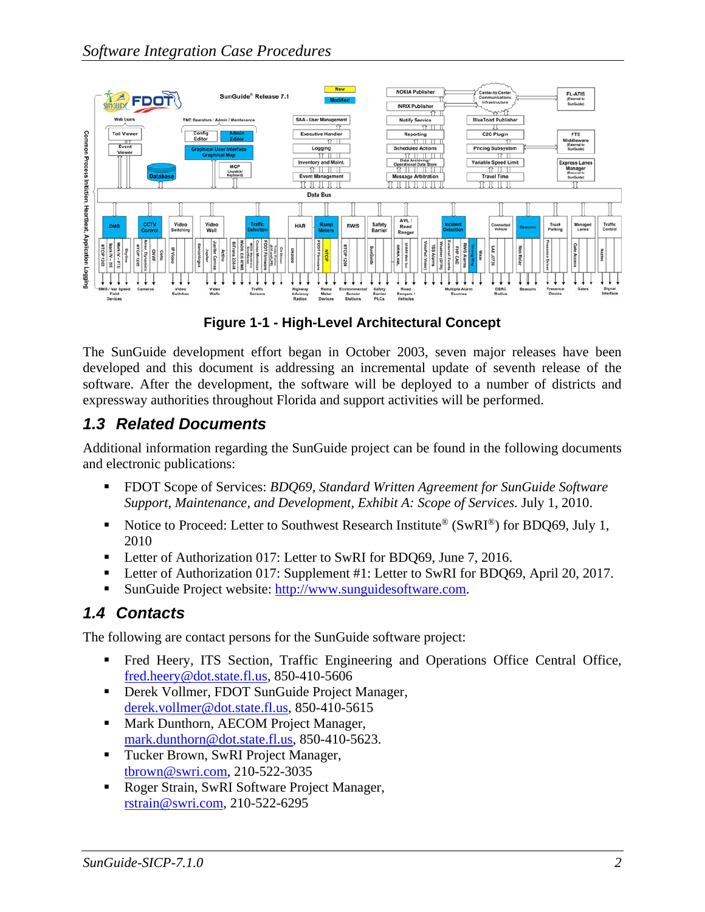Figure 1-1 - High-Level Architectural Concept

The SunGuide development effort began in October 2003, seven major releases have been developed and this document is addressing an incremental update of seventh release of the software. After the development, the software will be deployed to a number of districts and expressway authorities throughout Florida and support activities will be performed.

## 1.3 Related Documents

Additional information regarding the SunGuide project can be found in the following documents and electronic publications:

- FDOT Scope of Services: *BDQ69, Standard Written Agreement for SunGuide Software Support, Maintenance, and Development, Exhibit A: Scope of Services.* July 1, 2010.
- Notice to Proceed: Letter to Southwest Research Institute® (SwRI®) for BDQ69, July 1, 2010
- Letter of Authorization 017: Letter to SwRI for BDQ69, June 7, 2016.
- Letter of Authorization 017: Supplement #1: Letter to SwRI for BDQ69, April 20, 2017.
- SunGuide Project website: http://www.sunguidesoftware.com.

## 1.4 Contacts

The following are contact persons for the SunGuide software project:

- Fred Heery, ITS Section, Traffic Engineering and Operations Office Central Office, fred.heery@dot.state.fl.us, 850-410-5606
- Derek Vollmer, FDOT SunGuide Project Manager, derek.vollmer@dot.state.fl.us, 850-410-5615
- Mark Dunthorn, AECOM Project Manager, mark.dunthorn@dot.state.fl.us, 850-410-5623.
- Tucker Brown, SwRI Project Manager, tbrown@swri.com, 210-522-3035
- Roger Strain, SwRI Software Project Manager, rstrain@swri.com, 210-522-6295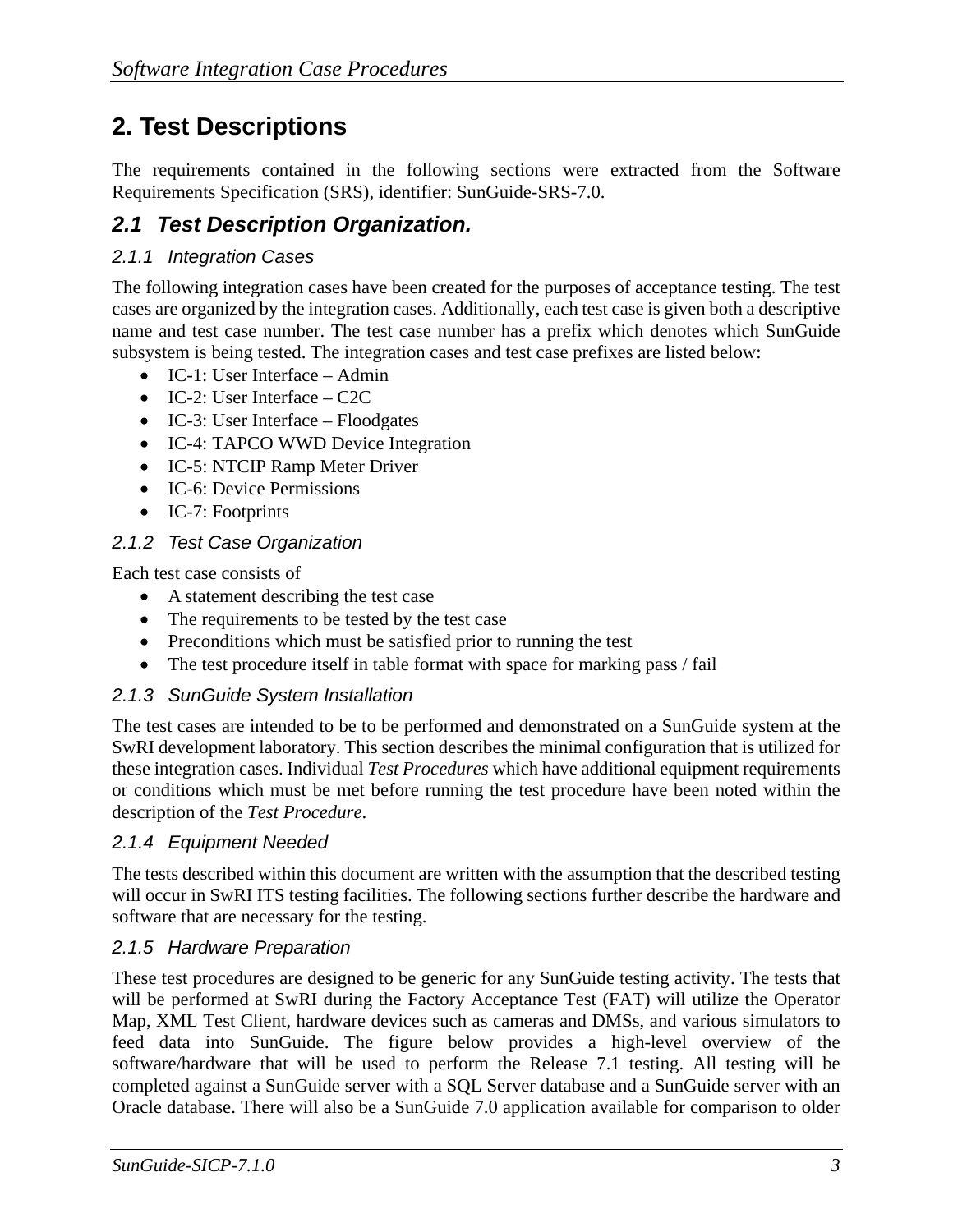# 2. Test Descriptions

The requirements contained in the following sections were extracted from the Software Requirements Specification (SRS), identifier: SunGuide-SRS-7.0.

## 2.1 Test Description Organization.

### 2.1.1 Integration Cases

The following integration cases have been created for the purposes of acceptance testing. The test cases are organized by the integration cases. Additionally, each test case is given both a descriptive name and test case number. The test case number has a prefix which denotes which SunGuide subsystem is being tested. The integration cases and test case prefixes are listed below:

- IC-1: User Interface – Admin
- IC-2: User Interface – C2C
- IC-3: User Interface – Floodgates
- IC-4: TAPCO WWD Device Integration
- IC-5: NTCIP Ramp Meter Driver
- IC-6: Device Permissions
- IC-7: Footprints

### 2.1.2 Test Case Organization

Each test case consists of

- A statement describing the test case
- The requirements to be tested by the test case
- Preconditions which must be satisfied prior to running the test
- The test procedure itself in table format with space for marking pass / fail

### 2.1.3 SunGuide System Installation

The test cases are intended to be to be performed and demonstrated on a SunGuide system at the SwRI development laboratory. This section describes the minimal configuration that is utilized for these integration cases. Individual *Test Procedures* which have additional equipment requirements or conditions which must be met before running the test procedure have been noted within the description of the *Test Procedure*.

### 2.1.4 Equipment Needed

The tests described within this document are written with the assumption that the described testing will occur in SwRI ITS testing facilities. The following sections further describe the hardware and software that are necessary for the testing.

### 2.1.5 Hardware Preparation

These test procedures are designed to be generic for any SunGuide testing activity. The tests that will be performed at SwRI during the Factory Acceptance Test (FAT) will utilize the Operator Map, XML Test Client, hardware devices such as cameras and DMSs, and various simulators to feed data into SunGuide. The figure below provides a high-level overview of the software/hardware that will be used to perform the Release 7.1 testing. All testing will be completed against a SunGuide server with a SQL Server database and a SunGuide server with an Oracle database. There will also be a SunGuide 7.0 application available for comparison to older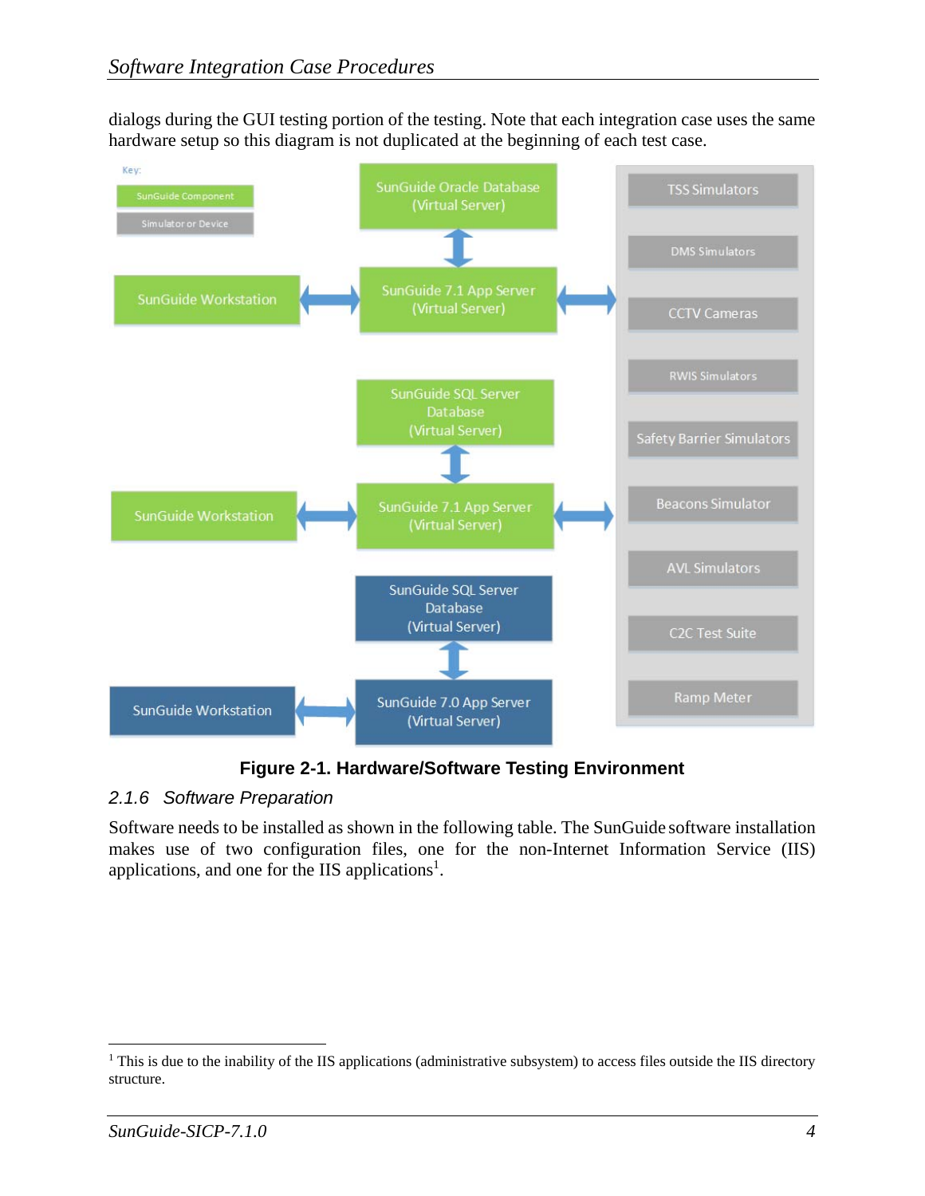dialogs during the GUI testing portion of the testing. Note that each integration case uses the same hardware setup so this diagram is not duplicated at the beginning of each test case.

Key:
SunGuide Component
Simulator or Device

SunGuide Oracle Database (Virtual Server)
SunGuide Workstation
SunGuide 7.1 App Server (Virtual Server)

SunGuide SQL Server Database (Virtual Server)
SunGuide Workstation
SunGuide 7.1 App Server (Virtual Server)

SunGuide SQL Server Database (Virtual Server)
SunGuide Workstation
SunGuide 7.0 App Server (Virtual Server)

TSS Simulators
DMS Simulators
CCTV Cameras
RWIS Simulators
Safety Barrier Simulators
Beacons Simulator
AVL Simulators
C2C Test Suite
Ramp Meter

**Figure 2-1. Hardware/Software Testing Environment**

### *2.1.6 Software Preparation*

Software needs to be installed as shown in the following table. The SunGuide software installation makes use of two configuration files, one for the non-Internet Information Service (IIS) applications, and one for the IIS applications[1].

[1] This is due to the inability of the IIS applications (administrative subsystem) to access files outside the IIS directory structure.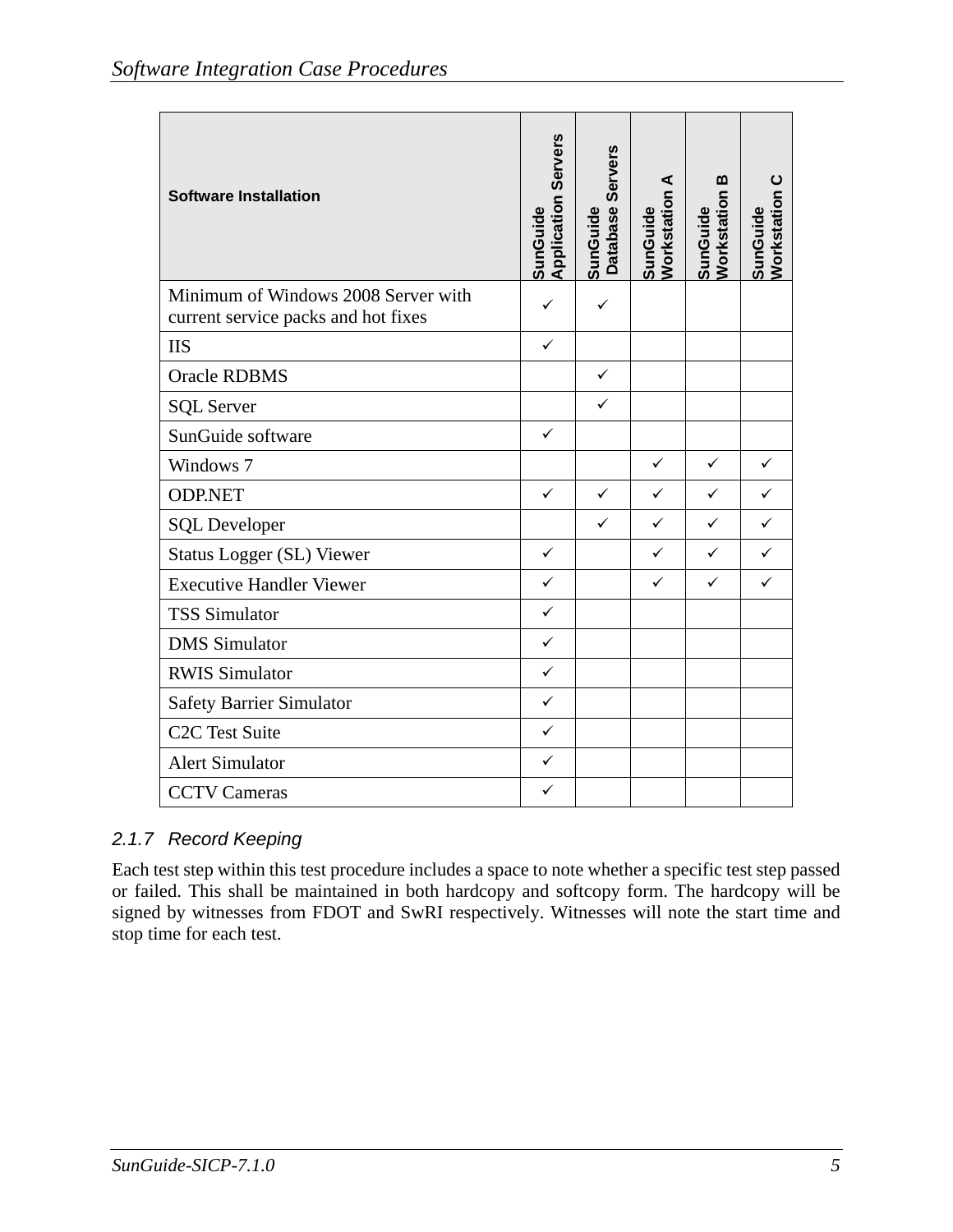| Software Installation | SunGuide Application Servers | SunGuide Database Servers | SunGuide Workstation A | SunGuide Workstation B | SunGuide Workstation C |
|---|---|---|---|---|---|
| Minimum of Windows 2008 Server with current service packs and hot fixes | ✓ | ✓ | | | |
| IIS | ✓ | | | | |
| Oracle RDBMS | | ✓ | | | |
| SQL Server | | ✓ | | | |
| SunGuide software | ✓ | | | | |
| Windows 7 | | | ✓ | ✓ | ✓ |
| ODP.NET | ✓ | ✓ | ✓ | ✓ | ✓ |
| SQL Developer | | ✓ | ✓ | ✓ | ✓ |
| Status Logger (SL) Viewer | ✓ | | ✓ | ✓ | ✓ |
| Executive Handler Viewer | ✓ | | ✓ | ✓ | ✓ |
| TSS Simulator | ✓ | | | | |
| DMS Simulator | ✓ | | | | |
| RWIS Simulator | ✓ | | | | |
| Safety Barrier Simulator | ✓ | | | | |
| C2C Test Suite | ✓ | | | | |
| Alert Simulator | ✓ | | | | |
| CCTV Cameras | ✓ | | | | |

### 2.1.7 Record Keeping

Each test step within this test procedure includes a space to note whether a specific test step passed or failed. This shall be maintained in both hardcopy and softcopy form. The hardcopy will be signed by witnesses from FDOT and SwRI respectively. Witnesses will note the start time and stop time for each test.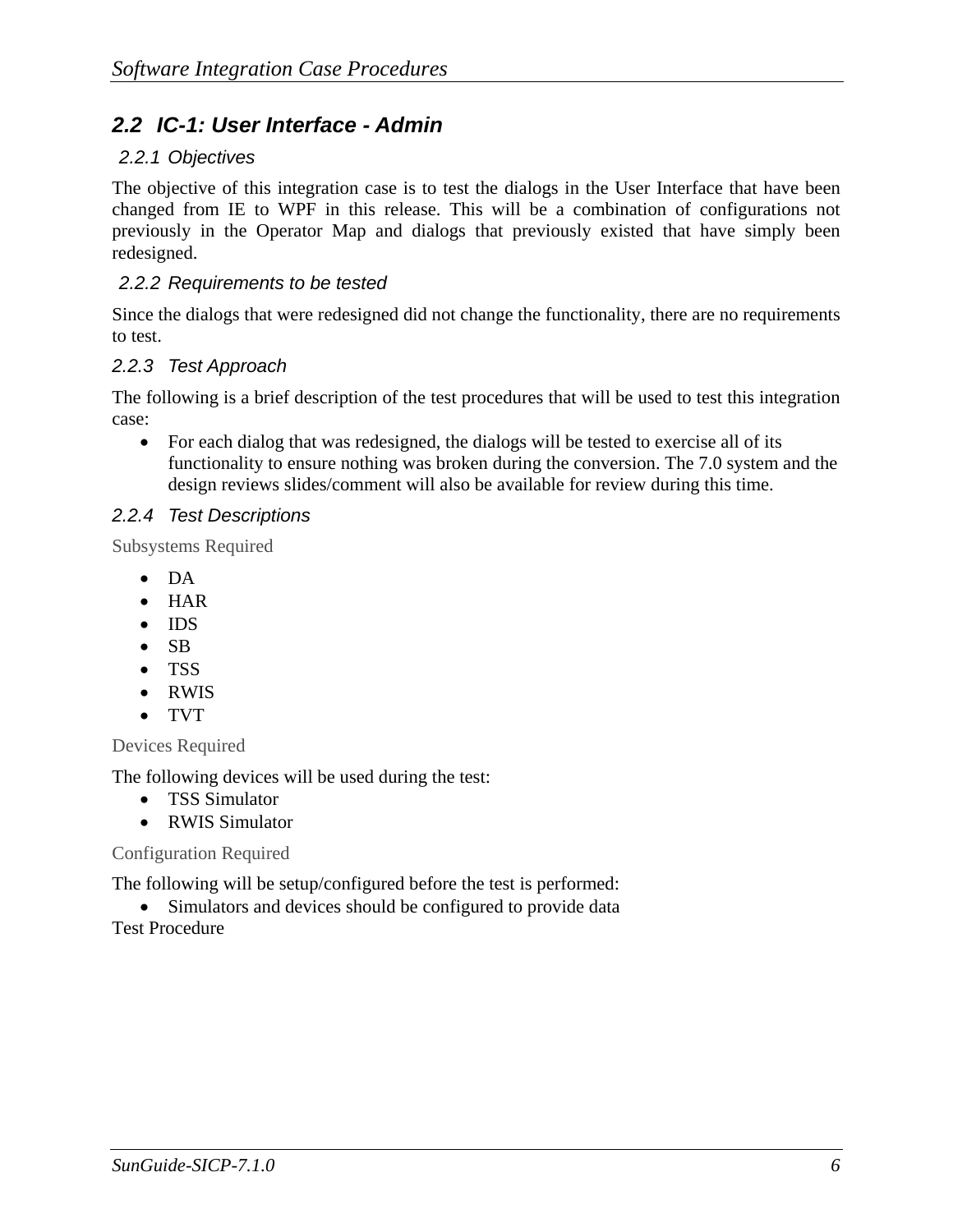## 2.2 IC-1: User Interface - Admin

### 2.2.1 Objectives

The objective of this integration case is to test the dialogs in the User Interface that have been changed from IE to WPF in this release. This will be a combination of configurations not previously in the Operator Map and dialogs that previously existed that have simply been redesigned.

### 2.2.2 Requirements to be tested

Since the dialogs that were redesigned did not change the functionality, there are no requirements to test.

### 2.2.3 Test Approach

The following is a brief description of the test procedures that will be used to test this integration case:

- For each dialog that was redesigned, the dialogs will be tested to exercise all of its functionality to ensure nothing was broken during the conversion. The 7.0 system and the design reviews slides/comment will also be available for review during this time.

### 2.2.4 Test Descriptions

Subsystems Required

- DA
- HAR
- IDS
- SB
- TSS
- RWIS
- TVT

Devices Required

The following devices will be used during the test:

- TSS Simulator
- RWIS Simulator

Configuration Required

The following will be setup/configured before the test is performed:

- Simulators and devices should be configured to provide data

Test Procedure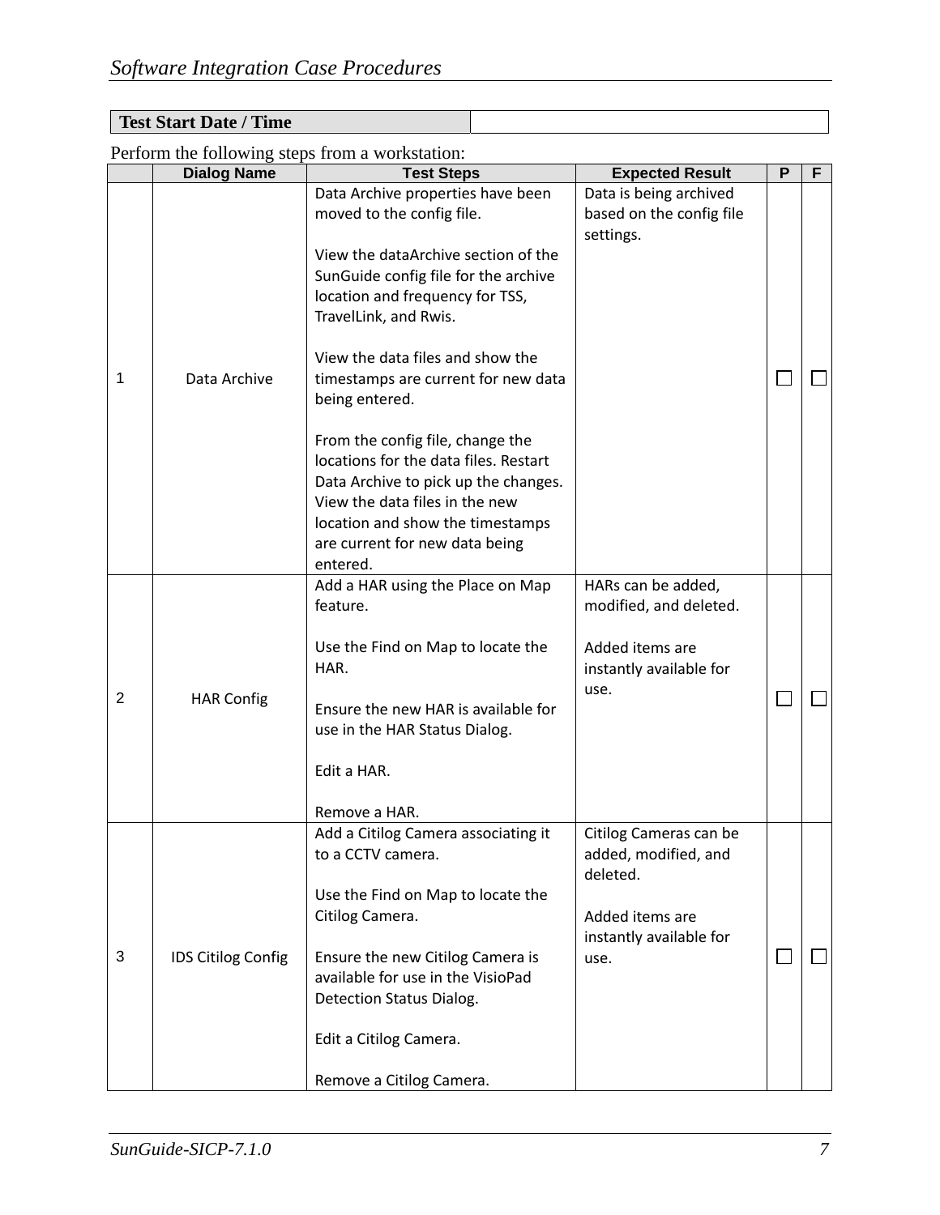| Test Start Date / Time | |
|---|---|

Perform the following steps from a workstation:

| | Dialog Name | Test Steps | Expected Result | P | F |
|---|---|---|---|---|---|
| 1 | Data Archive | Data Archive properties have been moved to the config file.<br><br>View the dataArchive section of the SunGuide config file for the archive location and frequency for TSS, TravelLink, and Rwis.<br><br>View the data files and show the timestamps are current for new data being entered.<br><br>From the config file, change the locations for the data files. Restart Data Archive to pick up the changes. View the data files in the new location and show the timestamps are current for new data being entered. | Data is being archived based on the config file settings. | ☐ | ☐ |
| 2 | HAR Config | Add a HAR using the Place on Map feature.<br><br>Use the Find on Map to locate the HAR.<br><br>Ensure the new HAR is available for use in the HAR Status Dialog.<br><br>Edit a HAR.<br><br>Remove a HAR. | HARs can be added, modified, and deleted.<br><br>Added items are instantly available for use. | ☐ | ☐ |
| 3 | IDS Citilog Config | Add a Citilog Camera associating it to a CCTV camera.<br><br>Use the Find on Map to locate the Citilog Camera.<br><br>Ensure the new Citilog Camera is available for use in the VisioPad Detection Status Dialog.<br><br>Edit a Citilog Camera.<br><br>Remove a Citilog Camera. | Citilog Cameras can be added, modified, and deleted.<br><br>Added items are instantly available for use. | ☐ | ☐ |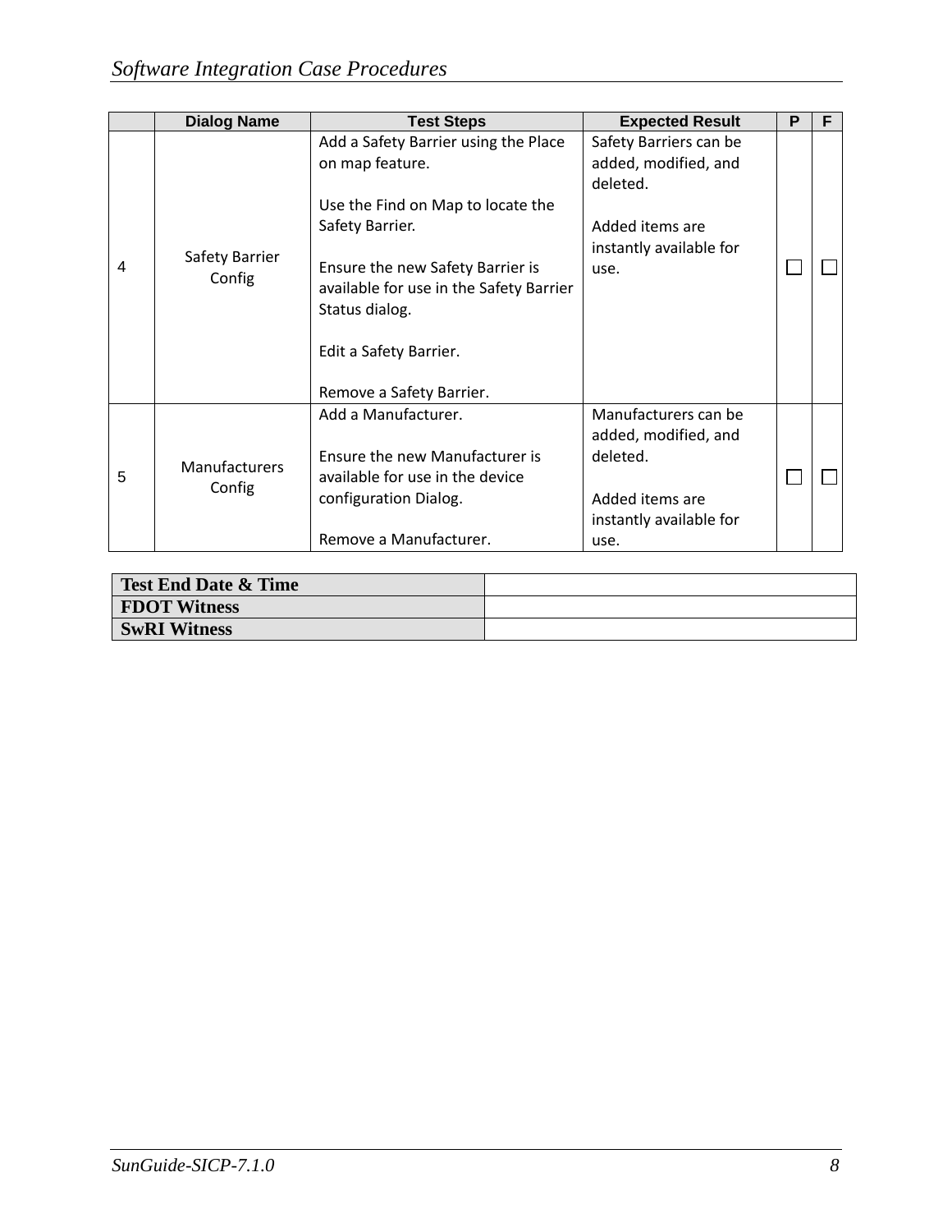| | Dialog Name | Test Steps | Expected Result | P | F |
|---|---|---|---|---|---|
| 4 | Safety Barrier Config | Add a Safety Barrier using the Place on map feature.<br><br>Use the Find on Map to locate the Safety Barrier.<br><br>Ensure the new Safety Barrier is available for use in the Safety Barrier Status dialog.<br><br>Edit a Safety Barrier.<br><br>Remove a Safety Barrier. | Safety Barriers can be added, modified, and deleted.<br><br>Added items are instantly available for use. | ☐ | ☐ |
| 5 | Manufacturers Config | Add a Manufacturer.<br><br>Ensure the new Manufacturer is available for use in the device configuration Dialog.<br><br>Remove a Manufacturer. | Manufacturers can be added, modified, and deleted.<br><br>Added items are instantly available for use. | ☐ | ☐ |

| | |
|---|---|
| **Test End Date & Time** | |
| **FDOT Witness** | |
| **SwRI Witness** | |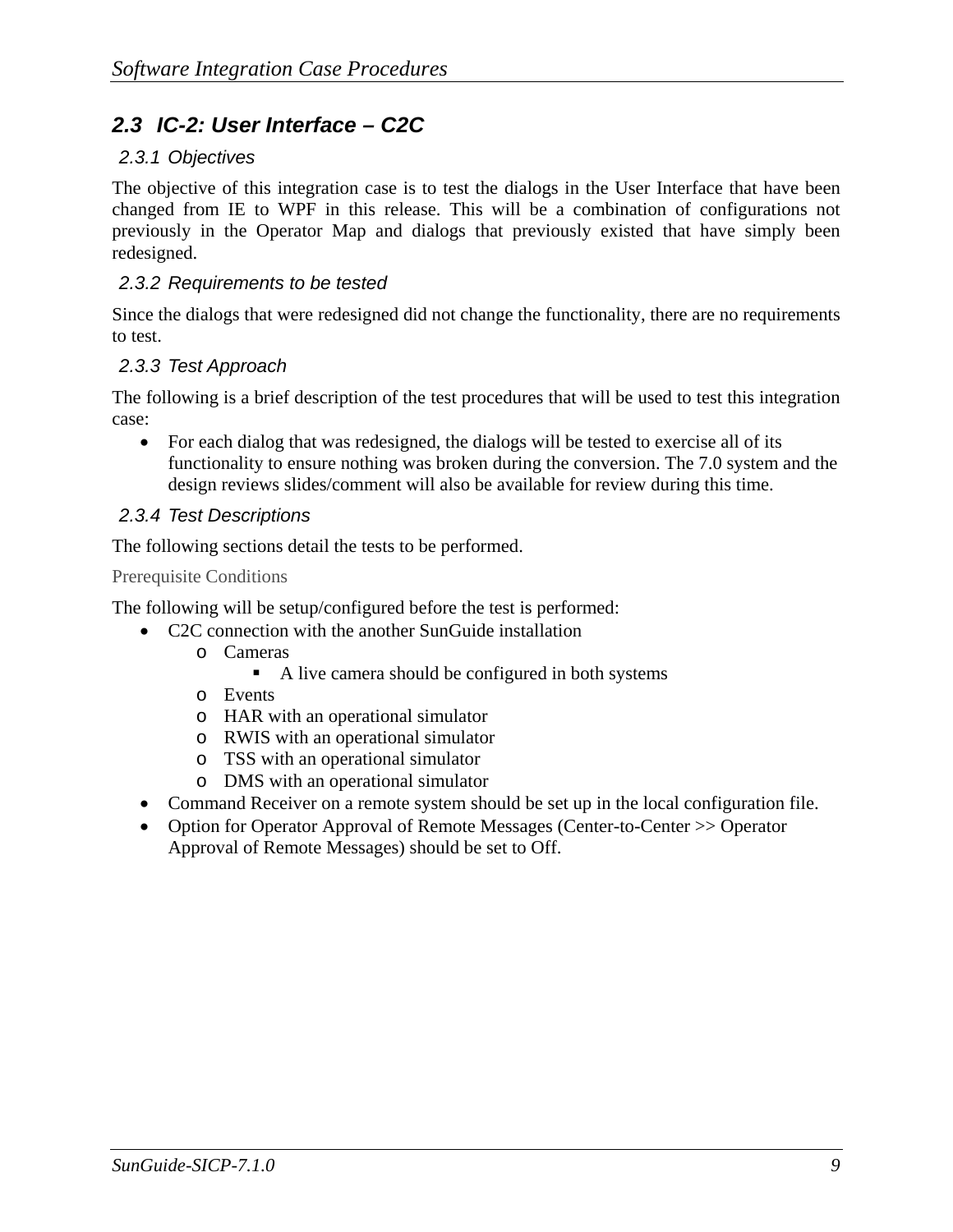## 2.3 IC-2: User Interface – C2C

### 2.3.1 Objectives

The objective of this integration case is to test the dialogs in the User Interface that have been changed from IE to WPF in this release. This will be a combination of configurations not previously in the Operator Map and dialogs that previously existed that have simply been redesigned.

### 2.3.2 Requirements to be tested

Since the dialogs that were redesigned did not change the functionality, there are no requirements to test.

### 2.3.3 Test Approach

The following is a brief description of the test procedures that will be used to test this integration case:

- For each dialog that was redesigned, the dialogs will be tested to exercise all of its functionality to ensure nothing was broken during the conversion. The 7.0 system and the design reviews slides/comment will also be available for review during this time.

### 2.3.4 Test Descriptions

The following sections detail the tests to be performed.

#### Prerequisite Conditions

The following will be setup/configured before the test is performed:

- C2C connection with the another SunGuide installation
  - Cameras
    - A live camera should be configured in both systems
  - Events
  - HAR with an operational simulator
  - RWIS with an operational simulator
  - TSS with an operational simulator
  - DMS with an operational simulator
- Command Receiver on a remote system should be set up in the local configuration file.
- Option for Operator Approval of Remote Messages (Center-to-Center >> Operator Approval of Remote Messages) should be set to Off.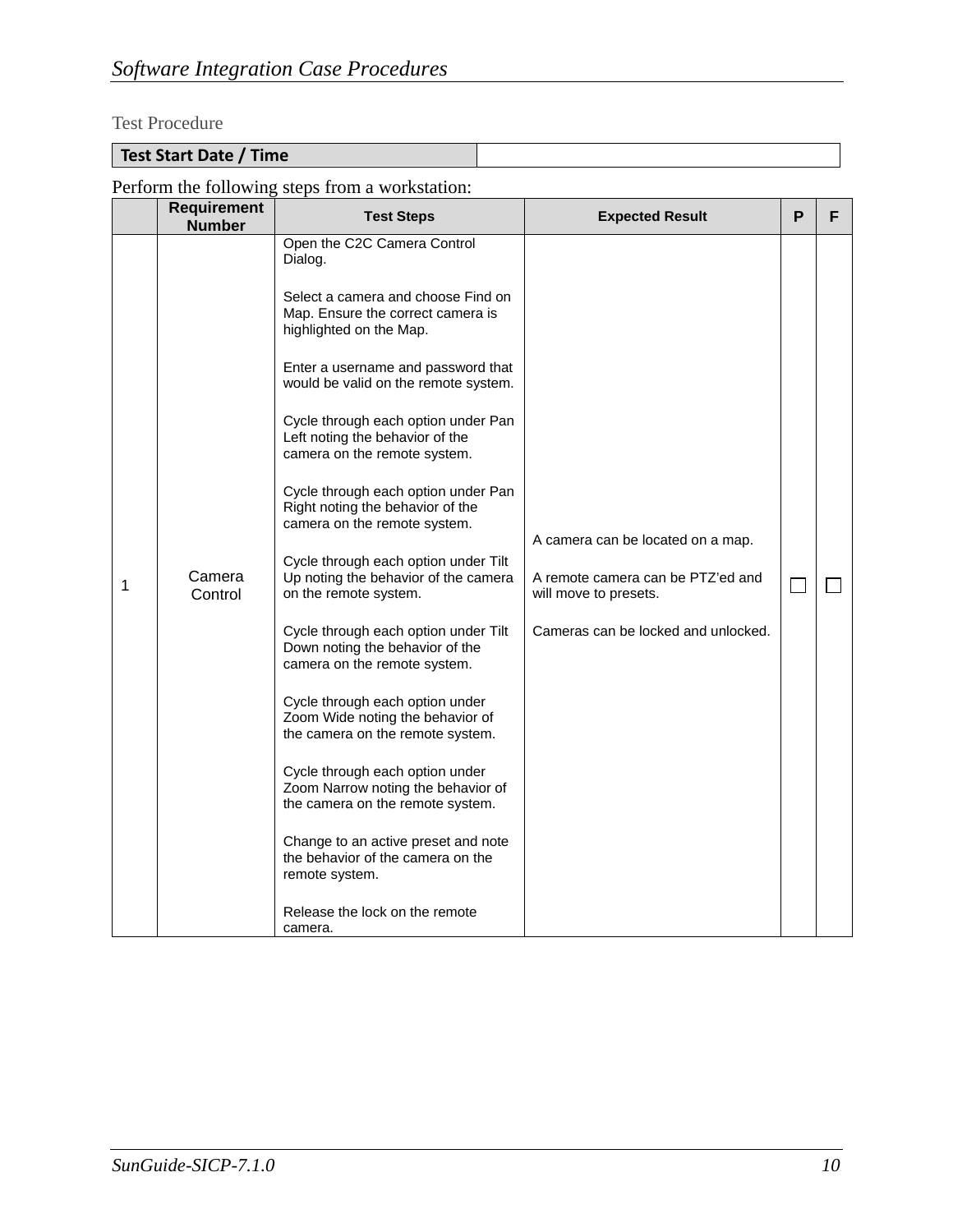Test Procedure

| Test Start Date / Time | |
|---|---|

Perform the following steps from a workstation:

| | Requirement Number | Test Steps | Expected Result | P | F |
|---|---|---|---|---|---|
| 1 | Camera Control | Open the C2C Camera Control Dialog.<br><br>Select a camera and choose Find on Map. Ensure the correct camera is highlighted on the Map.<br><br>Enter a username and password that would be valid on the remote system.<br><br>Cycle through each option under Pan Left noting the behavior of the camera on the remote system.<br><br>Cycle through each option under Pan Right noting the behavior of the camera on the remote system.<br><br>Cycle through each option under Tilt Up noting the behavior of the camera on the remote system.<br><br>Cycle through each option under Tilt Down noting the behavior of the camera on the remote system.<br><br>Cycle through each option under Zoom Wide noting the behavior of the camera on the remote system.<br><br>Cycle through each option under Zoom Narrow noting the behavior of the camera on the remote system.<br><br>Change to an active preset and note the behavior of the camera on the remote system.<br><br>Release the lock on the remote camera. | A camera can be located on a map.<br><br>A remote camera can be PTZ'ed and will move to presets.<br><br>Cameras can be locked and unlocked. | ☐ | ☐ |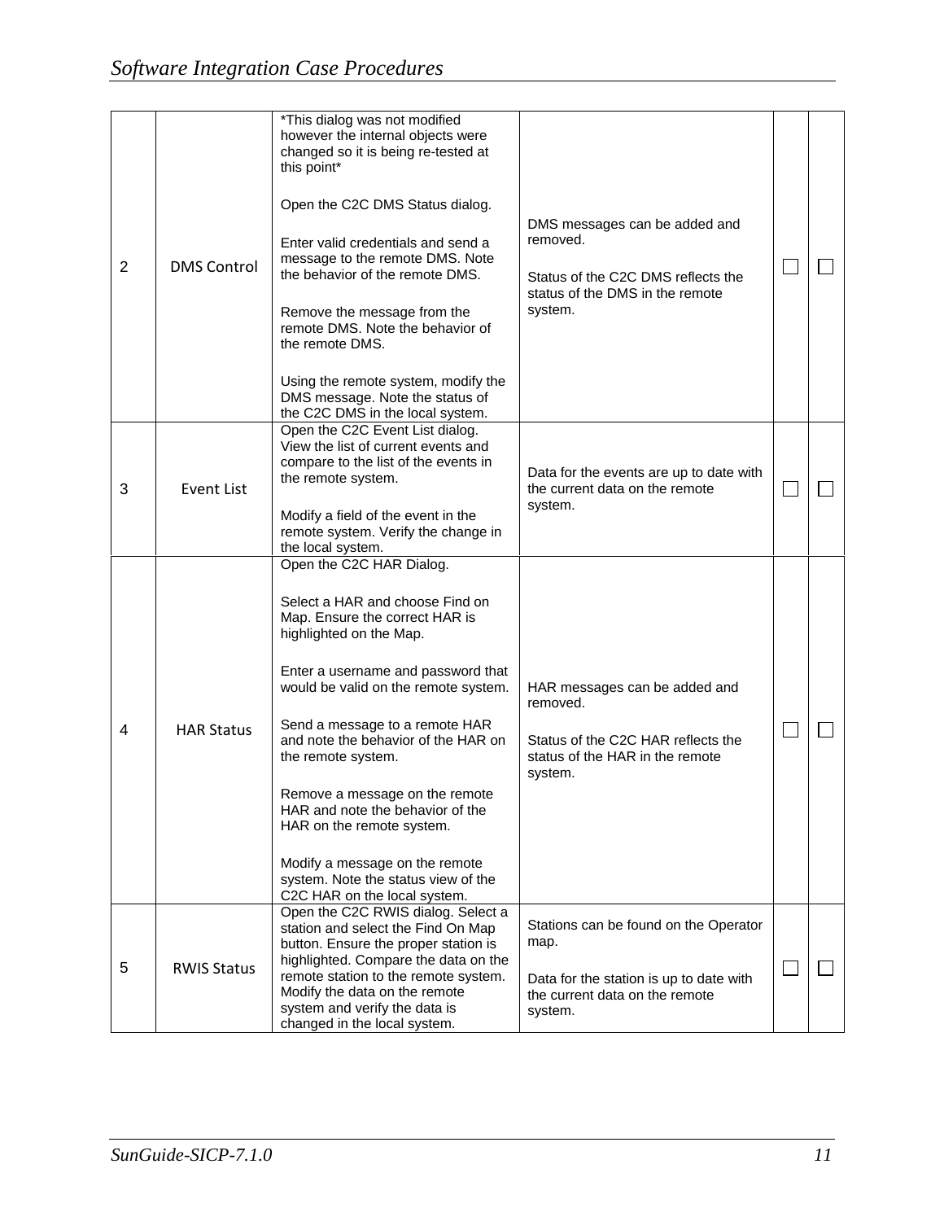| | | | | | |
|---|---|---|---|---|---|
| 2 | DMS Control | *This dialog was not modified however the internal objects were changed so it is being re-tested at this point*<br><br>Open the C2C DMS Status dialog.<br><br>Enter valid credentials and send a message to the remote DMS. Note the behavior of the remote DMS.<br><br>Remove the message from the remote DMS. Note the behavior of the remote DMS.<br><br>Using the remote system, modify the DMS message. Note the status of the C2C DMS in the local system. | DMS messages can be added and removed.<br><br>Status of the C2C DMS reflects the status of the DMS in the remote system. | ☐ | ☐ |
| 3 | Event List | Open the C2C Event List dialog. View the list of current events and compare to the list of the events in the remote system.<br><br>Modify a field of the event in the remote system. Verify the change in the local system. | Data for the events are up to date with the current data on the remote system. | ☐ | ☐ |
| 4 | HAR Status | Open the C2C HAR Dialog.<br><br>Select a HAR and choose Find on Map. Ensure the correct HAR is highlighted on the Map.<br><br>Enter a username and password that would be valid on the remote system.<br><br>Send a message to a remote HAR and note the behavior of the HAR on the remote system.<br><br>Remove a message on the remote HAR and note the behavior of the HAR on the remote system.<br><br>Modify a message on the remote system. Note the status view of the C2C HAR on the local system. | HAR messages can be added and removed.<br><br>Status of the C2C HAR reflects the status of the HAR in the remote system. | ☐ | ☐ |
| 5 | RWIS Status | Open the C2C RWIS dialog. Select a station and select the Find On Map button. Ensure the proper station is highlighted. Compare the data on the remote station to the remote system. Modify the data on the remote system and verify the data is changed in the local system. | Stations can be found on the Operator map.<br><br>Data for the station is up to date with the current data on the remote system. | ☐ | ☐ |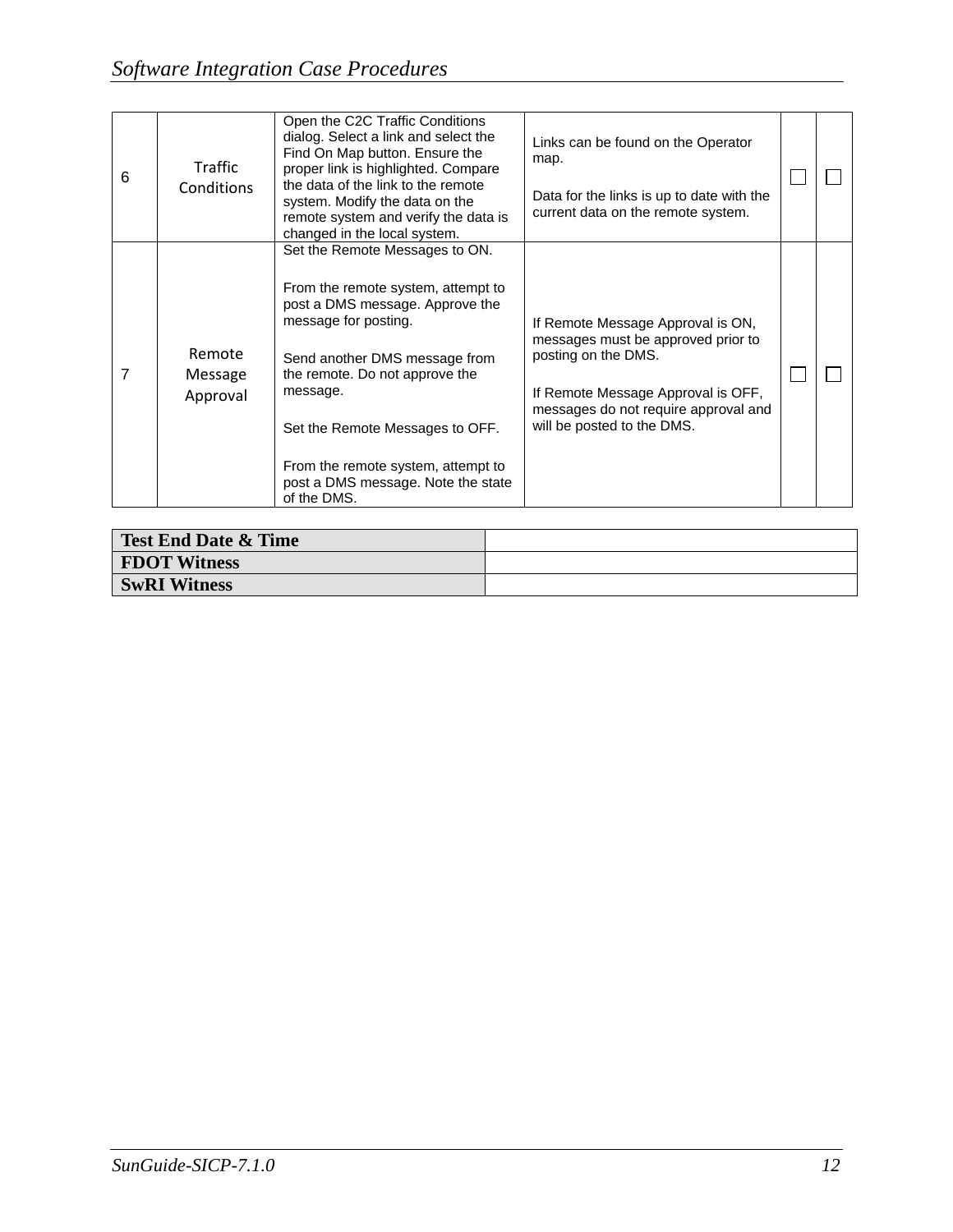| | | | | | |
|---|---|---|---|---|---|
| 6 | Traffic Conditions | Open the C2C Traffic Conditions dialog. Select a link and select the Find On Map button. Ensure the proper link is highlighted. Compare the data of the link to the remote system. Modify the data on the remote system and verify the data is changed in the local system. | Links can be found on the Operator map.<br><br>Data for the links is up to date with the current data on the remote system. | ☐ | ☐ |
| 7 | Remote Message Approval | Set the Remote Messages to ON.<br><br>From the remote system, attempt to post a DMS message. Approve the message for posting.<br><br>Send another DMS message from the remote. Do not approve the message.<br><br>Set the Remote Messages to OFF.<br><br>From the remote system, attempt to post a DMS message. Note the state of the DMS. | If Remote Message Approval is ON, messages must be approved prior to posting on the DMS.<br><br>If Remote Message Approval is OFF, messages do not require approval and will be posted to the DMS. | ☐ | ☐ |

| | |
|---|---|
| **Test End Date & Time** | |
| **FDOT Witness** | |
| **SwRI Witness** | |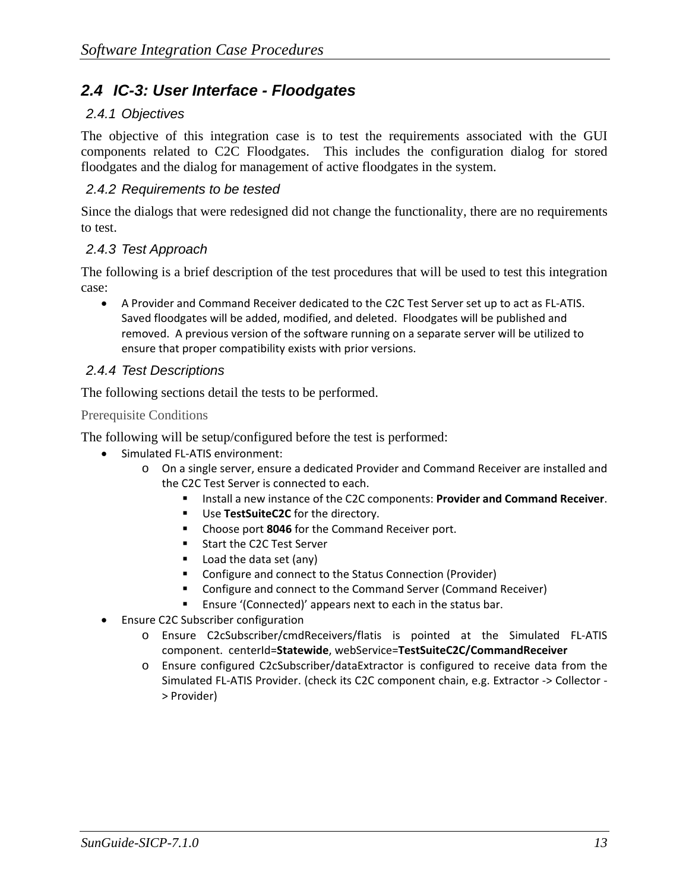## 2.4 IC-3: User Interface - Floodgates

### 2.4.1 Objectives

The objective of this integration case is to test the requirements associated with the GUI components related to C2C Floodgates. This includes the configuration dialog for stored floodgates and the dialog for management of active floodgates in the system.

### 2.4.2 Requirements to be tested

Since the dialogs that were redesigned did not change the functionality, there are no requirements to test.

### 2.4.3 Test Approach

The following is a brief description of the test procedures that will be used to test this integration case:

- A Provider and Command Receiver dedicated to the C2C Test Server set up to act as FL-ATIS. Saved floodgates will be added, modified, and deleted. Floodgates will be published and removed. A previous version of the software running on a separate server will be utilized to ensure that proper compatibility exists with prior versions.

### 2.4.4 Test Descriptions

The following sections detail the tests to be performed.

Prerequisite Conditions

The following will be setup/configured before the test is performed:

- Simulated FL-ATIS environment:
  - On a single server, ensure a dedicated Provider and Command Receiver are installed and the C2C Test Server is connected to each.
    - Install a new instance of the C2C components: **Provider and Command Receiver**.
    - Use **TestSuiteC2C** for the directory.
    - Choose port **8046** for the Command Receiver port.
    - Start the C2C Test Server
    - Load the data set (any)
    - Configure and connect to the Status Connection (Provider)
    - Configure and connect to the Command Server (Command Receiver)
    - Ensure '(Connected)' appears next to each in the status bar.
- Ensure C2C Subscriber configuration
  - Ensure C2cSubscriber/cmdReceivers/flatis is pointed at the Simulated FL-ATIS component. centerId=**Statewide**, webService=**TestSuiteC2C/CommandReceiver**
  - Ensure configured C2cSubscriber/dataExtractor is configured to receive data from the Simulated FL-ATIS Provider. (check its C2C component chain, e.g. Extractor -> Collector -> Provider)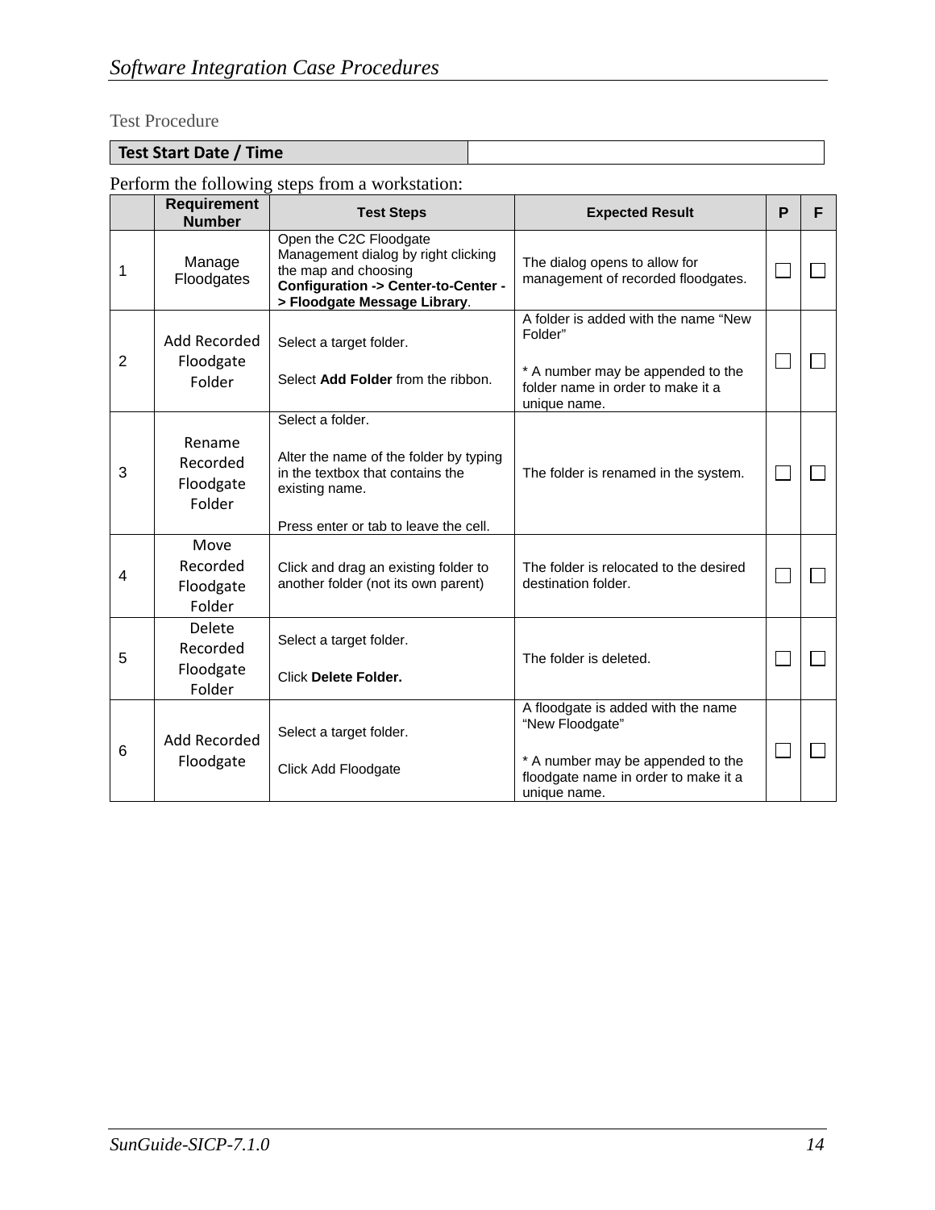Test Procedure

| Test Start Date / Time | |
|---|---|

Perform the following steps from a workstation:

| | Requirement Number | Test Steps | Expected Result | P | F |
|---|---|---|---|---|---|
| 1 | Manage Floodgates | Open the C2C Floodgate Management dialog by right clicking the map and choosing **Configuration -> Center-to-Center -> Floodgate Message Library**. | The dialog opens to allow for management of recorded floodgates. | ☐ | ☐ |
| 2 | Add Recorded Floodgate Folder | Select a target folder.<br><br>Select **Add Folder** from the ribbon. | A folder is added with the name “New Folder”<br><br>* A number may be appended to the folder name in order to make it a unique name. | ☐ | ☐ |
| 3 | Rename Recorded Floodgate Folder | Select a folder.<br><br>Alter the name of the folder by typing in the textbox that contains the existing name.<br><br>Press enter or tab to leave the cell. | The folder is renamed in the system. | ☐ | ☐ |
| 4 | Move Recorded Floodgate Folder | Click and drag an existing folder to another folder (not its own parent) | The folder is relocated to the desired destination folder. | ☐ | ☐ |
| 5 | Delete Recorded Floodgate Folder | Select a target folder.<br><br>Click **Delete Folder.** | The folder is deleted. | ☐ | ☐ |
| 6 | Add Recorded Floodgate | Select a target folder.<br><br>Click Add Floodgate | A floodgate is added with the name “New Floodgate”<br><br>* A number may be appended to the floodgate name in order to make it a unique name. | ☐ | ☐ |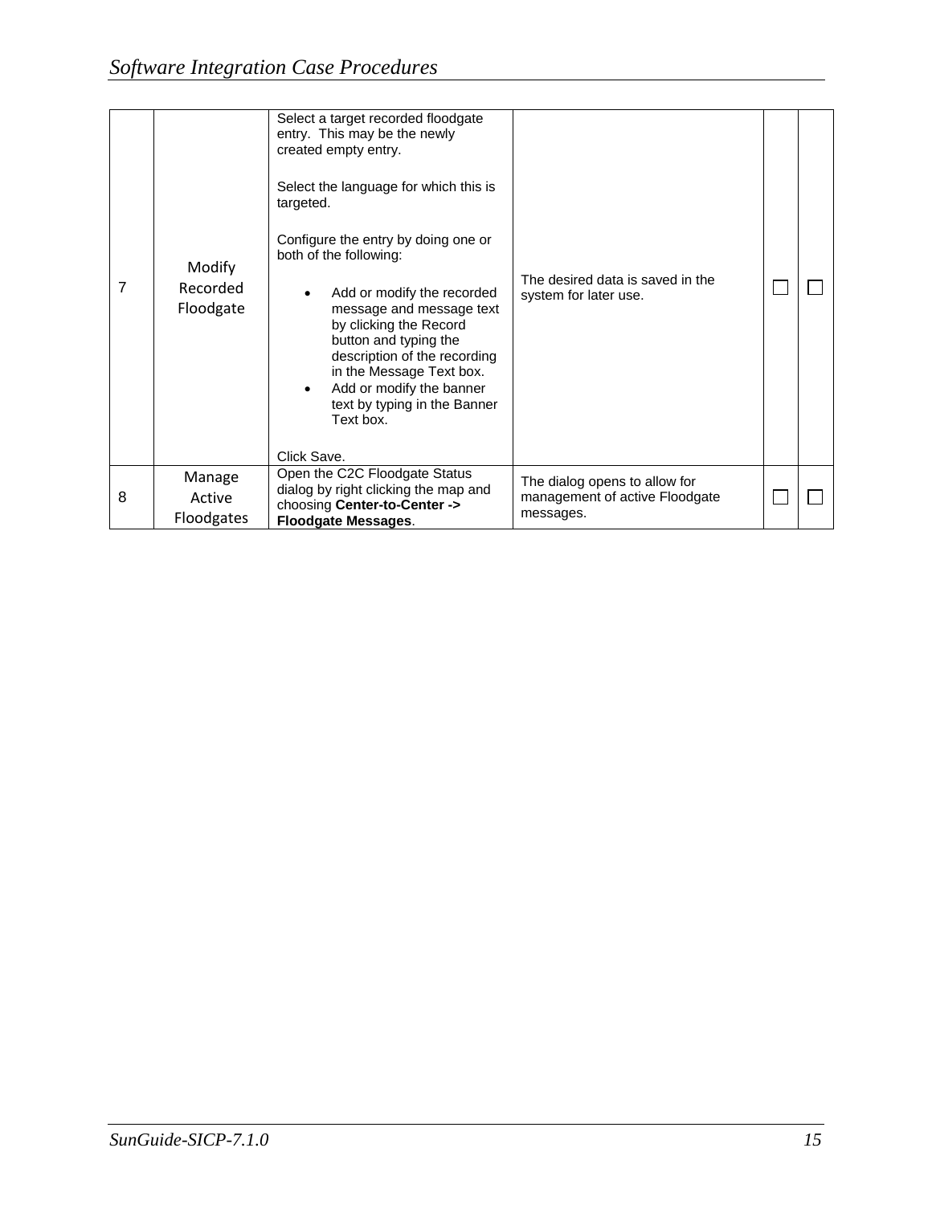| | | | | | |
|---|---|---|---|---|---|
| 7 | Modify Recorded Floodgate | Select a target recorded floodgate entry. This may be the newly created empty entry.<br><br>Select the language for which this is targeted.<br><br>Configure the entry by doing one or both of the following:<br><br>• Add or modify the recorded message and message text by clicking the Record button and typing the description of the recording in the Message Text box.<br>• Add or modify the banner text by typing in the Banner Text box.<br><br>Click Save. | The desired data is saved in the system for later use. | ☐ | ☐ |
| 8 | Manage Active Floodgates | Open the C2C Floodgate Status dialog by right clicking the map and choosing **Center-to-Center -> Floodgate Messages**. | The dialog opens to allow for management of active Floodgate messages. | ☐ | ☐ |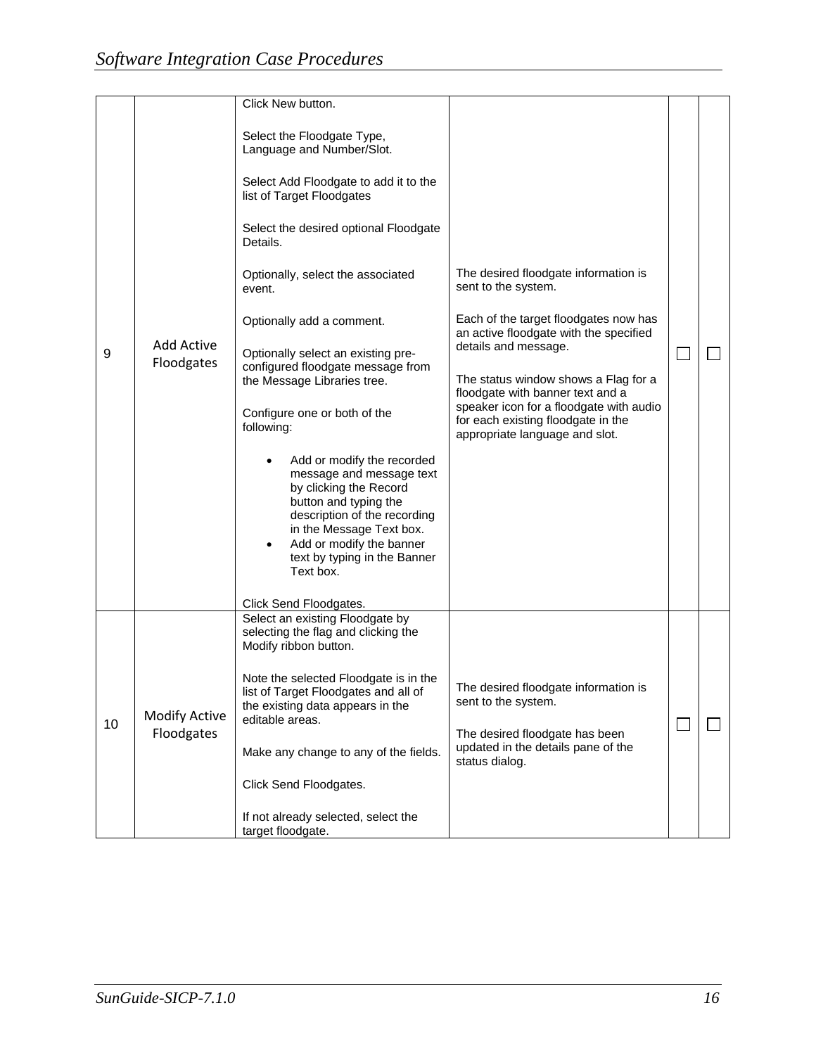| | | | | | |
|---|---|---|---|---|---|
| 9 | Add Active Floodgates | Click New button.<br><br>Select the Floodgate Type, Language and Number/Slot.<br><br>Select Add Floodgate to add it to the list of Target Floodgates<br><br>Select the desired optional Floodgate Details.<br><br>Optionally, select the associated event.<br><br>Optionally add a comment.<br><br>Optionally select an existing pre-configured floodgate message from the Message Libraries tree.<br><br>Configure one or both of the following:<br><br>• Add or modify the recorded message and message text by clicking the Record button and typing the description of the recording in the Message Text box.<br>• Add or modify the banner text by typing in the Banner Text box.<br><br>Click Send Floodgates. | The desired floodgate information is sent to the system.<br><br>Each of the target floodgates now has an active floodgate with the specified details and message.<br><br>The status window shows a Flag for a floodgate with banner text and a speaker icon for a floodgate with audio for each existing floodgate in the appropriate language and slot. | ☐ | ☐ |
| 10 | Modify Active Floodgates | Select an existing Floodgate by selecting the flag and clicking the Modify ribbon button.<br><br>Note the selected Floodgate is in the list of Target Floodgates and all of the existing data appears in the editable areas.<br><br>Make any change to any of the fields.<br><br>Click Send Floodgates.<br><br>If not already selected, select the target floodgate. | The desired floodgate information is sent to the system.<br><br>The desired floodgate has been updated in the details pane of the status dialog. | ☐ | ☐ |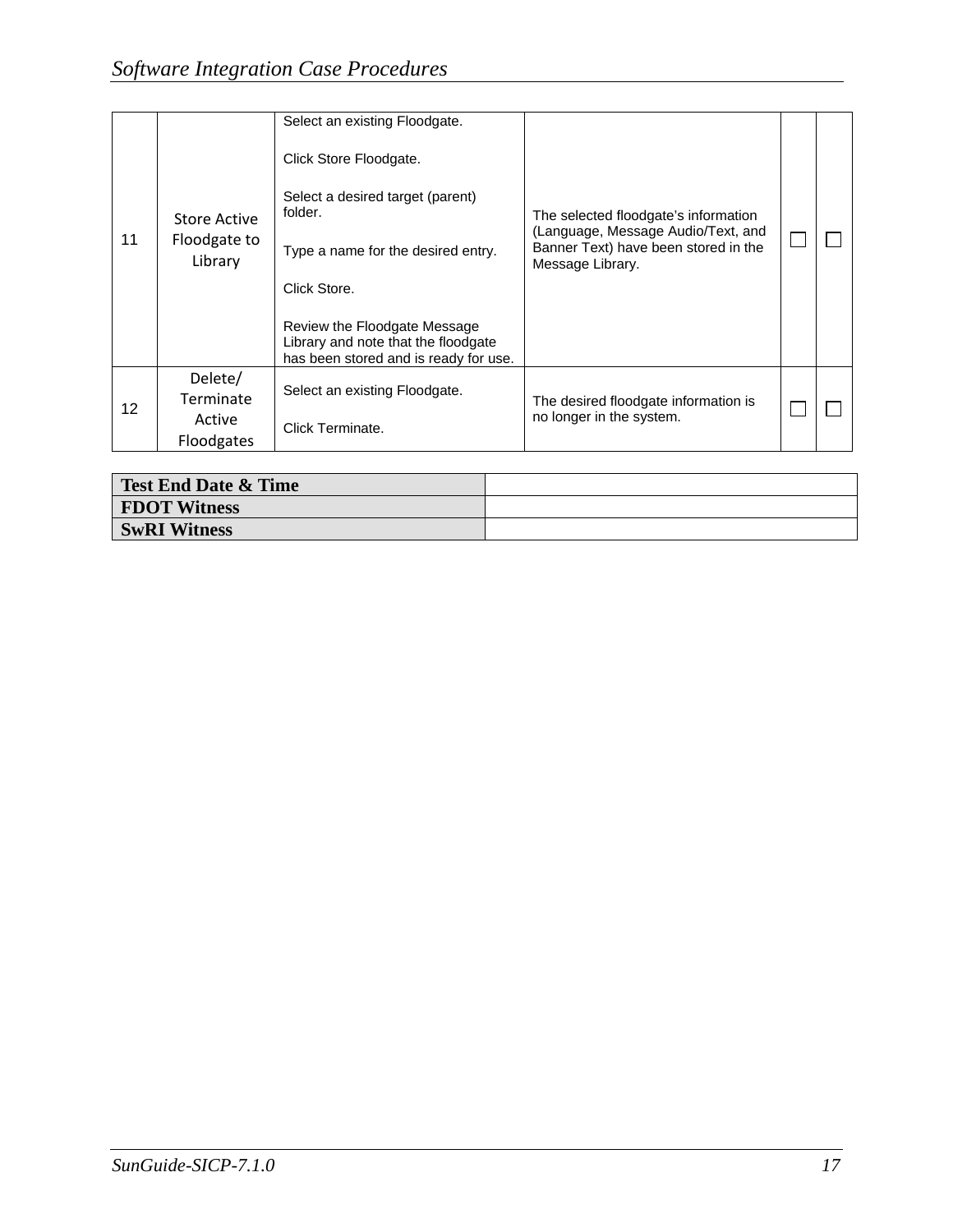| | | | | | |
|---|---|---|---|---|---|
| 11 | Store Active Floodgate to Library | Select an existing Floodgate.<br><br>Click Store Floodgate.<br><br>Select a desired target (parent) folder.<br><br>Type a name for the desired entry.<br><br>Click Store.<br><br>Review the Floodgate Message Library and note that the floodgate has been stored and is ready for use. | The selected floodgate's information (Language, Message Audio/Text, and Banner Text) have been stored in the Message Library. | ☐ | ☐ |
| 12 | Delete/ Terminate Active Floodgates | Select an existing Floodgate.<br><br>Click Terminate. | The desired floodgate information is no longer in the system. | ☐ | ☐ |

| | |
|---|---|
| **Test End Date & Time** | |
| **FDOT Witness** | |
| **SwRI Witness** | |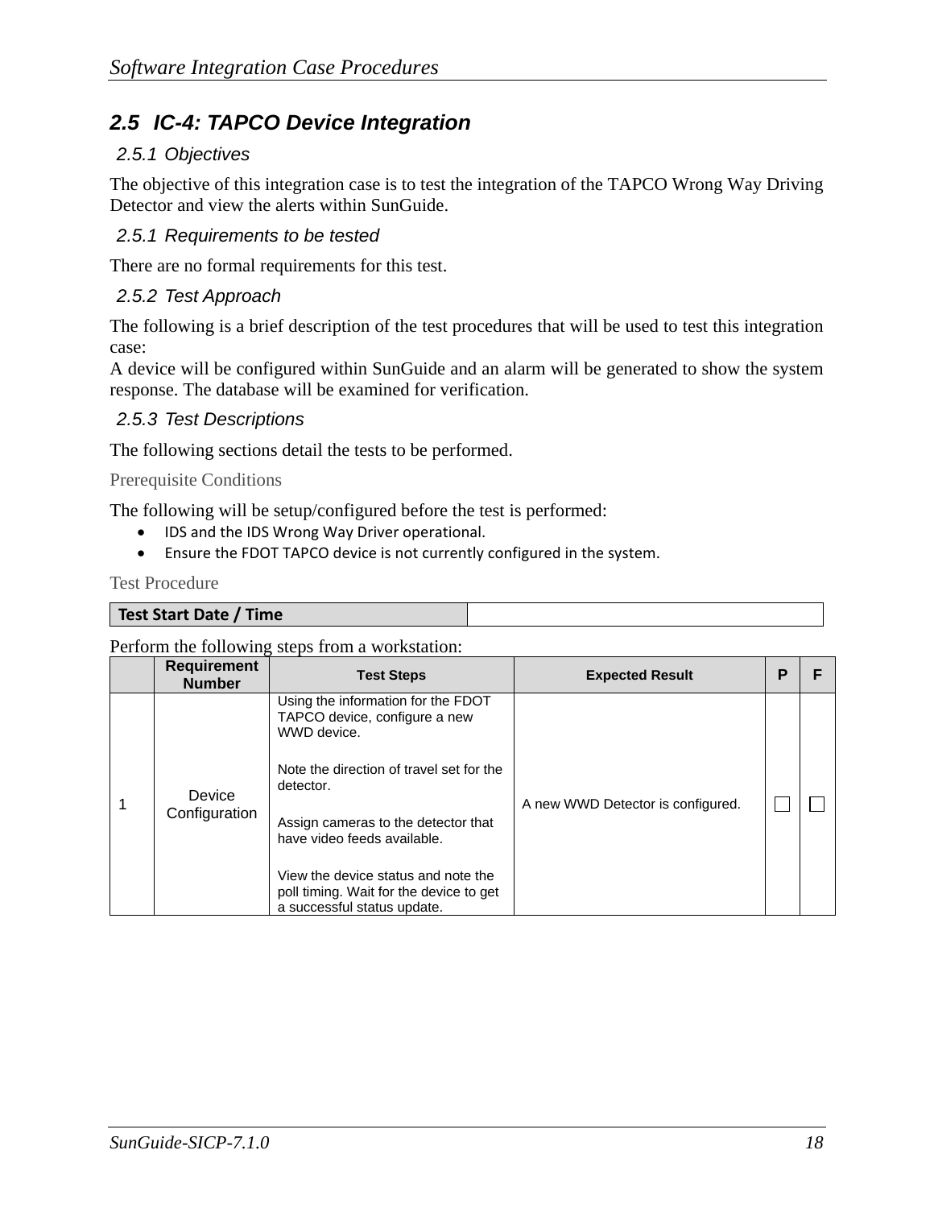## 2.5 IC-4: TAPCO Device Integration

### 2.5.1 Objectives

The objective of this integration case is to test the integration of the TAPCO Wrong Way Driving Detector and view the alerts within SunGuide.

### 2.5.1 Requirements to be tested

There are no formal requirements for this test.

### 2.5.2 Test Approach

The following is a brief description of the test procedures that will be used to test this integration case:
A device will be configured within SunGuide and an alarm will be generated to show the system response. The database will be examined for verification.

### 2.5.3 Test Descriptions

The following sections detail the tests to be performed.

#### Prerequisite Conditions

The following will be setup/configured before the test is performed:

- IDS and the IDS Wrong Way Driver operational.
- Ensure the FDOT TAPCO device is not currently configured in the system.

#### Test Procedure

| **Test Start Date / Time** | |
|---|---|

Perform the following steps from a workstation:

| | Requirement Number | Test Steps | Expected Result | P | F |
|---|---|---|---|---|---|
| 1 | Device Configuration | Using the information for the FDOT TAPCO device, configure a new WWD device.<br><br>Note the direction of travel set for the detector.<br><br>Assign cameras to the detector that have video feeds available.<br><br>View the device status and note the poll timing. Wait for the device to get a successful status update. | A new WWD Detector is configured. | ☐ | ☐ |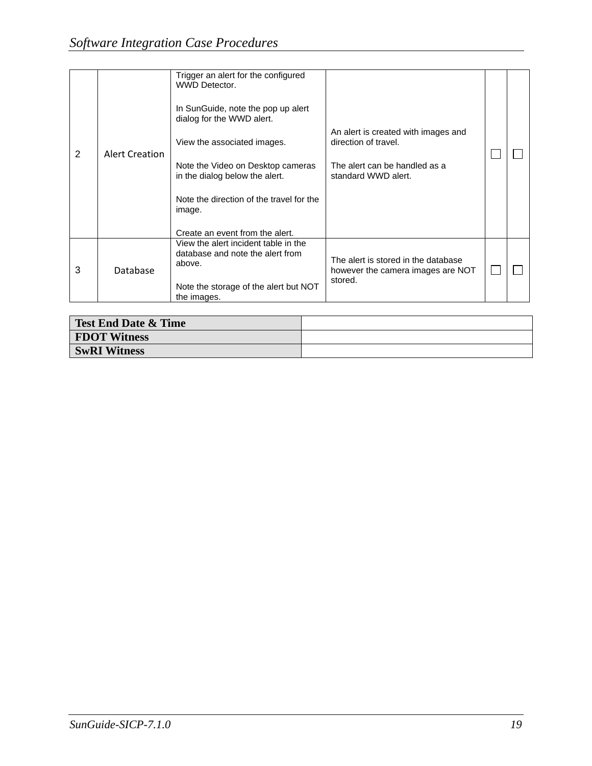| | | | | | |
|---|---|---|---|---|---|
| 2 | Alert Creation | Trigger an alert for the configured WWD Detector.<br><br>In SunGuide, note the pop up alert dialog for the WWD alert.<br><br>View the associated images.<br><br>Note the Video on Desktop cameras in the dialog below the alert.<br><br>Note the direction of the travel for the image.<br><br>Create an event from the alert. | An alert is created with images and direction of travel.<br><br>The alert can be handled as a standard WWD alert. | ☐ | ☐ |
| 3 | Database | View the alert incident table in the database and note the alert from above.<br><br>Note the storage of the alert but NOT the images. | The alert is stored in the database however the camera images are NOT stored. | ☐ | ☐ |

| | |
|---|---|
| **Test End Date & Time** | |
| **FDOT Witness** | |
| **SwRI Witness** | |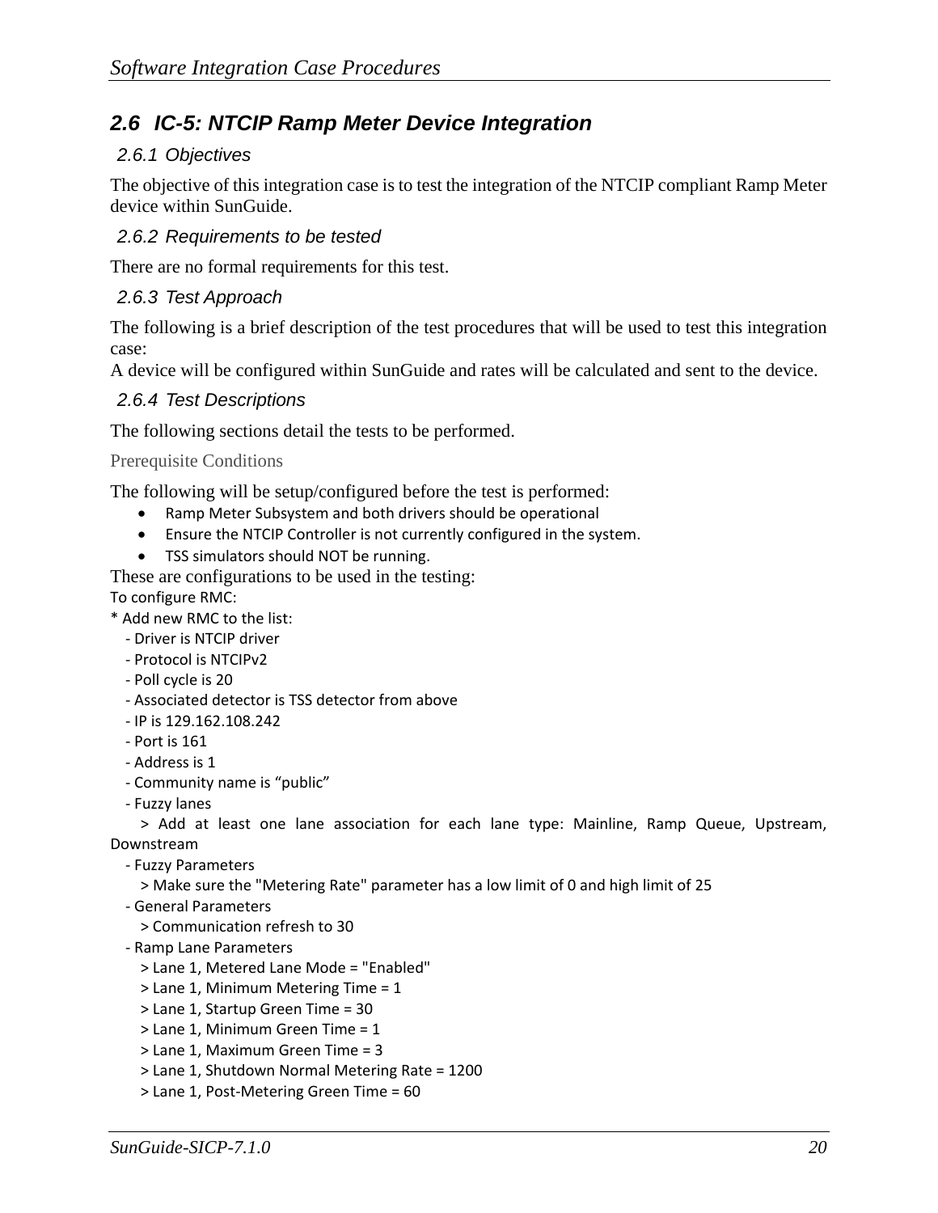## 2.6 IC-5: NTCIP Ramp Meter Device Integration

### 2.6.1 Objectives

The objective of this integration case is to test the integration of the NTCIP compliant Ramp Meter device within SunGuide.

### 2.6.2 Requirements to be tested

There are no formal requirements for this test.

### 2.6.3 Test Approach

The following is a brief description of the test procedures that will be used to test this integration case:
A device will be configured within SunGuide and rates will be calculated and sent to the device.

### 2.6.4 Test Descriptions

The following sections detail the tests to be performed.

#### Prerequisite Conditions

The following will be setup/configured before the test is performed:

- Ramp Meter Subsystem and both drivers should be operational
- Ensure the NTCIP Controller is not currently configured in the system.
- TSS simulators should NOT be running.

These are configurations to be used in the testing:

```
To configure RMC:
* Add new RMC to the list:
   - Driver is NTCIP driver
   - Protocol is NTCIPv2
   - Poll cycle is 20
   - Associated detector is TSS detector from above
   - IP is 129.162.108.242
   - Port is 161
   - Address is 1
   - Community name is “public”
   - Fuzzy lanes
      > Add at least one lane association for each lane type: Mainline, Ramp Queue, Upstream, Downstream
   - Fuzzy Parameters
      > Make sure the "Metering Rate" parameter has a low limit of 0 and high limit of 25
   - General Parameters
      > Communication refresh to 30
   - Ramp Lane Parameters
      > Lane 1, Metered Lane Mode = "Enabled"
      > Lane 1, Minimum Metering Time = 1
      > Lane 1, Startup Green Time = 30
      > Lane 1, Minimum Green Time = 1
      > Lane 1, Maximum Green Time = 3
      > Lane 1, Shutdown Normal Metering Rate = 1200
      > Lane 1, Post-Metering Green Time = 60
```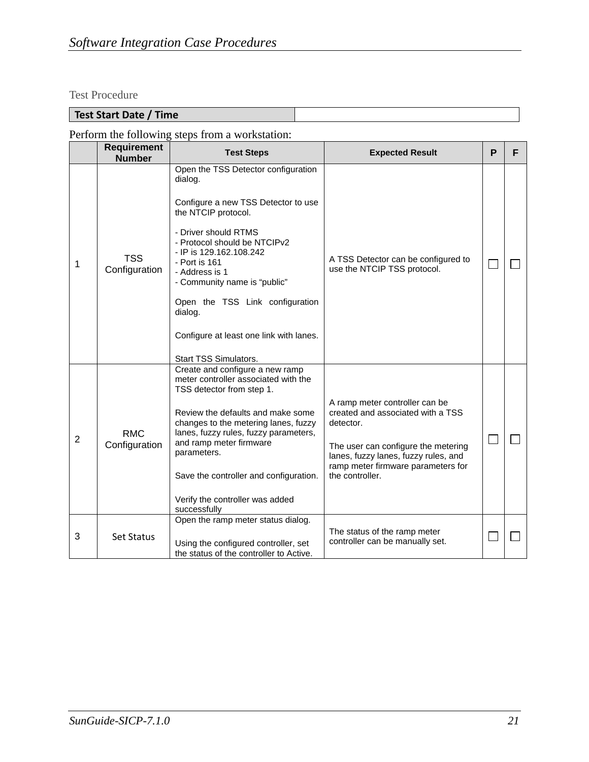Test Procedure

| Test Start Date / Time | |
|---|---|

Perform the following steps from a workstation:

| | Requirement Number | Test Steps | Expected Result | P | F |
|---|---|---|---|---|---|
| 1 | TSS Configuration | Open the TSS Detector configuration dialog.<br><br>Configure a new TSS Detector to use the NTCIP protocol.<br><br>- Driver should RTMS<br>- Protocol should be NTCIPv2<br>- IP is 129.162.108.242<br>- Port is 161<br>- Address is 1<br>- Community name is "public"<br><br>Open the TSS Link configuration dialog.<br><br>Configure at least one link with lanes.<br><br>Start TSS Simulators. | A TSS Detector can be configured to use the NTCIP TSS protocol. | ☐ | ☐ |
| 2 | RMC Configuration | Create and configure a new ramp meter controller associated with the TSS detector from step 1.<br><br>Review the defaults and make some changes to the metering lanes, fuzzy lanes, fuzzy rules, fuzzy parameters, and ramp meter firmware parameters.<br><br>Save the controller and configuration.<br><br>Verify the controller was added successfully | A ramp meter controller can be created and associated with a TSS detector.<br><br>The user can configure the metering lanes, fuzzy lanes, fuzzy rules, and ramp meter firmware parameters for the controller. | ☐ | ☐ |
| 3 | Set Status | Open the ramp meter status dialog.<br><br>Using the configured controller, set the status of the controller to Active. | The status of the ramp meter controller can be manually set. | ☐ | ☐ |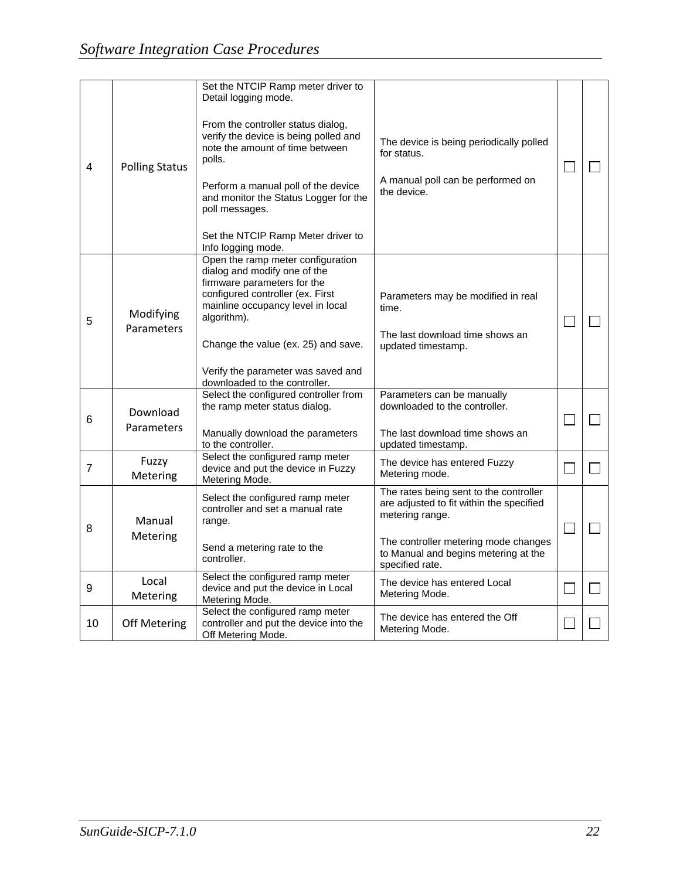| | | | | | |
|---|---|---|---|---|---|
| 4 | Polling Status | Set the NTCIP Ramp meter driver to Detail logging mode.<br><br>From the controller status dialog, verify the device is being polled and note the amount of time between polls.<br><br>Perform a manual poll of the device and monitor the Status Logger for the poll messages.<br><br>Set the NTCIP Ramp Meter driver to Info logging mode. | The device is being periodically polled for status.<br><br>A manual poll can be performed on the device. | ☐ | ☐ |
| 5 | Modifying Parameters | Open the ramp meter configuration dialog and modify one of the firmware parameters for the configured controller (ex. First mainline occupancy level in local algorithm).<br><br>Change the value (ex. 25) and save.<br><br>Verify the parameter was saved and downloaded to the controller. | Parameters may be modified in real time.<br><br>The last download time shows an updated timestamp. | ☐ | ☐ |
| 6 | Download Parameters | Select the configured controller from the ramp meter status dialog.<br><br>Manually download the parameters to the controller. | Parameters can be manually downloaded to the controller.<br><br>The last download time shows an updated timestamp. | ☐ | ☐ |
| 7 | Fuzzy Metering | Select the configured ramp meter device and put the device in Fuzzy Metering Mode. | The device has entered Fuzzy Metering mode. | ☐ | ☐ |
| 8 | Manual Metering | Select the configured ramp meter controller and set a manual rate range.<br><br>Send a metering rate to the controller. | The rates being sent to the controller are adjusted to fit within the specified metering range.<br><br>The controller metering mode changes to Manual and begins metering at the specified rate. | ☐ | ☐ |
| 9 | Local Metering | Select the configured ramp meter device and put the device in Local Metering Mode. | The device has entered Local Metering Mode. | ☐ | ☐ |
| 10 | Off Metering | Select the configured ramp meter controller and put the device into the Off Metering Mode. | The device has entered the Off Metering Mode. | ☐ | ☐ |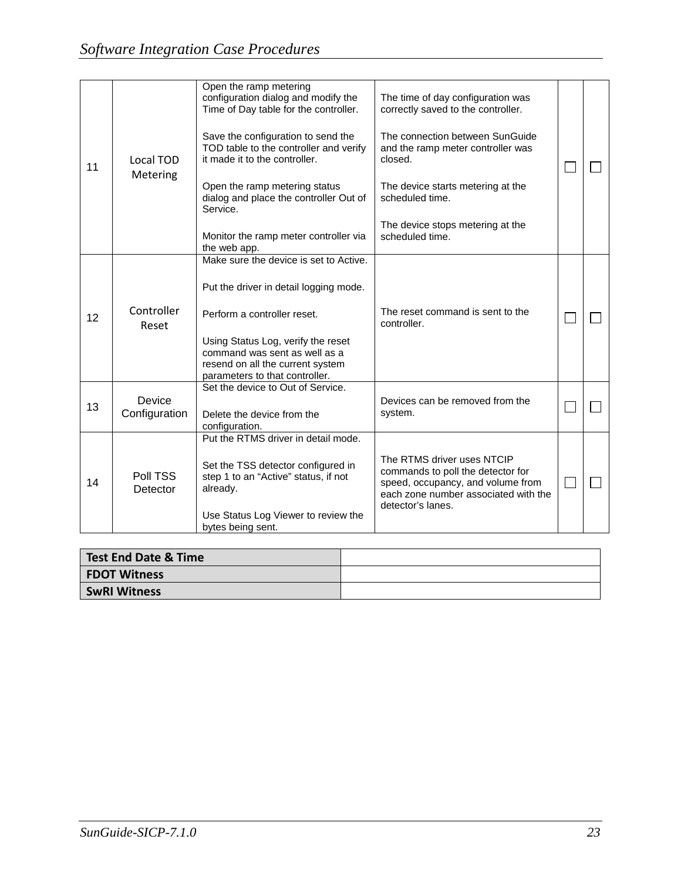| | | | | | |
|---|---|---|---|---|---|
| 11 | Local TOD Metering | Open the ramp metering configuration dialog and modify the Time of Day table for the controller.<br><br>Save the configuration to send the TOD table to the controller and verify it made it to the controller.<br><br>Open the ramp metering status dialog and place the controller Out of Service.<br><br>Monitor the ramp meter controller via the web app. | The time of day configuration was correctly saved to the controller.<br><br>The connection between SunGuide and the ramp meter controller was closed.<br><br>The device starts metering at the scheduled time.<br><br>The device stops metering at the scheduled time. | ☐ | ☐ |
| 12 | Controller Reset | Make sure the device is set to Active.<br><br>Put the driver in detail logging mode.<br><br>Perform a controller reset.<br><br>Using Status Log, verify the reset command was sent as well as a resend on all the current system parameters to that controller. | The reset command is sent to the controller. | ☐ | ☐ |
| 13 | Device Configuration | Set the device to Out of Service.<br><br>Delete the device from the configuration. | Devices can be removed from the system. | ☐ | ☐ |
| 14 | Poll TSS Detector | Put the RTMS driver in detail mode.<br><br>Set the TSS detector configured in step 1 to an “Active” status, if not already.<br><br>Use Status Log Viewer to review the bytes being sent. | The RTMS driver uses NTCIP commands to poll the detector for speed, occupancy, and volume from each zone number associated with the detector’s lanes. | ☐ | ☐ |

| | |
|---|---|
| **Test End Date & Time** | |
| **FDOT Witness** | |
| **SwRI Witness** | |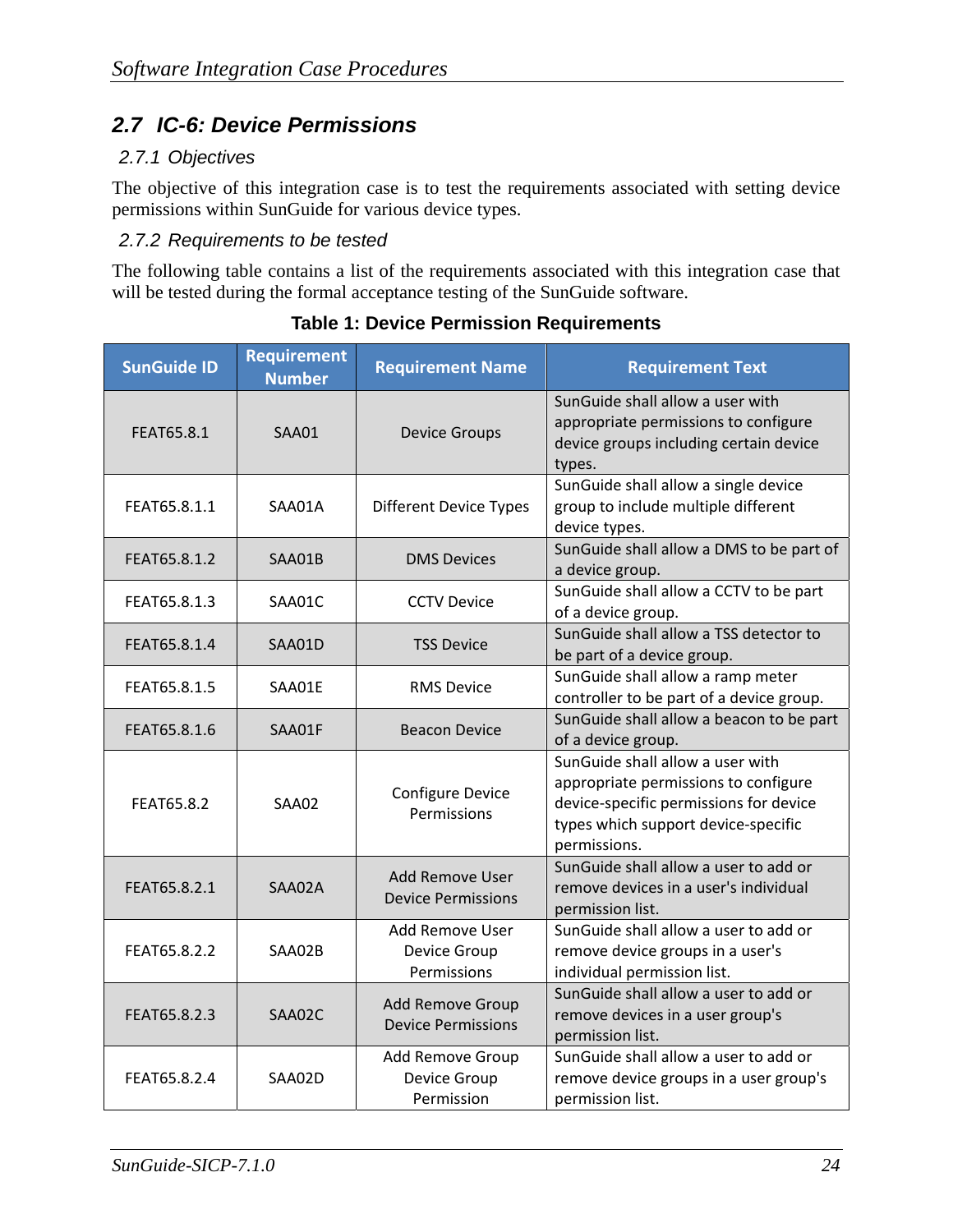## 2.7 IC-6: Device Permissions

### 2.7.1 Objectives

The objective of this integration case is to test the requirements associated with setting device permissions within SunGuide for various device types.

### 2.7.2 Requirements to be tested

The following table contains a list of the requirements associated with this integration case that will be tested during the formal acceptance testing of the SunGuide software.

**Table 1: Device Permission Requirements**

| SunGuide ID | Requirement Number | Requirement Name | Requirement Text |
|---|---|---|---|
| FEAT65.8.1 | SAA01 | Device Groups | SunGuide shall allow a user with appropriate permissions to configure device groups including certain device types. |
| FEAT65.8.1.1 | SAA01A | Different Device Types | SunGuide shall allow a single device group to include multiple different device types. |
| FEAT65.8.1.2 | SAA01B | DMS Devices | SunGuide shall allow a DMS to be part of a device group. |
| FEAT65.8.1.3 | SAA01C | CCTV Device | SunGuide shall allow a CCTV to be part of a device group. |
| FEAT65.8.1.4 | SAA01D | TSS Device | SunGuide shall allow a TSS detector to be part of a device group. |
| FEAT65.8.1.5 | SAA01E | RMS Device | SunGuide shall allow a ramp meter controller to be part of a device group. |
| FEAT65.8.1.6 | SAA01F | Beacon Device | SunGuide shall allow a beacon to be part of a device group. |
| FEAT65.8.2 | SAA02 | Configure Device Permissions | SunGuide shall allow a user with appropriate permissions to configure device-specific permissions for device types which support device-specific permissions. |
| FEAT65.8.2.1 | SAA02A | Add Remove User Device Permissions | SunGuide shall allow a user to add or remove devices in a user's individual permission list. |
| FEAT65.8.2.2 | SAA02B | Add Remove User Device Group Permissions | SunGuide shall allow a user to add or remove device groups in a user's individual permission list. |
| FEAT65.8.2.3 | SAA02C | Add Remove Group Device Permissions | SunGuide shall allow a user to add or remove devices in a user group's permission list. |
| FEAT65.8.2.4 | SAA02D | Add Remove Group Device Group Permission | SunGuide shall allow a user to add or remove device groups in a user group's permission list. |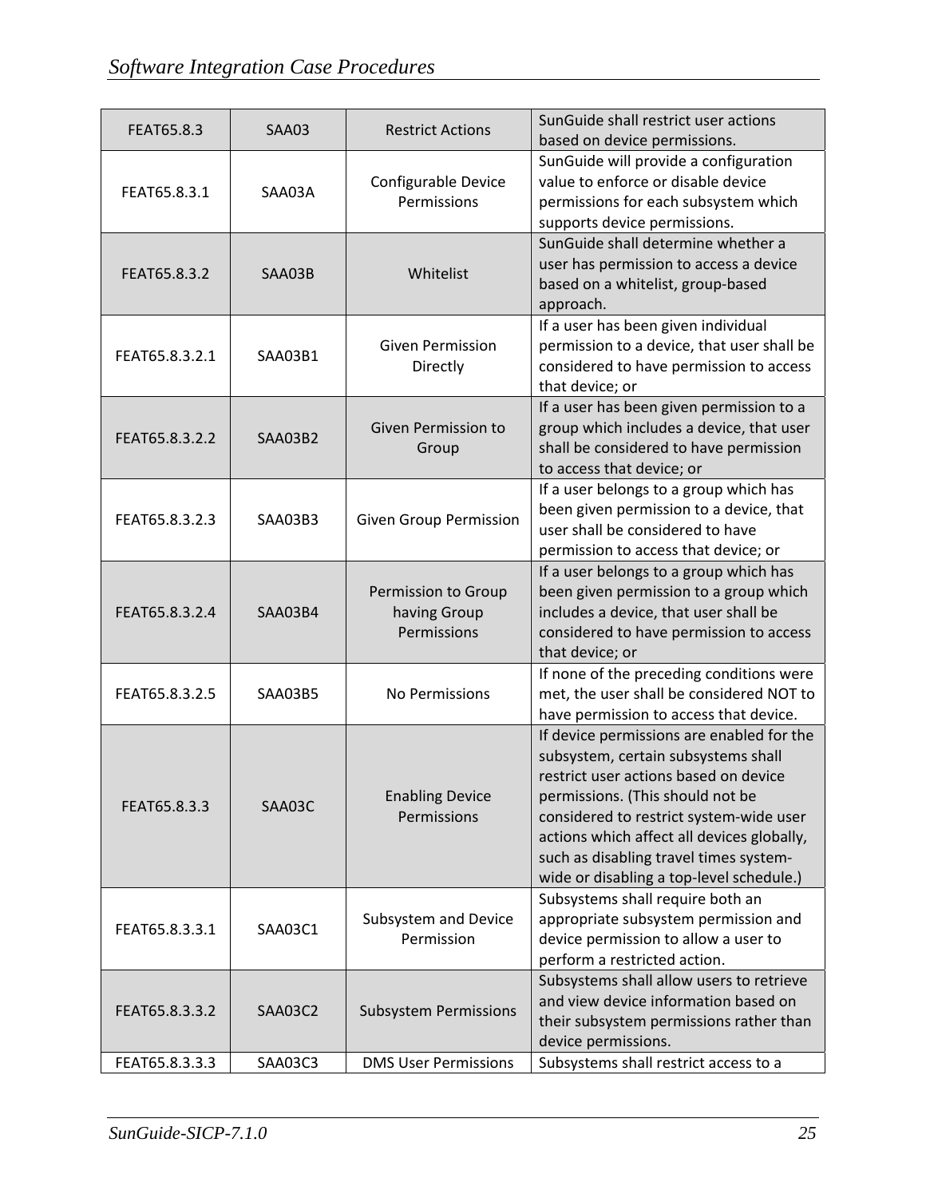| | | | |
|---|---|---|---|
| FEAT65.8.3 | SAA03 | Restrict Actions | SunGuide shall restrict user actions based on device permissions. |
| FEAT65.8.3.1 | SAA03A | Configurable Device Permissions | SunGuide will provide a configuration value to enforce or disable device permissions for each subsystem which supports device permissions. |
| FEAT65.8.3.2 | SAA03B | Whitelist | SunGuide shall determine whether a user has permission to access a device based on a whitelist, group-based approach. |
| FEAT65.8.3.2.1 | SAA03B1 | Given Permission Directly | If a user has been given individual permission to a device, that user shall be considered to have permission to access that device; or |
| FEAT65.8.3.2.2 | SAA03B2 | Given Permission to Group | If a user has been given permission to a group which includes a device, that user shall be considered to have permission to access that device; or |
| FEAT65.8.3.2.3 | SAA03B3 | Given Group Permission | If a user belongs to a group which has been given permission to a device, that user shall be considered to have permission to access that device; or |
| FEAT65.8.3.2.4 | SAA03B4 | Permission to Group having Group Permissions | If a user belongs to a group which has been given permission to a group which includes a device, that user shall be considered to have permission to access that device; or |
| FEAT65.8.3.2.5 | SAA03B5 | No Permissions | If none of the preceding conditions were met, the user shall be considered NOT to have permission to access that device. |
| FEAT65.8.3.3 | SAA03C | Enabling Device Permissions | If device permissions are enabled for the subsystem, certain subsystems shall restrict user actions based on device permissions. (This should not be considered to restrict system-wide user actions which affect all devices globally, such as disabling travel times system-wide or disabling a top-level schedule.) |
| FEAT65.8.3.3.1 | SAA03C1 | Subsystem and Device Permission | Subsystems shall require both an appropriate subsystem permission and device permission to allow a user to perform a restricted action. |
| FEAT65.8.3.3.2 | SAA03C2 | Subsystem Permissions | Subsystems shall allow users to retrieve and view device information based on their subsystem permissions rather than device permissions. |
| FEAT65.8.3.3.3 | SAA03C3 | DMS User Permissions | Subsystems shall restrict access to a |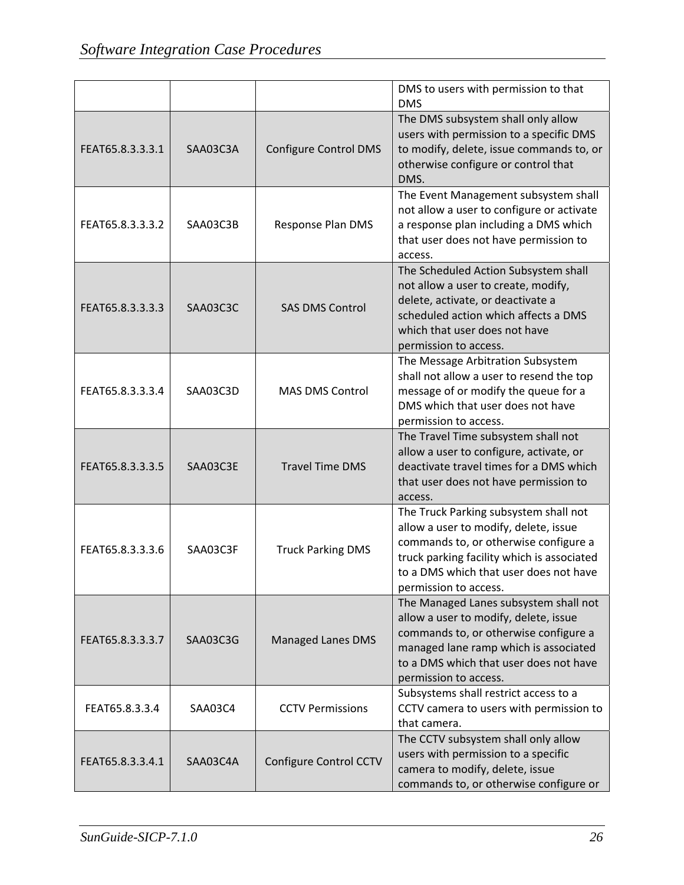| | | | |
|---|---|---|---|
| | | | DMS to users with permission to that DMS |
| FEAT65.8.3.3.3.1 | SAA03C3A | Configure Control DMS | The DMS subsystem shall only allow users with permission to a specific DMS to modify, delete, issue commands to, or otherwise configure or control that DMS. |
| FEAT65.8.3.3.3.2 | SAA03C3B | Response Plan DMS | The Event Management subsystem shall not allow a user to configure or activate a response plan including a DMS which that user does not have permission to access. |
| FEAT65.8.3.3.3.3 | SAA03C3C | SAS DMS Control | The Scheduled Action Subsystem shall not allow a user to create, modify, delete, activate, or deactivate a scheduled action which affects a DMS which that user does not have permission to access. |
| FEAT65.8.3.3.3.4 | SAA03C3D | MAS DMS Control | The Message Arbitration Subsystem shall not allow a user to resend the top message of or modify the queue for a DMS which that user does not have permission to access. |
| FEAT65.8.3.3.3.5 | SAA03C3E | Travel Time DMS | The Travel Time subsystem shall not allow a user to configure, activate, or deactivate travel times for a DMS which that user does not have permission to access. |
| FEAT65.8.3.3.3.6 | SAA03C3F | Truck Parking DMS | The Truck Parking subsystem shall not allow a user to modify, delete, issue commands to, or otherwise configure a truck parking facility which is associated to a DMS which that user does not have permission to access. |
| FEAT65.8.3.3.3.7 | SAA03C3G | Managed Lanes DMS | The Managed Lanes subsystem shall not allow a user to modify, delete, issue commands to, or otherwise configure a managed lane ramp which is associated to a DMS which that user does not have permission to access. |
| FEAT65.8.3.3.4 | SAA03C4 | CCTV Permissions | Subsystems shall restrict access to a CCTV camera to users with permission to that camera. |
| FEAT65.8.3.3.4.1 | SAA03C4A | Configure Control CCTV | The CCTV subsystem shall only allow users with permission to a specific camera to modify, delete, issue commands to, or otherwise configure or |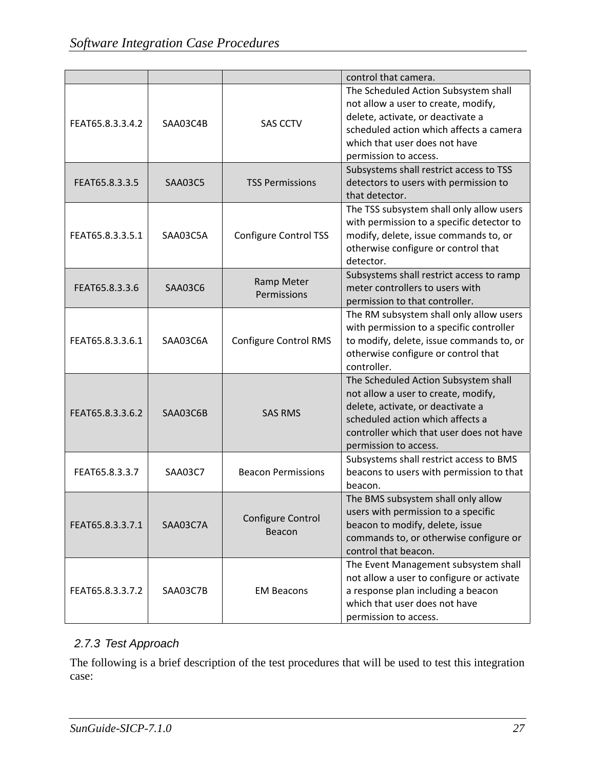| | | | |
|---|---|---|---|
| | | | control that camera. |
| FEAT65.8.3.3.4.2 | SAA03C4B | SAS CCTV | The Scheduled Action Subsystem shall not allow a user to create, modify, delete, activate, or deactivate a scheduled action which affects a camera which that user does not have permission to access. |
| FEAT65.8.3.3.5 | SAA03C5 | TSS Permissions | Subsystems shall restrict access to TSS detectors to users with permission to that detector. |
| FEAT65.8.3.3.5.1 | SAA03C5A | Configure Control TSS | The TSS subsystem shall only allow users with permission to a specific detector to modify, delete, issue commands to, or otherwise configure or control that detector. |
| FEAT65.8.3.3.6 | SAA03C6 | Ramp Meter Permissions | Subsystems shall restrict access to ramp meter controllers to users with permission to that controller. |
| FEAT65.8.3.3.6.1 | SAA03C6A | Configure Control RMS | The RM subsystem shall only allow users with permission to a specific controller to modify, delete, issue commands to, or otherwise configure or control that controller. |
| FEAT65.8.3.3.6.2 | SAA03C6B | SAS RMS | The Scheduled Action Subsystem shall not allow a user to create, modify, delete, activate, or deactivate a scheduled action which affects a controller which that user does not have permission to access. |
| FEAT65.8.3.3.7 | SAA03C7 | Beacon Permissions | Subsystems shall restrict access to BMS beacons to users with permission to that beacon. |
| FEAT65.8.3.3.7.1 | SAA03C7A | Configure Control Beacon | The BMS subsystem shall only allow users with permission to a specific beacon to modify, delete, issue commands to, or otherwise configure or control that beacon. |
| FEAT65.8.3.3.7.2 | SAA03C7B | EM Beacons | The Event Management subsystem shall not allow a user to configure or activate a response plan including a beacon which that user does not have permission to access. |

### 2.7.3 Test Approach

The following is a brief description of the test procedures that will be used to test this integration case: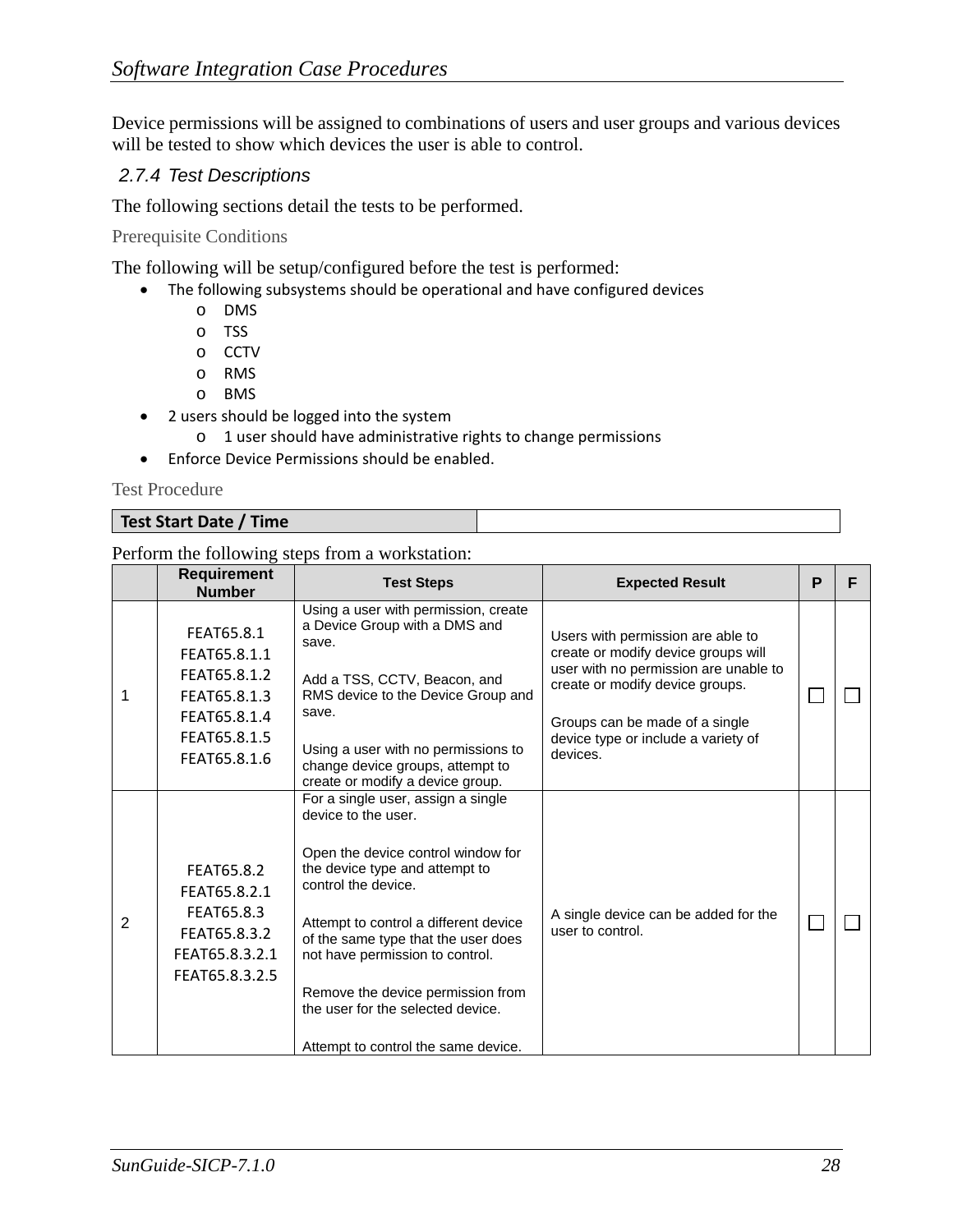Device permissions will be assigned to combinations of users and user groups and various devices will be tested to show which devices the user is able to control.

### 2.7.4 Test Descriptions

The following sections detail the tests to be performed.

#### Prerequisite Conditions

The following will be setup/configured before the test is performed:

- The following subsystems should be operational and have configured devices
  - DMS
  - TSS
  - CCTV
  - RMS
  - BMS
- 2 users should be logged into the system
  - 1 user should have administrative rights to change permissions
- Enforce Device Permissions should be enabled.

#### Test Procedure

| **Test Start Date / Time** | |
|---|---|

Perform the following steps from a workstation:

| | Requirement Number | Test Steps | Expected Result | P | F |
|---|---|---|---|---|---|
| 1 | FEAT65.8.1<br>FEAT65.8.1.1<br>FEAT65.8.1.2<br>FEAT65.8.1.3<br>FEAT65.8.1.4<br>FEAT65.8.1.5<br>FEAT65.8.1.6 | Using a user with permission, create a Device Group with a DMS and save.<br><br>Add a TSS, CCTV, Beacon, and RMS device to the Device Group and save.<br><br>Using a user with no permissions to change device groups, attempt to create or modify a device group. | Users with permission are able to create or modify device groups will user with no permission are unable to create or modify device groups.<br><br>Groups can be made of a single device type or include a variety of devices. | ☐ | ☐ |
| 2 | FEAT65.8.2<br>FEAT65.8.2.1<br>FEAT65.8.3<br>FEAT65.8.3.2<br>FEAT65.8.3.2.1<br>FEAT65.8.3.2.5 | For a single user, assign a single device to the user.<br><br>Open the device control window for the device type and attempt to control the device.<br><br>Attempt to control a different device of the same type that the user does not have permission to control.<br><br>Remove the device permission from the user for the selected device.<br><br>Attempt to control the same device. | A single device can be added for the user to control. | ☐ | ☐ |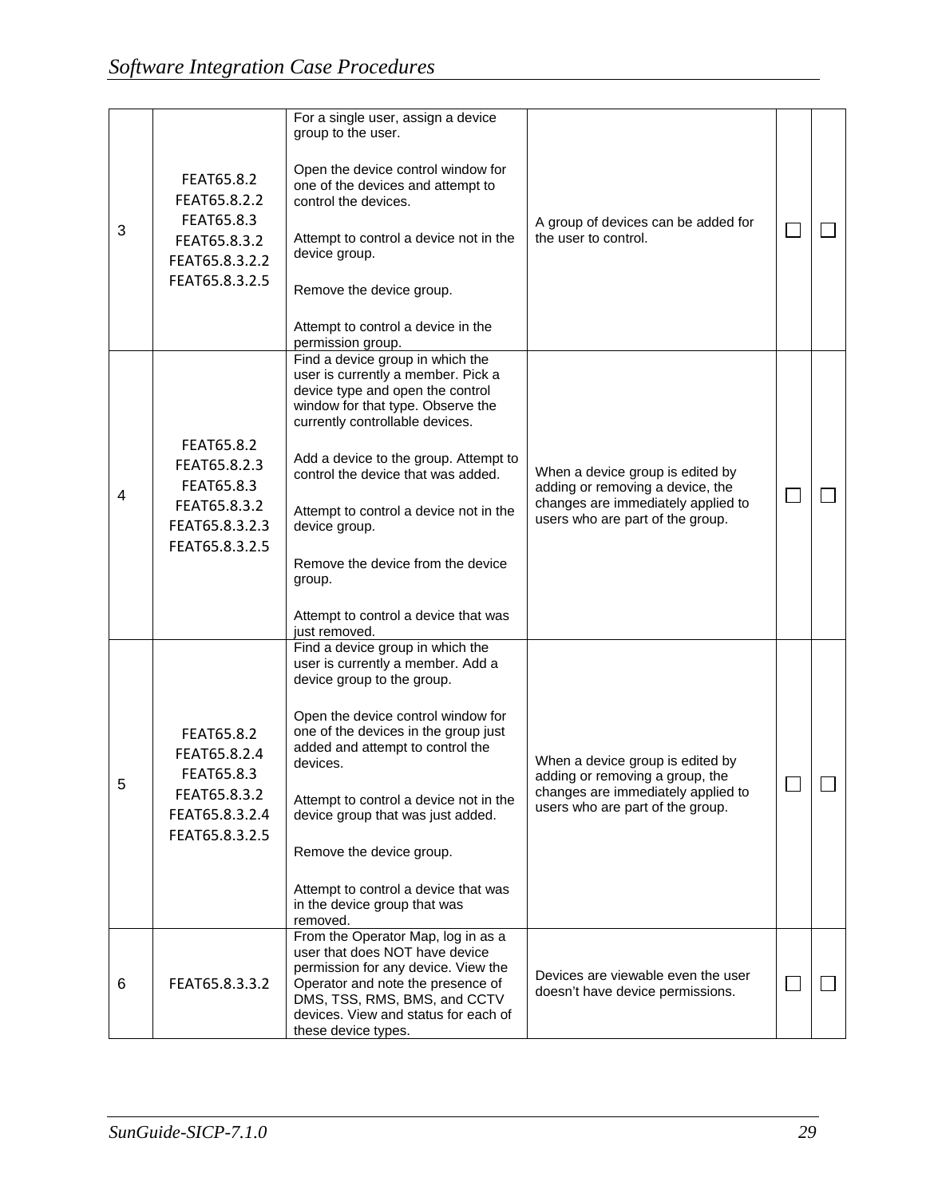| | | | | | |
|---|---|---|---|---|---|
| 3 | FEAT65.8.2<br>FEAT65.8.2.2<br>FEAT65.8.3<br>FEAT65.8.3.2<br>FEAT65.8.3.2.2<br>FEAT65.8.3.2.5 | For a single user, assign a device group to the user.<br><br>Open the device control window for one of the devices and attempt to control the devices.<br><br>Attempt to control a device not in the device group.<br><br>Remove the device group.<br><br>Attempt to control a device in the permission group. | A group of devices can be added for the user to control. | ☐ | ☐ |
| 4 | FEAT65.8.2<br>FEAT65.8.2.3<br>FEAT65.8.3<br>FEAT65.8.3.2<br>FEAT65.8.3.2.3<br>FEAT65.8.3.2.5 | Find a device group in which the user is currently a member. Pick a device type and open the control window for that type. Observe the currently controllable devices.<br><br>Add a device to the group. Attempt to control the device that was added.<br><br>Attempt to control a device not in the device group.<br><br>Remove the device from the device group.<br><br>Attempt to control a device that was just removed. | When a device group is edited by adding or removing a device, the changes are immediately applied to users who are part of the group. | ☐ | ☐ |
| 5 | FEAT65.8.2<br>FEAT65.8.2.4<br>FEAT65.8.3<br>FEAT65.8.3.2<br>FEAT65.8.3.2.4<br>FEAT65.8.3.2.5 | Find a device group in which the user is currently a member. Add a device group to the group.<br><br>Open the device control window for one of the devices in the group just added and attempt to control the devices.<br><br>Attempt to control a device not in the device group that was just added.<br><br>Remove the device group.<br><br>Attempt to control a device that was in the device group that was removed. | When a device group is edited by adding or removing a group, the changes are immediately applied to users who are part of the group. | ☐ | ☐ |
| 6 | FEAT65.8.3.3.2 | From the Operator Map, log in as a user that does NOT have device permission for any device. View the Operator and note the presence of DMS, TSS, RMS, BMS, and CCTV devices. View and status for each of these device types. | Devices are viewable even the user doesn't have device permissions. | ☐ | ☐ |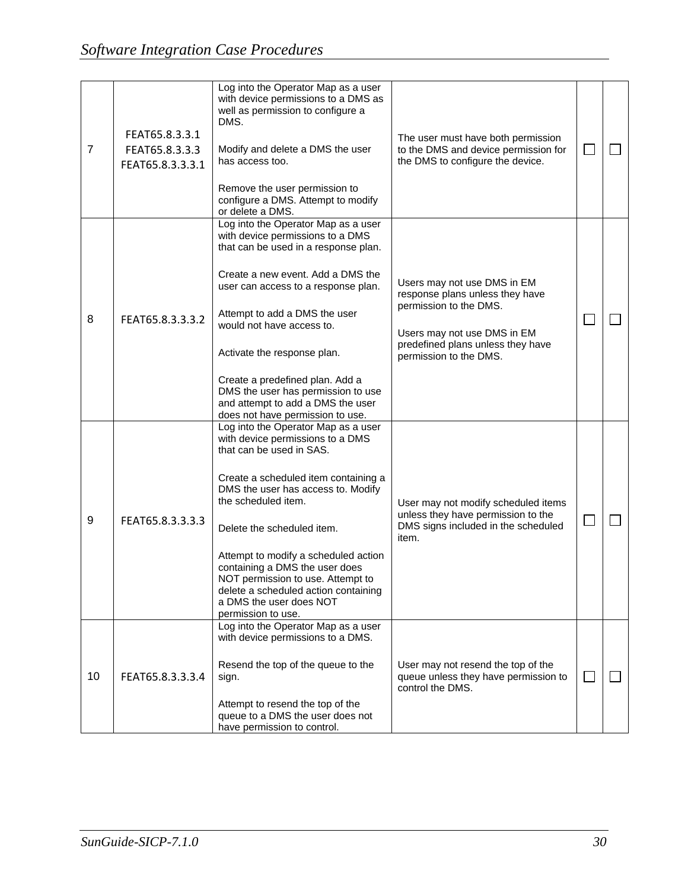| | | | | | |
|---|---|---|---|---|---|
| 7 | FEAT65.8.3.3.1<br>FEAT65.8.3.3.3<br>FEAT65.8.3.3.3.1 | Log into the Operator Map as a user with device permissions to a DMS as well as permission to configure a DMS.<br><br>Modify and delete a DMS the user has access too.<br><br>Remove the user permission to configure a DMS. Attempt to modify or delete a DMS. | The user must have both permission to the DMS and device permission for the DMS to configure the device. | ☐ | ☐ |
| 8 | FEAT65.8.3.3.3.2 | Log into the Operator Map as a user with device permissions to a DMS that can be used in a response plan.<br><br>Create a new event. Add a DMS the user can access to a response plan.<br><br>Attempt to add a DMS the user would not have access to.<br><br>Activate the response plan.<br><br>Create a predefined plan. Add a DMS the user has permission to use and attempt to add a DMS the user does not have permission to use. | Users may not use DMS in EM response plans unless they have permission to the DMS.<br><br>Users may not use DMS in EM predefined plans unless they have permission to the DMS. | ☐ | ☐ |
| 9 | FEAT65.8.3.3.3.3 | Log into the Operator Map as a user with device permissions to a DMS that can be used in SAS.<br><br>Create a scheduled item containing a DMS the user has access to. Modify the scheduled item.<br><br>Delete the scheduled item.<br><br>Attempt to modify a scheduled action containing a DMS the user does NOT permission to use. Attempt to delete a scheduled action containing a DMS the user does NOT permission to use. | User may not modify scheduled items unless they have permission to the DMS signs included in the scheduled item. | ☐ | ☐ |
| 10 | FEAT65.8.3.3.3.4 | Log into the Operator Map as a user with device permissions to a DMS.<br><br>Resend the top of the queue to the sign.<br><br>Attempt to resend the top of the queue to a DMS the user does not have permission to control. | User may not resend the top of the queue unless they have permission to control the DMS. | ☐ | ☐ |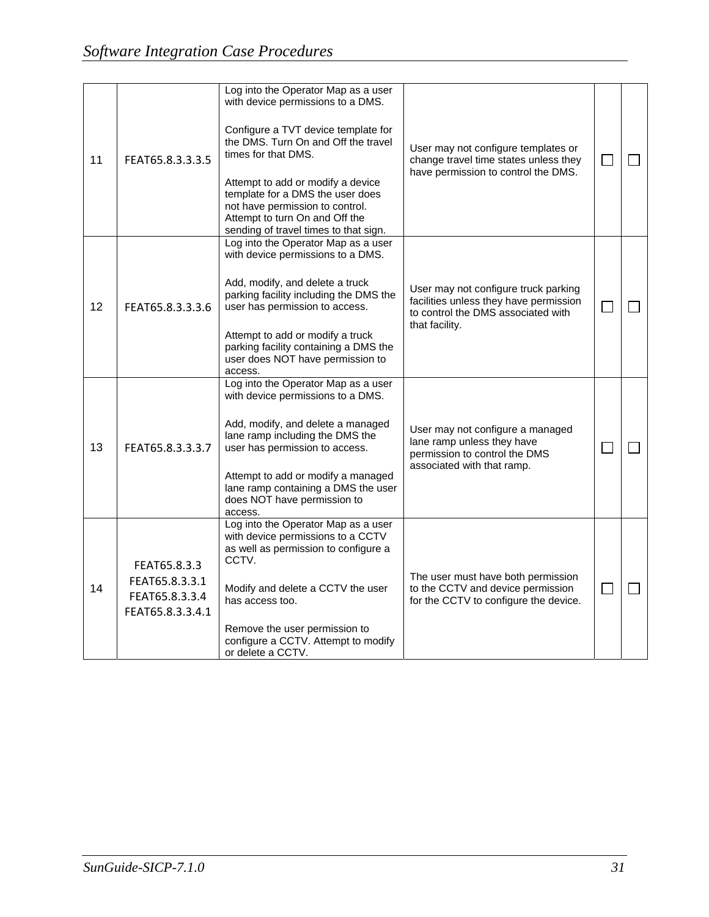| | | | | | |
|---|---|---|---|---|---|
| 11 | FEAT65.8.3.3.3.5 | Log into the Operator Map as a user with device permissions to a DMS.<br><br>Configure a TVT device template for the DMS. Turn On and Off the travel times for that DMS.<br><br>Attempt to add or modify a device template for a DMS the user does not have permission to control. Attempt to turn On and Off the sending of travel times to that sign. | User may not configure templates or change travel time states unless they have permission to control the DMS. | ☐ | ☐ |
| 12 | FEAT65.8.3.3.3.6 | Log into the Operator Map as a user with device permissions to a DMS.<br><br>Add, modify, and delete a truck parking facility including the DMS the user has permission to access.<br><br>Attempt to add or modify a truck parking facility containing a DMS the user does NOT have permission to access. | User may not configure truck parking facilities unless they have permission to control the DMS associated with that facility. | ☐ | ☐ |
| 13 | FEAT65.8.3.3.3.7 | Log into the Operator Map as a user with device permissions to a DMS.<br><br>Add, modify, and delete a managed lane ramp including the DMS the user has permission to access.<br><br>Attempt to add or modify a managed lane ramp containing a DMS the user does NOT have permission to access. | User may not configure a managed lane ramp unless they have permission to control the DMS associated with that ramp. | ☐ | ☐ |
| 14 | FEAT65.8.3.3<br>FEAT65.8.3.3.1<br>FEAT65.8.3.3.4<br>FEAT65.8.3.3.4.1 | Log into the Operator Map as a user with device permissions to a CCTV as well as permission to configure a CCTV.<br><br>Modify and delete a CCTV the user has access too.<br><br>Remove the user permission to configure a CCTV. Attempt to modify or delete a CCTV. | The user must have both permission to the CCTV and device permission for the CCTV to configure the device. | ☐ | ☐ |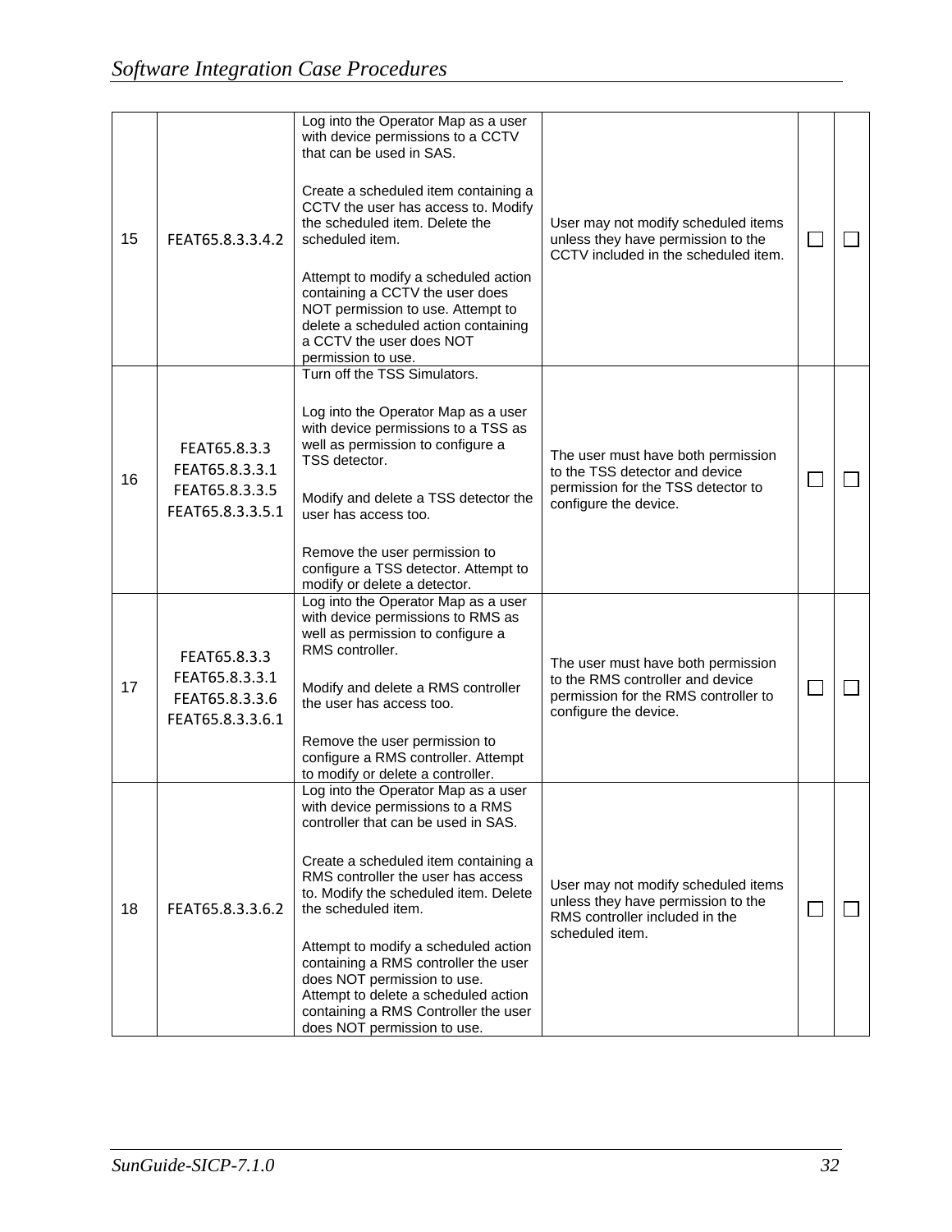| | | | | | |
|---|---|---|---|---|---|
| 15 | FEAT65.8.3.3.4.2 | Log into the Operator Map as a user with device permissions to a CCTV that can be used in SAS.<br><br>Create a scheduled item containing a CCTV the user has access to. Modify the scheduled item. Delete the scheduled item.<br><br>Attempt to modify a scheduled action containing a CCTV the user does NOT permission to use. Attempt to delete a scheduled action containing a CCTV the user does NOT permission to use. | User may not modify scheduled items unless they have permission to the CCTV included in the scheduled item. | ☐ | ☐ |
| 16 | FEAT65.8.3.3<br>FEAT65.8.3.3.1<br>FEAT65.8.3.3.5<br>FEAT65.8.3.3.5.1 | Turn off the TSS Simulators.<br><br>Log into the Operator Map as a user with device permissions to a TSS as well as permission to configure a TSS detector.<br><br>Modify and delete a TSS detector the user has access too.<br><br>Remove the user permission to configure a TSS detector. Attempt to modify or delete a detector. | The user must have both permission to the TSS detector and device permission for the TSS detector to configure the device. | ☐ | ☐ |
| 17 | FEAT65.8.3.3<br>FEAT65.8.3.3.1<br>FEAT65.8.3.3.6<br>FEAT65.8.3.3.6.1 | Log into the Operator Map as a user with device permissions to RMS as well as permission to configure a RMS controller.<br><br>Modify and delete a RMS controller the user has access too.<br><br>Remove the user permission to configure a RMS controller. Attempt to modify or delete a controller. | The user must have both permission to the RMS controller and device permission for the RMS controller to configure the device. | ☐ | ☐ |
| 18 | FEAT65.8.3.3.6.2 | Log into the Operator Map as a user with device permissions to a RMS controller that can be used in SAS.<br><br>Create a scheduled item containing a RMS controller the user has access to. Modify the scheduled item. Delete the scheduled item.<br><br>Attempt to modify a scheduled action containing a RMS controller the user does NOT permission to use. Attempt to delete a scheduled action containing a RMS Controller the user does NOT permission to use. | User may not modify scheduled items unless they have permission to the RMS controller included in the scheduled item. | ☐ | ☐ |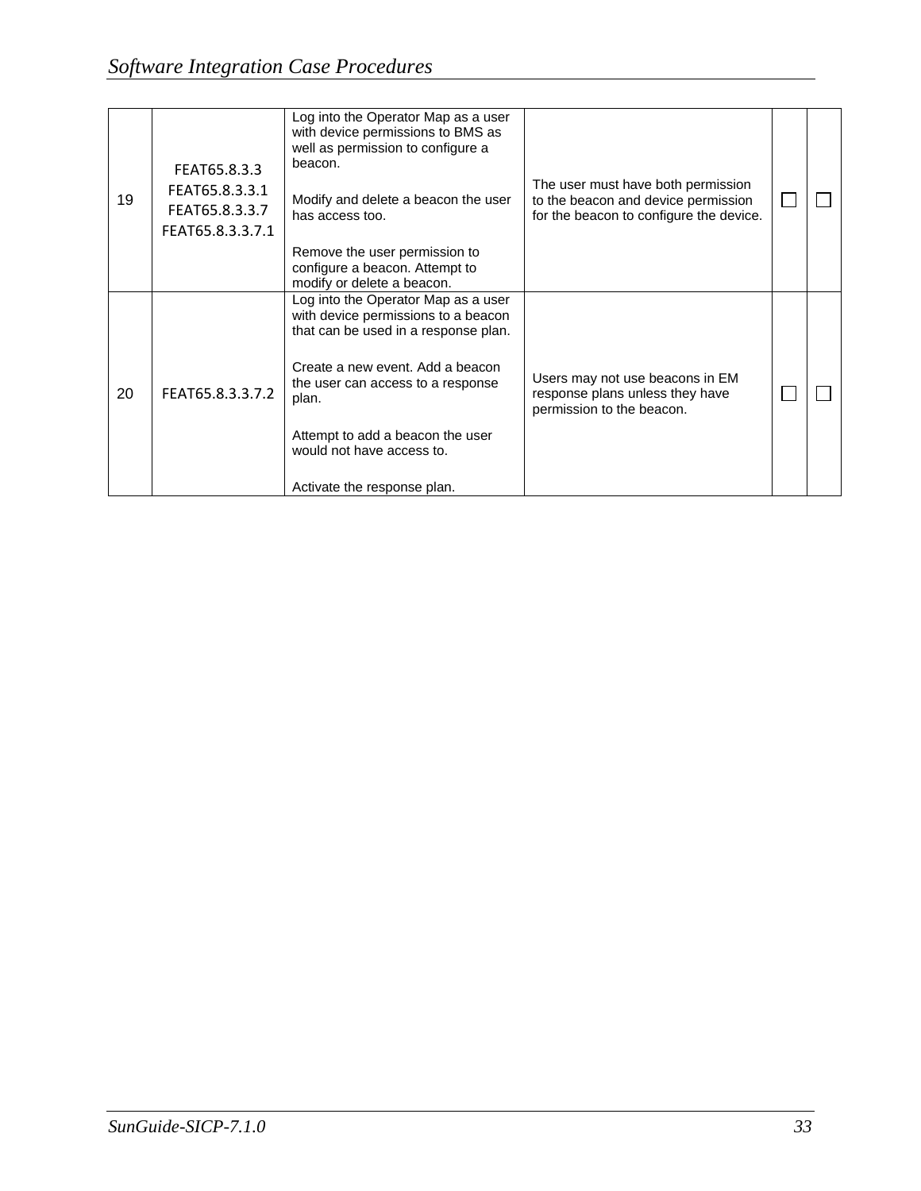| | | | | | |
|---|---|---|---|---|---|
| 19 | FEAT65.8.3.3<br>FEAT65.8.3.3.1<br>FEAT65.8.3.3.7<br>FEAT65.8.3.3.7.1 | Log into the Operator Map as a user with device permissions to BMS as well as permission to configure a beacon.<br><br>Modify and delete a beacon the user has access too.<br><br>Remove the user permission to configure a beacon. Attempt to modify or delete a beacon. | The user must have both permission to the beacon and device permission for the beacon to configure the device. | ☐ | ☐ |
| 20 | FEAT65.8.3.3.7.2 | Log into the Operator Map as a user with device permissions to a beacon that can be used in a response plan.<br><br>Create a new event. Add a beacon the user can access to a response plan.<br><br>Attempt to add a beacon the user would not have access to.<br><br>Activate the response plan. | Users may not use beacons in EM response plans unless they have permission to the beacon. | ☐ | ☐ |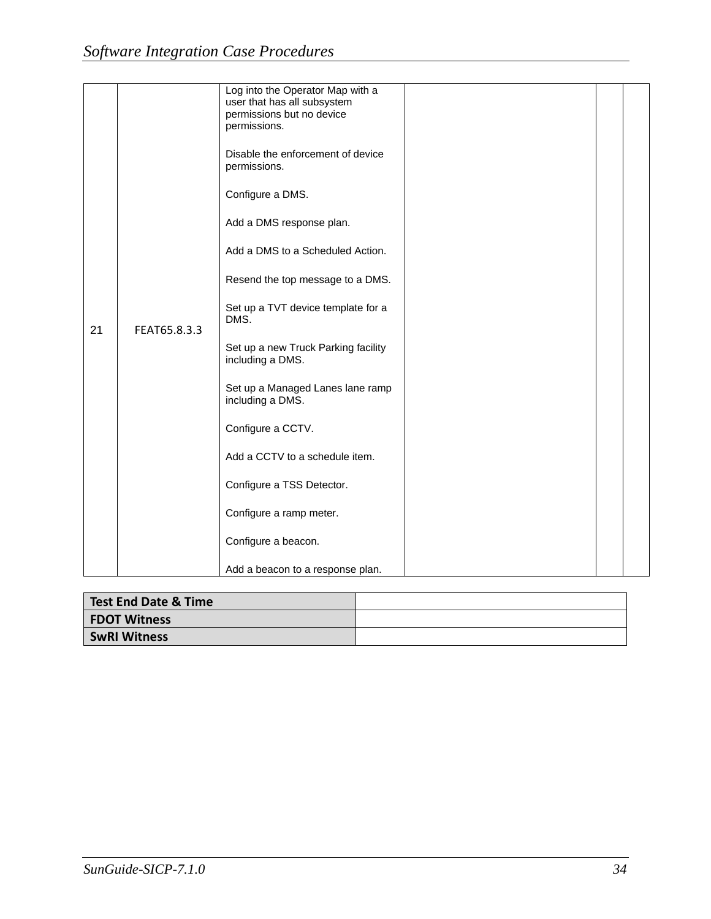| | | | | | |
|---|---|---|---|---|---|
| 21 | FEAT65.8.3.3 | Log into the Operator Map with a user that has all subsystem permissions but no device permissions.<br><br>Disable the enforcement of device permissions.<br><br>Configure a DMS.<br><br>Add a DMS response plan.<br><br>Add a DMS to a Scheduled Action.<br><br>Resend the top message to a DMS.<br><br>Set up a TVT device template for a DMS.<br><br>Set up a new Truck Parking facility including a DMS.<br><br>Set up a Managed Lanes lane ramp including a DMS.<br><br>Configure a CCTV.<br><br>Add a CCTV to a schedule item.<br><br>Configure a TSS Detector.<br><br>Configure a ramp meter.<br><br>Configure a beacon.<br><br>Add a beacon to a response plan. | | | |

| | |
|---|---|
| **Test End Date & Time** | |
| **FDOT Witness** | |
| **SwRI Witness** | |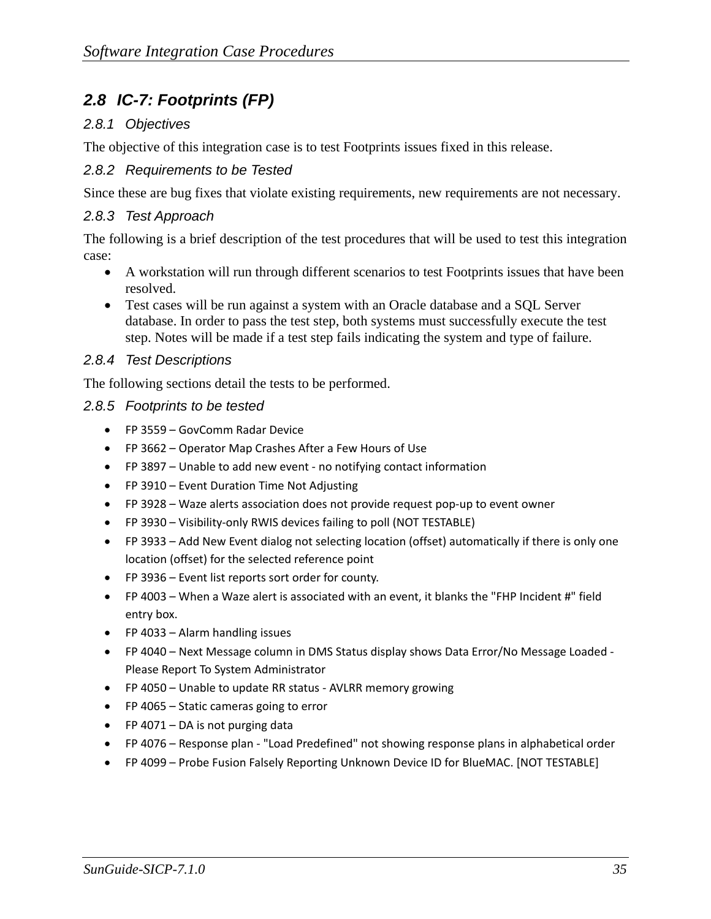## 2.8 IC-7: Footprints (FP)

### 2.8.1 Objectives

The objective of this integration case is to test Footprints issues fixed in this release.

### 2.8.2 Requirements to be Tested

Since these are bug fixes that violate existing requirements, new requirements are not necessary.

### 2.8.3 Test Approach

The following is a brief description of the test procedures that will be used to test this integration case:

- A workstation will run through different scenarios to test Footprints issues that have been resolved.
- Test cases will be run against a system with an Oracle database and a SQL Server database. In order to pass the test step, both systems must successfully execute the test step. Notes will be made if a test step fails indicating the system and type of failure.

### 2.8.4 Test Descriptions

The following sections detail the tests to be performed.

### 2.8.5 Footprints to be tested

- FP 3559 – GovComm Radar Device
- FP 3662 – Operator Map Crashes After a Few Hours of Use
- FP 3897 – Unable to add new event - no notifying contact information
- FP 3910 – Event Duration Time Not Adjusting
- FP 3928 – Waze alerts association does not provide request pop-up to event owner
- FP 3930 – Visibility-only RWIS devices failing to poll (NOT TESTABLE)
- FP 3933 – Add New Event dialog not selecting location (offset) automatically if there is only one location (offset) for the selected reference point
- FP 3936 – Event list reports sort order for county.
- FP 4003 – When a Waze alert is associated with an event, it blanks the "FHP Incident #" field entry box.
- FP 4033 – Alarm handling issues
- FP 4040 – Next Message column in DMS Status display shows Data Error/No Message Loaded - Please Report To System Administrator
- FP 4050 – Unable to update RR status - AVLRR memory growing
- FP 4065 – Static cameras going to error
- FP 4071 – DA is not purging data
- FP 4076 – Response plan - "Load Predefined" not showing response plans in alphabetical order
- FP 4099 – Probe Fusion Falsely Reporting Unknown Device ID for BlueMAC. [NOT TESTABLE]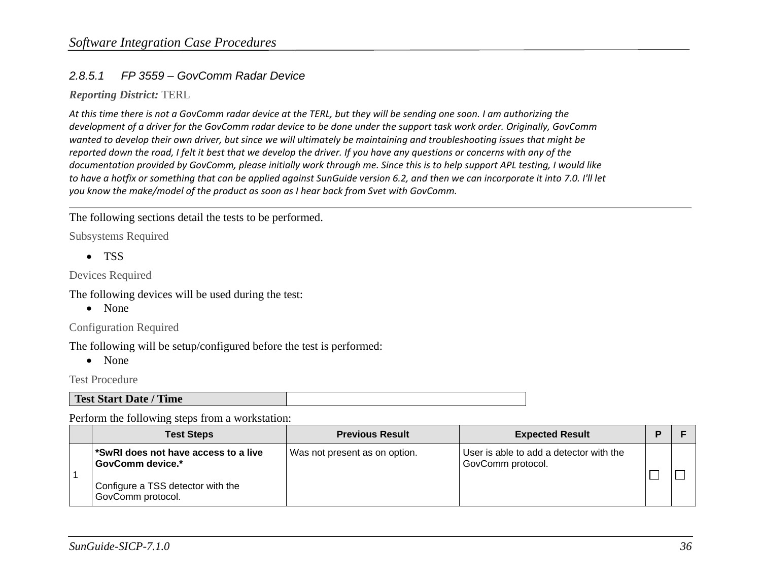#### 2.8.5.1 FP 3559 – GovComm Radar Device

***Reporting District:*** TERL

*At this time there is not a GovComm radar device at the TERL, but they will be sending one soon. I am authorizing the development of a driver for the GovComm radar device to be done under the support task work order. Originally, GovComm wanted to develop their own driver, but since we will ultimately be maintaining and troubleshooting issues that might be reported down the road, I felt it best that we develop the driver. If you have any questions or concerns with any of the documentation provided by GovComm, please initially work through me. Since this is to help support APL testing, I would like to have a hotfix or something that can be applied against SunGuide version 6.2, and then we can incorporate it into 7.0. I'll let you know the make/model of the product as soon as I hear back from Svet with GovComm.*

---

The following sections detail the tests to be performed.

Subsystems Required

- TSS

Devices Required

The following devices will be used during the test:

- None

Configuration Required

The following will be setup/configured before the test is performed:

- None

Test Procedure

| **Test Start Date / Time** | |
|---|---|

Perform the following steps from a workstation:

| | Test Steps | Previous Result | Expected Result | P | F |
|---|---|---|---|---|---|
| 1 | **\*SwRI does not have access to a live GovComm device.\*** <br><br> Configure a TSS detector with the GovComm protocol. | Was not present as on option. | User is able to add a detector with the GovComm protocol. | ☐ | ☐ |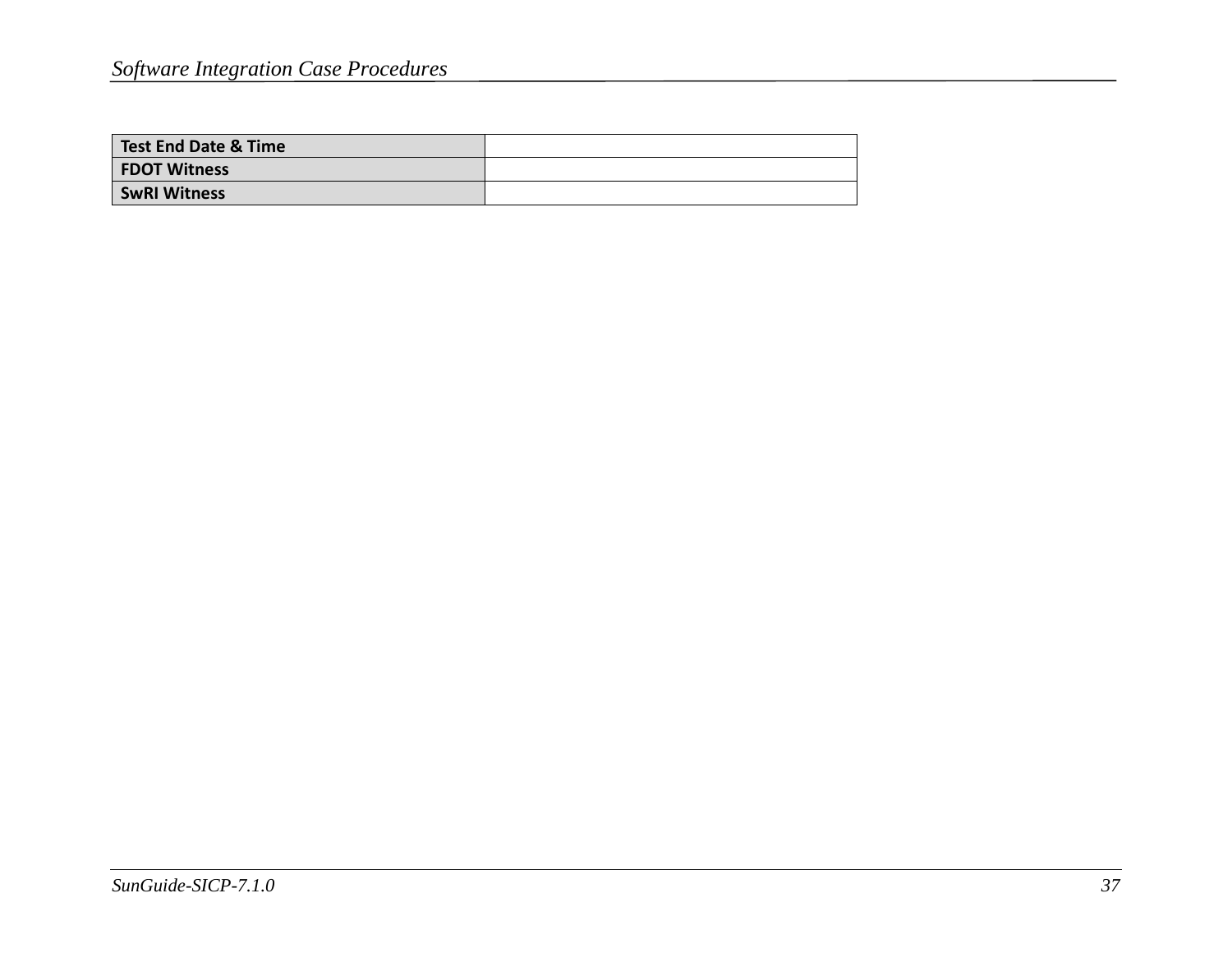| | |
|---|---|
| **Test End Date & Time** | |
| **FDOT Witness** | |
| **SwRI Witness** | |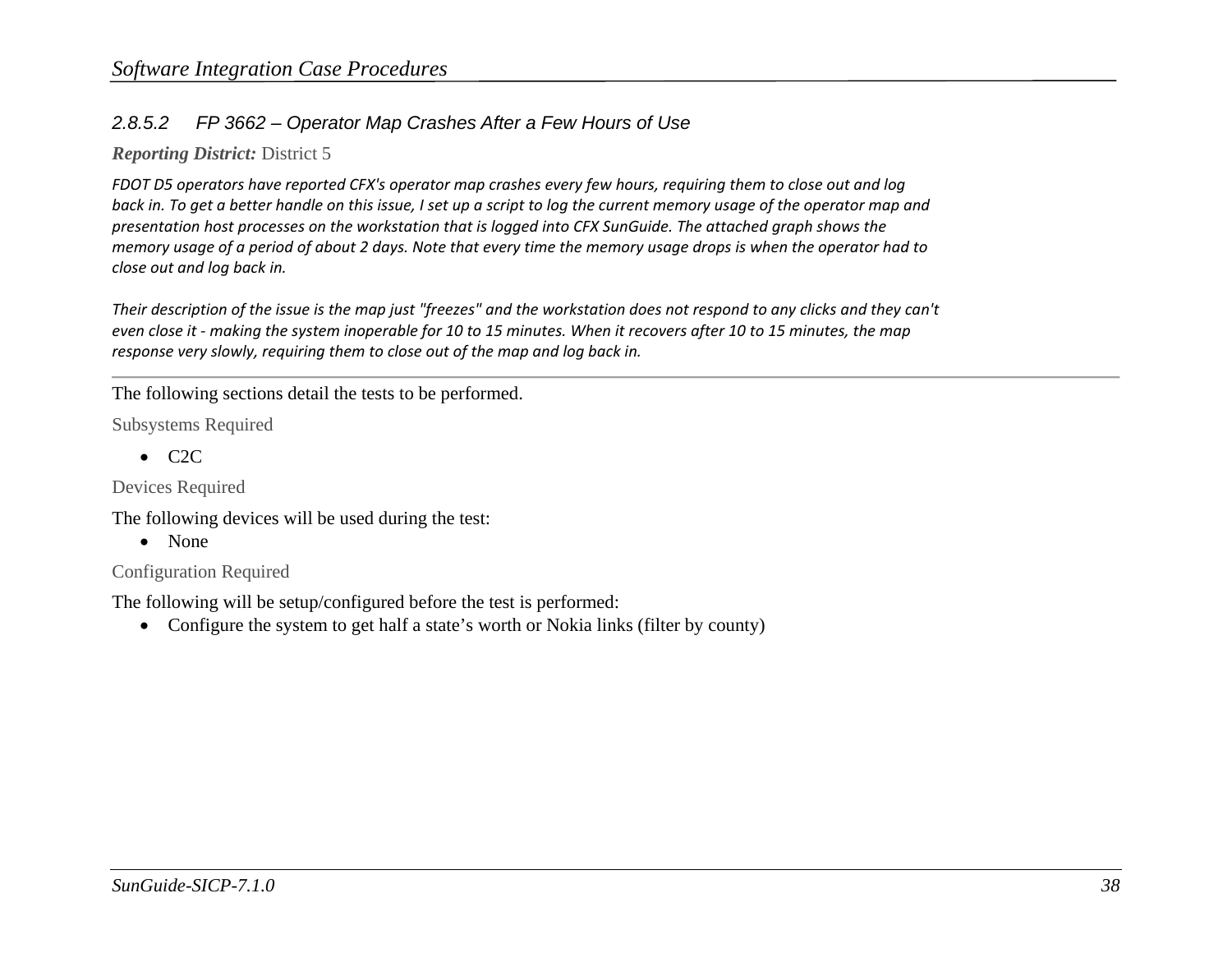#### 2.8.5.2 FP 3662 – Operator Map Crashes After a Few Hours of Use

***Reporting District:*** District 5

*FDOT D5 operators have reported CFX's operator map crashes every few hours, requiring them to close out and log back in. To get a better handle on this issue, I set up a script to log the current memory usage of the operator map and presentation host processes on the workstation that is logged into CFX SunGuide. The attached graph shows the memory usage of a period of about 2 days. Note that every time the memory usage drops is when the operator had to close out and log back in.*

*Their description of the issue is the map just "freezes" and the workstation does not respond to any clicks and they can't even close it - making the system inoperable for 10 to 15 minutes. When it recovers after 10 to 15 minutes, the map response very slowly, requiring them to close out of the map and log back in.*

---

The following sections detail the tests to be performed.

Subsystems Required

- C2C

Devices Required

The following devices will be used during the test:

- None

Configuration Required

The following will be setup/configured before the test is performed:

- Configure the system to get half a state's worth or Nokia links (filter by county)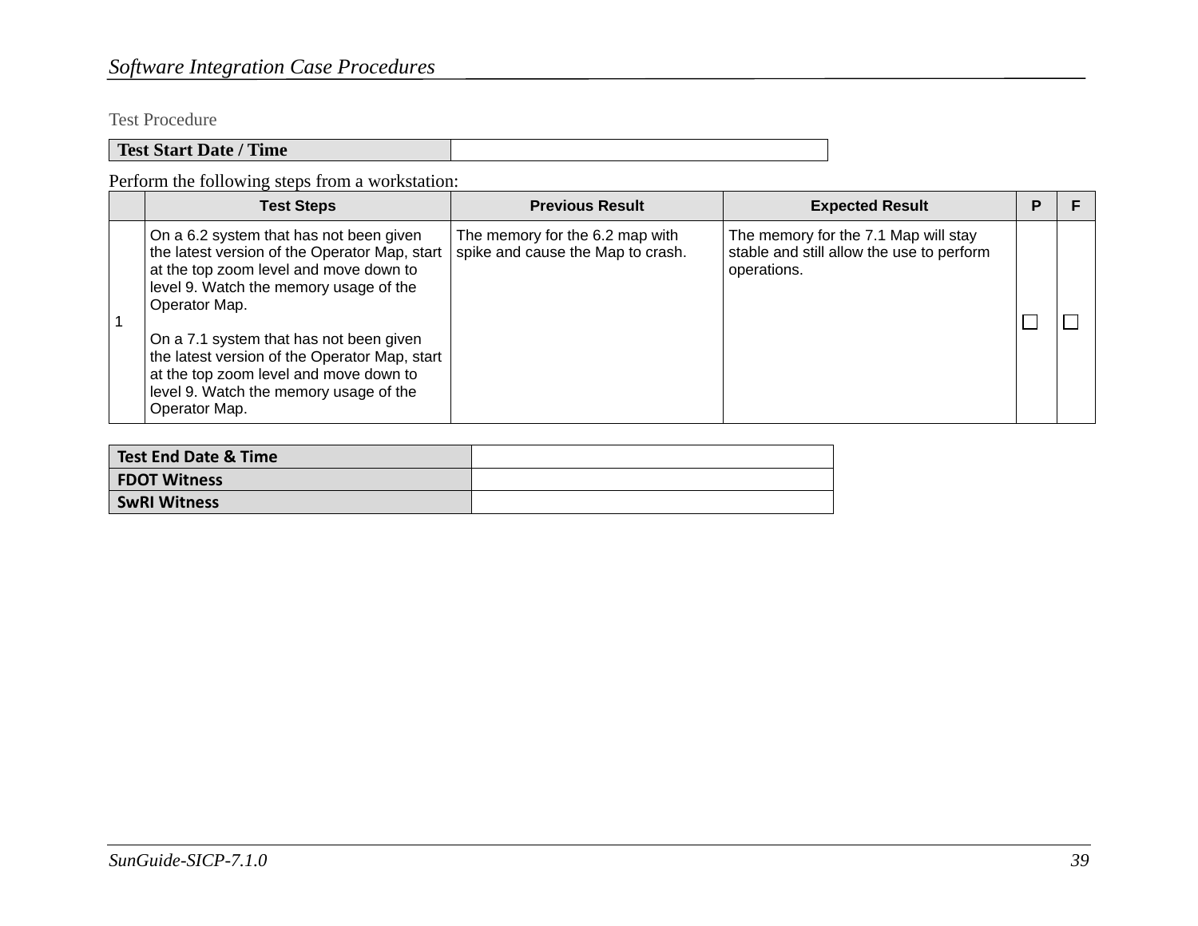Test Procedure

| Test Start Date / Time | |
|---|---|

Perform the following steps from a workstation:

| | Test Steps | Previous Result | Expected Result | P | F |
|---|---|---|---|---|---|
| 1 | On a 6.2 system that has not been given the latest version of the Operator Map, start at the top zoom level and move down to level 9. Watch the memory usage of the Operator Map.<br><br>On a 7.1 system that has not been given the latest version of the Operator Map, start at the top zoom level and move down to level 9. Watch the memory usage of the Operator Map. | The memory for the 6.2 map with spike and cause the Map to crash. | The memory for the 7.1 Map will stay stable and still allow the use to perform operations. | ☐ | ☐ |

| Test End Date & Time | |
|---|---|
| FDOT Witness | |
| SwRI Witness | |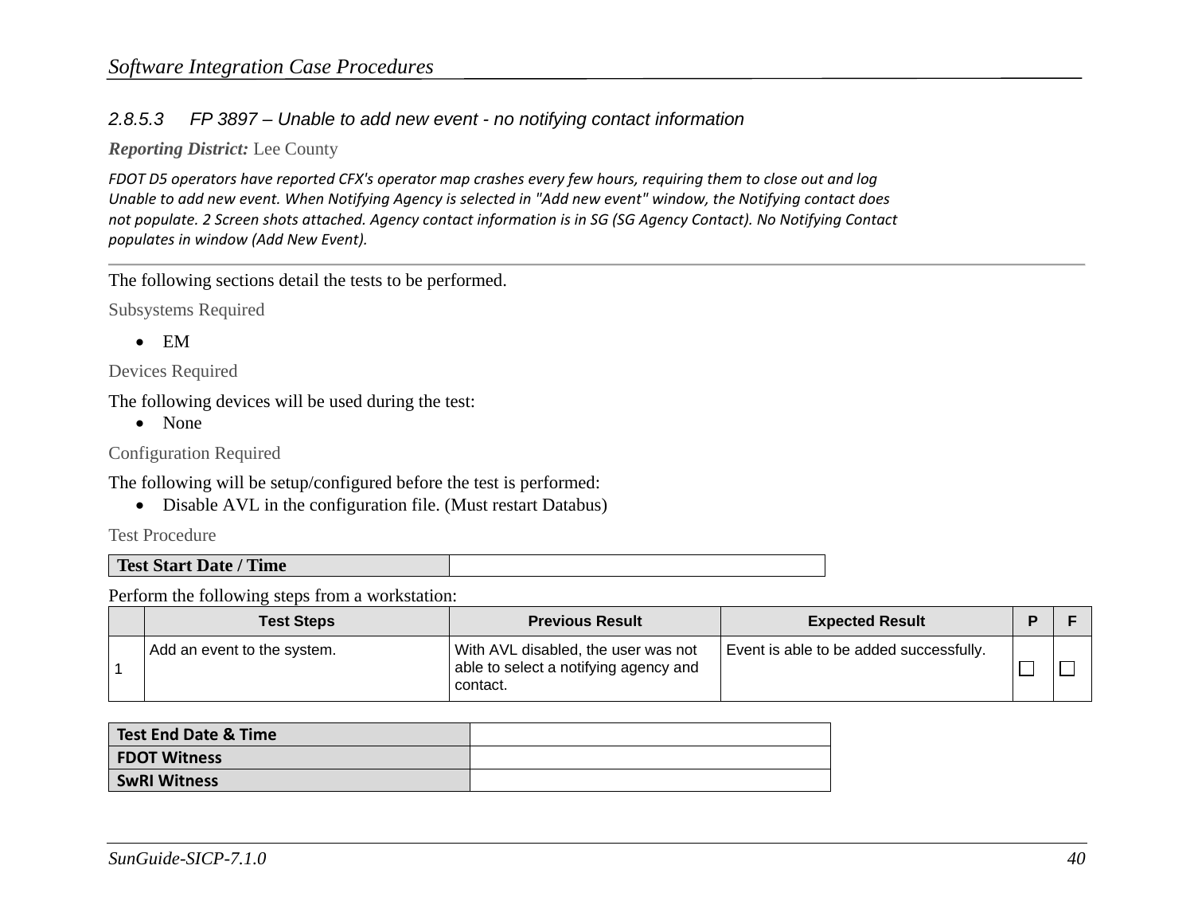#### 2.8.5.3 FP 3897 – Unable to add new event - no notifying contact information

***Reporting District:*** Lee County

*FDOT D5 operators have reported CFX's operator map crashes every few hours, requiring them to close out and log Unable to add new event. When Notifying Agency is selected in "Add new event" window, the Notifying contact does not populate. 2 Screen shots attached. Agency contact information is in SG (SG Agency Contact). No Notifying Contact populates in window (Add New Event).*

---

The following sections detail the tests to be performed.

Subsystems Required

- EM

Devices Required

The following devices will be used during the test:

- None

Configuration Required

The following will be setup/configured before the test is performed:

- Disable AVL in the configuration file. (Must restart Databus)

Test Procedure

| | |
|---|---|
| **Test Start Date / Time** | |

Perform the following steps from a workstation:

| | Test Steps | Previous Result | Expected Result | P | F |
|---|---|---|---|---|---|
| 1 | Add an event to the system. | With AVL disabled, the user was not able to select a notifying agency and contact. | Event is able to be added successfully. | ☐ | ☐ |

| | |
|---|---|
| **Test End Date & Time** | |
| **FDOT Witness** | |
| **SwRI Witness** | |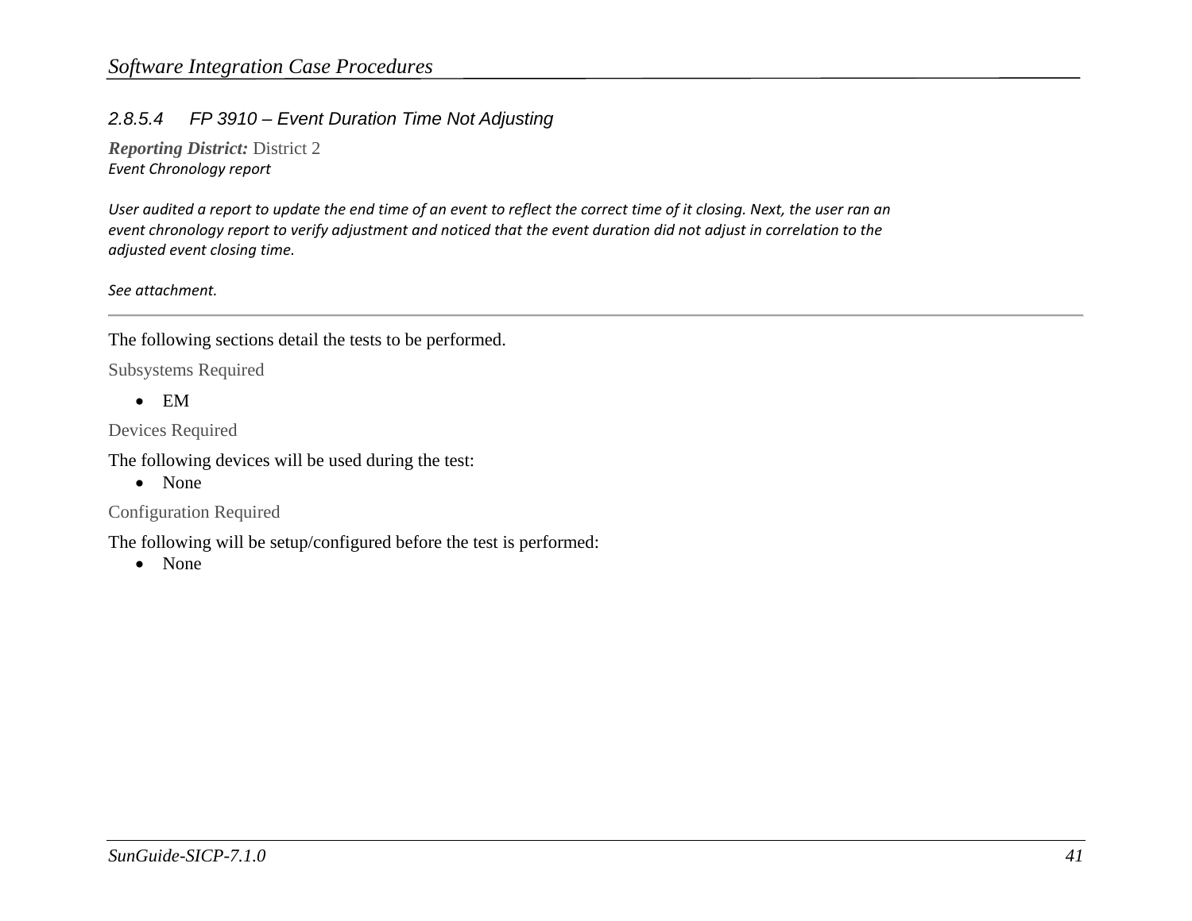#### 2.8.5.4 FP 3910 – Event Duration Time Not Adjusting

***Reporting District:*** District 2

*Event Chronology report*

*User audited a report to update the end time of an event to reflect the correct time of it closing. Next, the user ran an event chronology report to verify adjustment and noticed that the event duration did not adjust in correlation to the adjusted event closing time.*

*See attachment.*

---

The following sections detail the tests to be performed.

Subsystems Required

- EM

Devices Required

The following devices will be used during the test:

- None

Configuration Required

The following will be setup/configured before the test is performed:

- None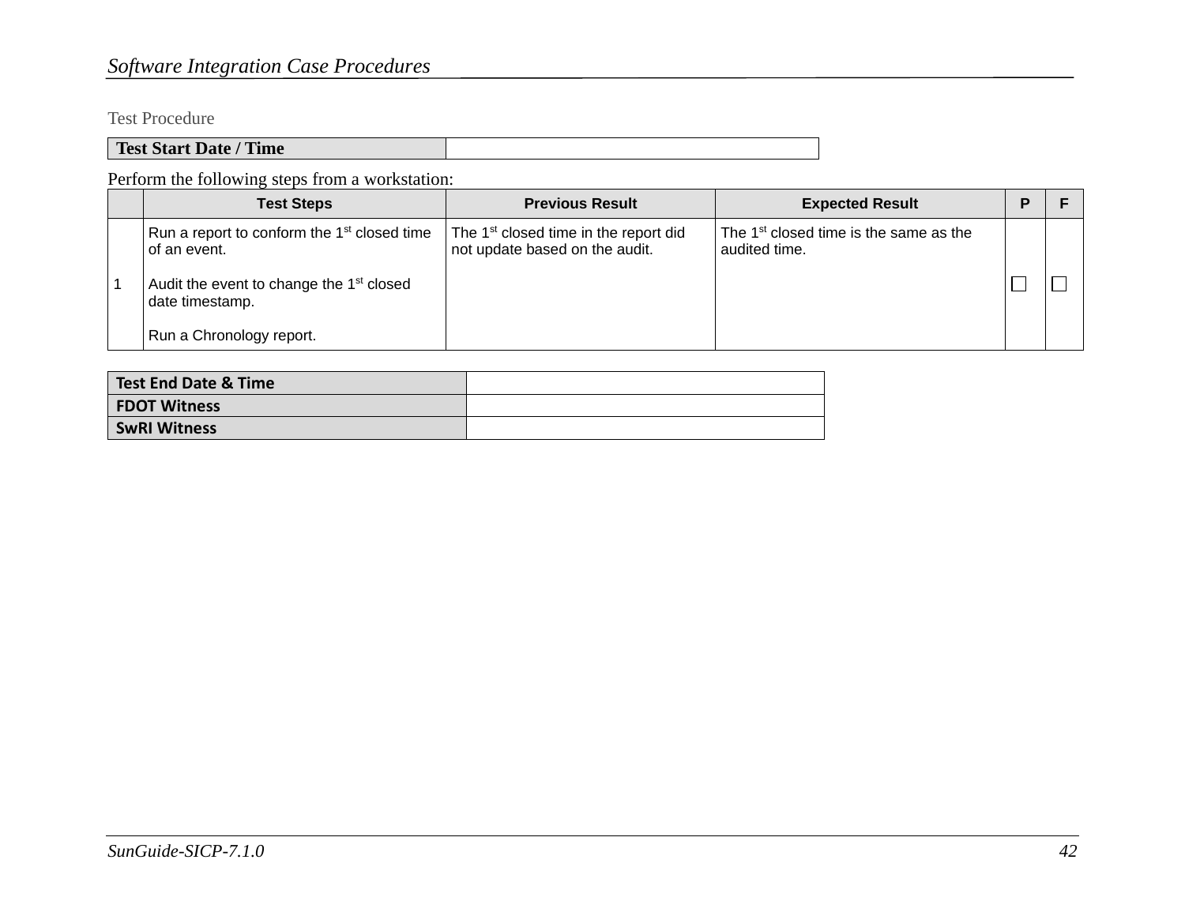Test Procedure

| Test Start Date / Time | |
|---|---|

Perform the following steps from a workstation:

| | Test Steps | Previous Result | Expected Result | P | F |
|---|---|---|---|---|---|
| 1 | Run a report to conform the 1st closed time of an event.<br><br>Audit the event to change the 1st closed date timestamp.<br><br>Run a Chronology report. | The 1st closed time in the report did not update based on the audit. | The 1st closed time is the same as the audited time. | ☐ | ☐ |

| Test End Date & Time | |
|---|---|
| FDOT Witness | |
| SwRI Witness | |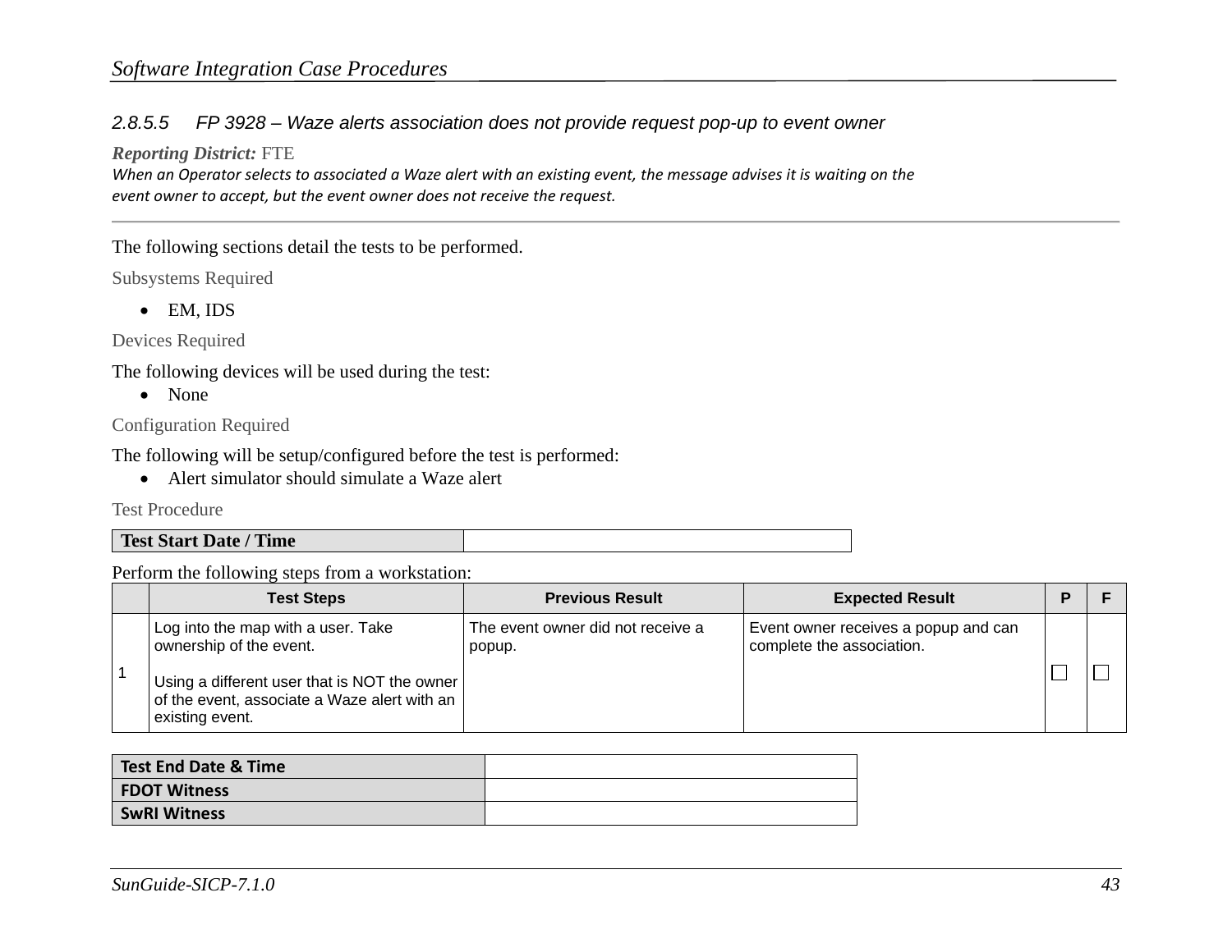#### *2.8.5.5 FP 3928 – Waze alerts association does not provide request pop-up to event owner*

***Reporting District:*** FTE

*When an Operator selects to associated a Waze alert with an existing event, the message advises it is waiting on the event owner to accept, but the event owner does not receive the request.*

---

The following sections detail the tests to be performed.

Subsystems Required

- EM, IDS

Devices Required

The following devices will be used during the test:

- None

Configuration Required

The following will be setup/configured before the test is performed:

- Alert simulator should simulate a Waze alert

Test Procedure

| **Test Start Date / Time** | |
|---|---|

Perform the following steps from a workstation:

| | Test Steps | Previous Result | Expected Result | P | F |
|---|---|---|---|---|---|
| 1 | Log into the map with a user. Take ownership of the event.<br><br>Using a different user that is NOT the owner of the event, associate a Waze alert with an existing event. | The event owner did not receive a popup. | Event owner receives a popup and can complete the association. | ☐ | ☐ |

| | |
|---|---|
| **Test End Date & Time** | |
| **FDOT Witness** | |
| **SwRI Witness** | |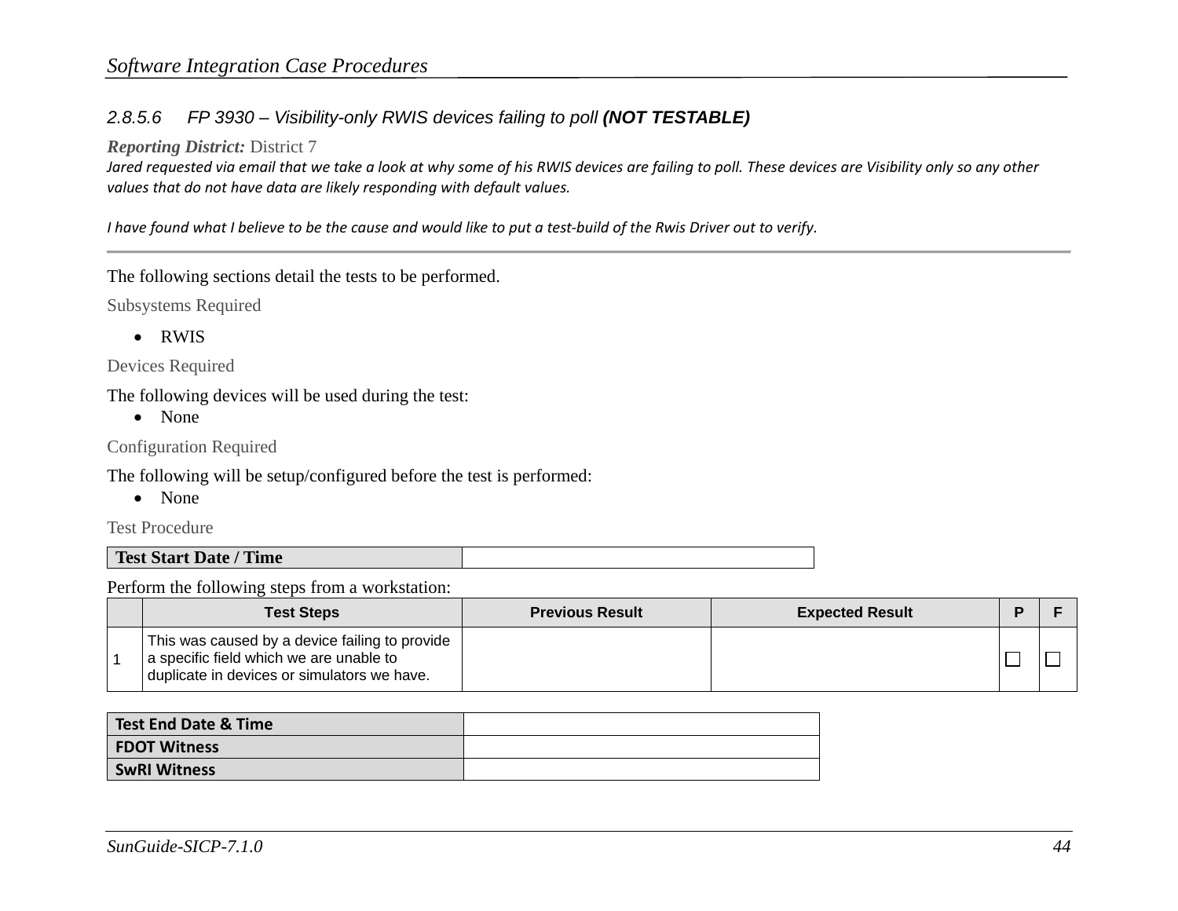### *2.8.5.6 FP 3930 – Visibility-only RWIS devices failing to poll **(NOT TESTABLE)***

***Reporting District:*** District 7

*Jared requested via email that we take a look at why some of his RWIS devices are failing to poll. These devices are Visibility only so any other values that do not have data are likely responding with default values.*

*I have found what I believe to be the cause and would like to put a test-build of the Rwis Driver out to verify.*

---

The following sections detail the tests to be performed.

Subsystems Required

- RWIS

Devices Required

The following devices will be used during the test:

- None

Configuration Required

The following will be setup/configured before the test is performed:

- None

Test Procedure

| **Test Start Date / Time** | |
|---|---|

Perform the following steps from a workstation:

| | Test Steps | Previous Result | Expected Result | P | F |
|---|---|---|---|---|---|
| 1 | This was caused by a device failing to provide a specific field which we are unable to duplicate in devices or simulators we have. | | | ☐ | ☐ |

| | |
|---|---|
| **Test End Date & Time** | |
| **FDOT Witness** | |
| **SwRI Witness** | |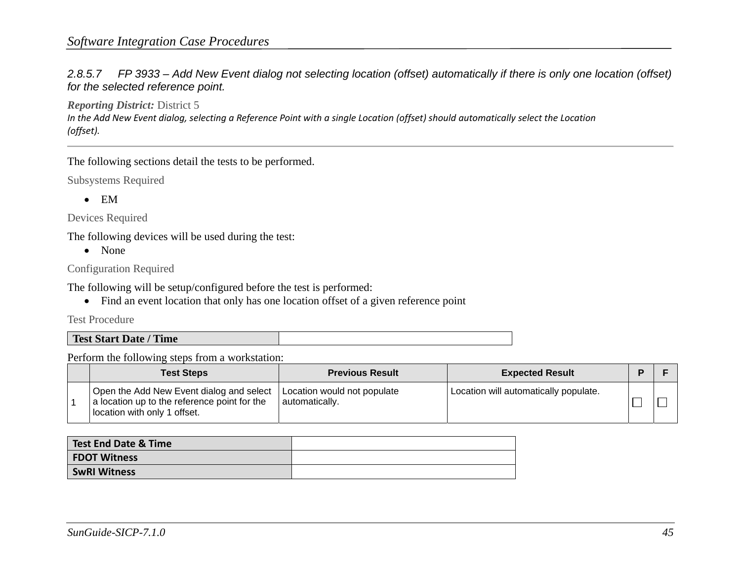### *2.8.5.7 FP 3933 – Add New Event dialog not selecting location (offset) automatically if there is only one location (offset) for the selected reference point.*

***Reporting District:*** District 5

*In the Add New Event dialog, selecting a Reference Point with a single Location (offset) should automatically select the Location (offset).*

---

The following sections detail the tests to be performed.

Subsystems Required

- EM

Devices Required

The following devices will be used during the test:

- None

Configuration Required

The following will be setup/configured before the test is performed:

- Find an event location that only has one location offset of a given reference point

Test Procedure

| **Test Start Date / Time** | |
|---|---|

Perform the following steps from a workstation:

| | Test Steps | Previous Result | Expected Result | P | F |
|---|---|---|---|---|---|
| 1 | Open the Add New Event dialog and select a location up to the reference point for the location with only 1 offset. | Location would not populate automatically. | Location will automatically populate. | ☐ | ☐ |

| | |
|---|---|
| **Test End Date & Time** | |
| **FDOT Witness** | |
| **SwRI Witness** | |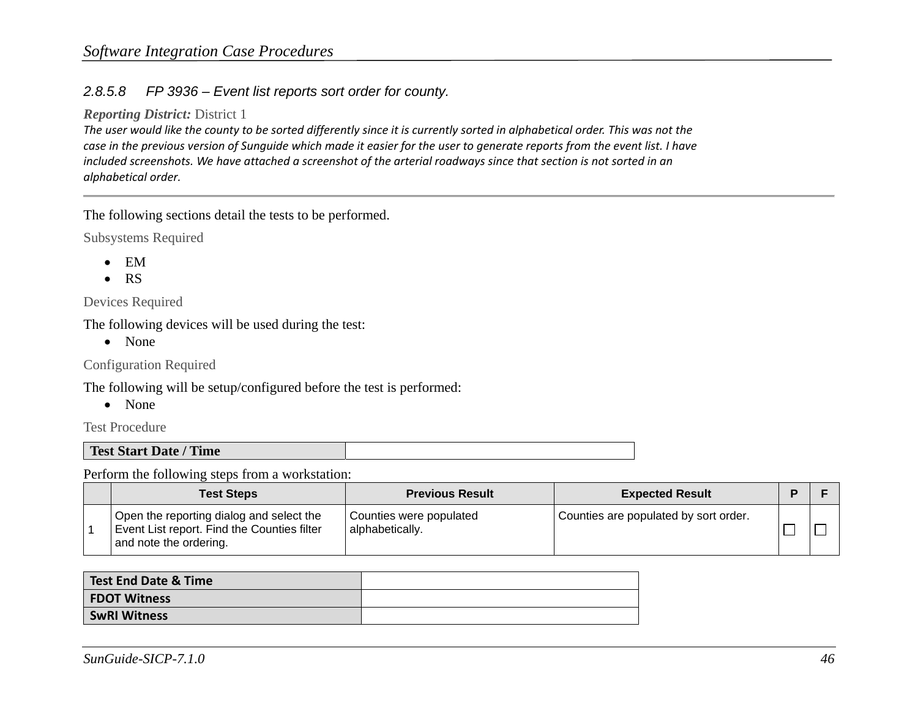#### 2.8.5.8 FP 3936 – Event list reports sort order for county.

***Reporting District:*** District 1

*The user would like the county to be sorted differently since it is currently sorted in alphabetical order. This was not the case in the previous version of Sunguide which made it easier for the user to generate reports from the event list. I have included screenshots. We have attached a screenshot of the arterial roadways since that section is not sorted in an alphabetical order.*

---

The following sections detail the tests to be performed.

Subsystems Required

- EM
- RS

Devices Required

The following devices will be used during the test:

- None

Configuration Required

The following will be setup/configured before the test is performed:

- None

Test Procedure

| Test Start Date / Time | |
|---|---|

Perform the following steps from a workstation:

| | Test Steps | Previous Result | Expected Result | P | F |
|---|---|---|---|---|---|
| 1 | Open the reporting dialog and select the Event List report. Find the Counties filter and note the ordering. | Counties were populated alphabetically. | Counties are populated by sort order. | ☐ | ☐ |

| Test End Date & Time | |
|---|---|
| FDOT Witness | |
| SwRI Witness | |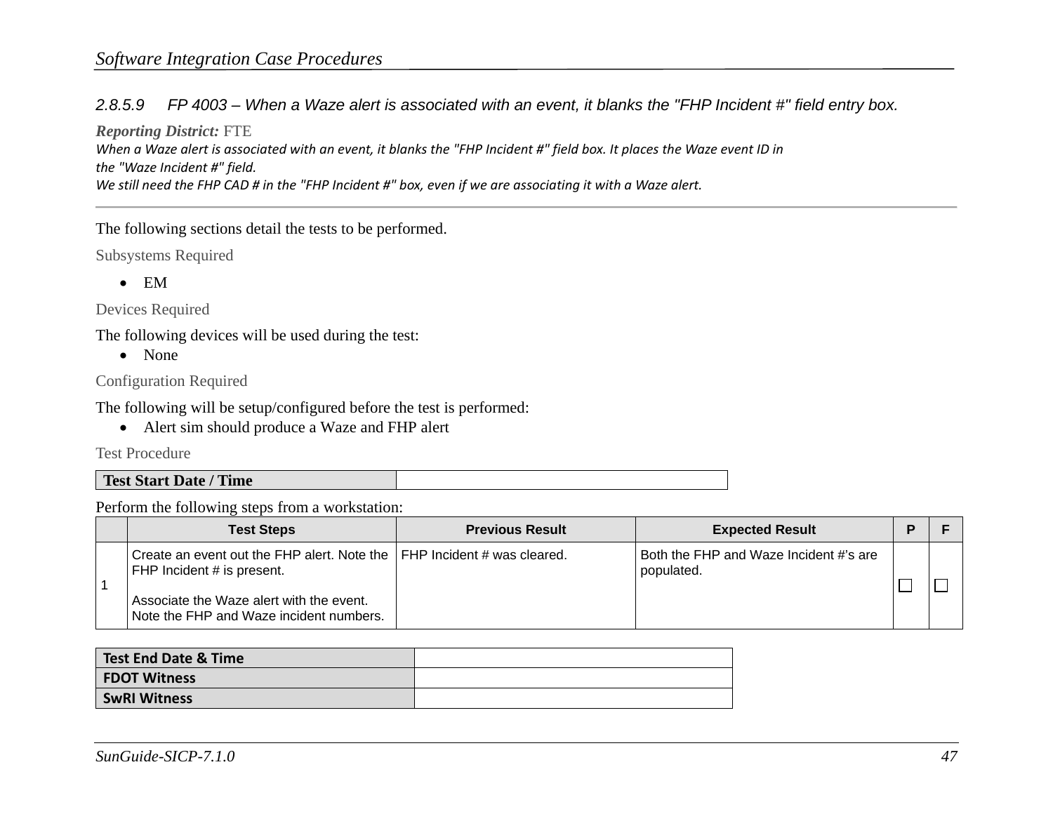#### 2.8.5.9 FP 4003 – When a Waze alert is associated with an event, it blanks the "FHP Incident #" field entry box.

***Reporting District:*** FTE

*When a Waze alert is associated with an event, it blanks the "FHP Incident #" field box. It places the Waze event ID in the "Waze Incident #" field.*

*We still need the FHP CAD # in the "FHP Incident #" box, even if we are associating it with a Waze alert.*

---

The following sections detail the tests to be performed.

Subsystems Required

- EM

Devices Required

The following devices will be used during the test:

- None

Configuration Required

The following will be setup/configured before the test is performed:

- Alert sim should produce a Waze and FHP alert

Test Procedure

| **Test Start Date / Time** | |
|---|---|

Perform the following steps from a workstation:

| | Test Steps | Previous Result | Expected Result | P | F |
|---|---|---|---|---|---|
| 1 | Create an event out the FHP alert. Note the FHP Incident # is present.<br><br>Associate the Waze alert with the event. Note the FHP and Waze incident numbers. | FHP Incident # was cleared. | Both the FHP and Waze Incident #'s are populated. | ☐ | ☐ |

| **Test End Date & Time** | |
|---|---|
| **FDOT Witness** | |
| **SwRI Witness** | |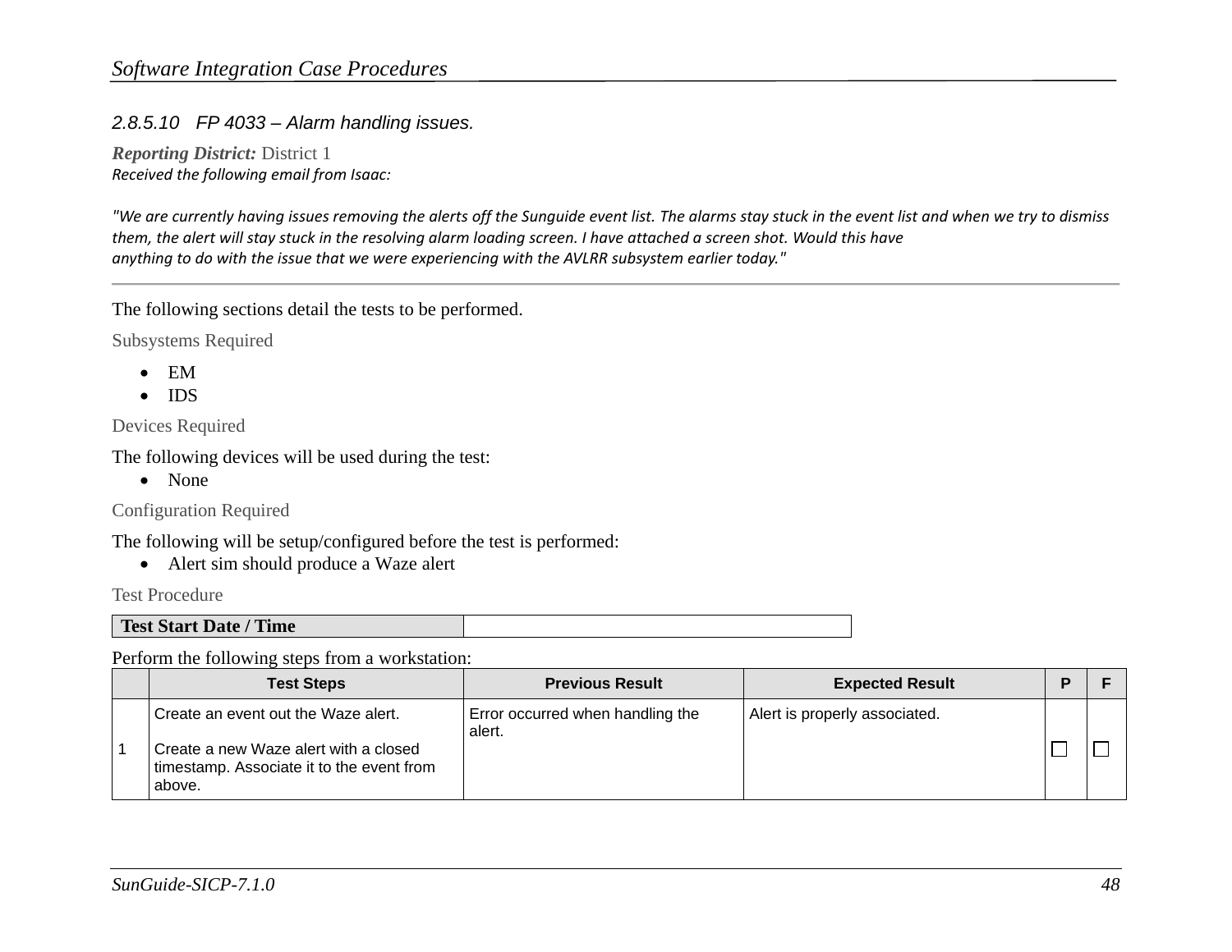#### 2.8.5.10 FP 4033 – Alarm handling issues.

***Reporting District:*** District 1

*Received the following email from Isaac:*

*"We are currently having issues removing the alerts off the Sunguide event list. The alarms stay stuck in the event list and when we try to dismiss them, the alert will stay stuck in the resolving alarm loading screen. I have attached a screen shot. Would this have anything to do with the issue that we were experiencing with the AVLRR subsystem earlier today."*

---

The following sections detail the tests to be performed.

Subsystems Required

- EM
- IDS

Devices Required

The following devices will be used during the test:

- None

Configuration Required

The following will be setup/configured before the test is performed:

- Alert sim should produce a Waze alert

Test Procedure

| **Test Start Date / Time** | |
|---|---|

Perform the following steps from a workstation:

| | Test Steps | Previous Result | Expected Result | P | F |
|---|---|---|---|---|---|
| 1 | Create an event out the Waze alert.<br><br>Create a new Waze alert with a closed timestamp. Associate it to the event from above. | Error occurred when handling the alert. | Alert is properly associated. | ☐ | ☐ |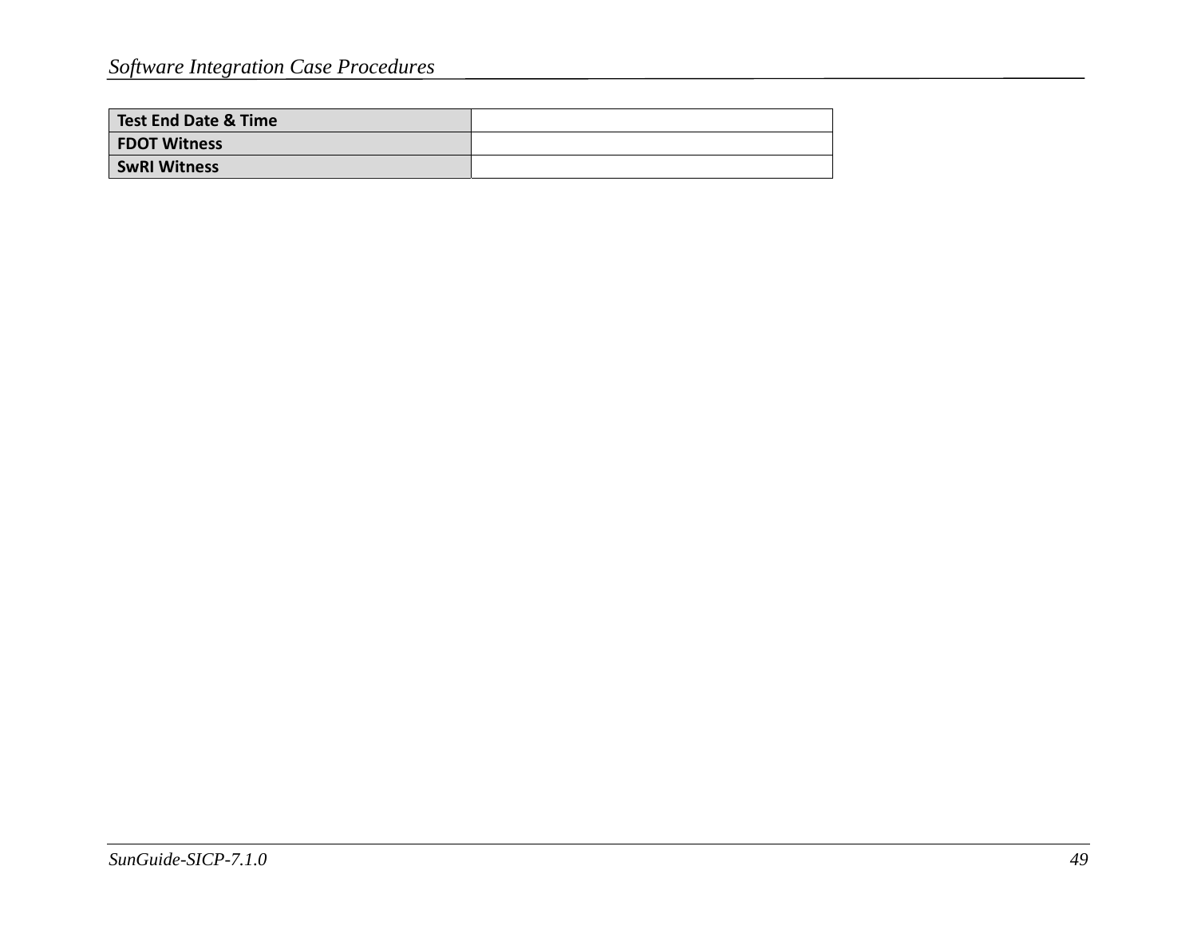| | |
|---|---|
| **Test End Date & Time** | |
| **FDOT Witness** | |
| **SwRI Witness** | |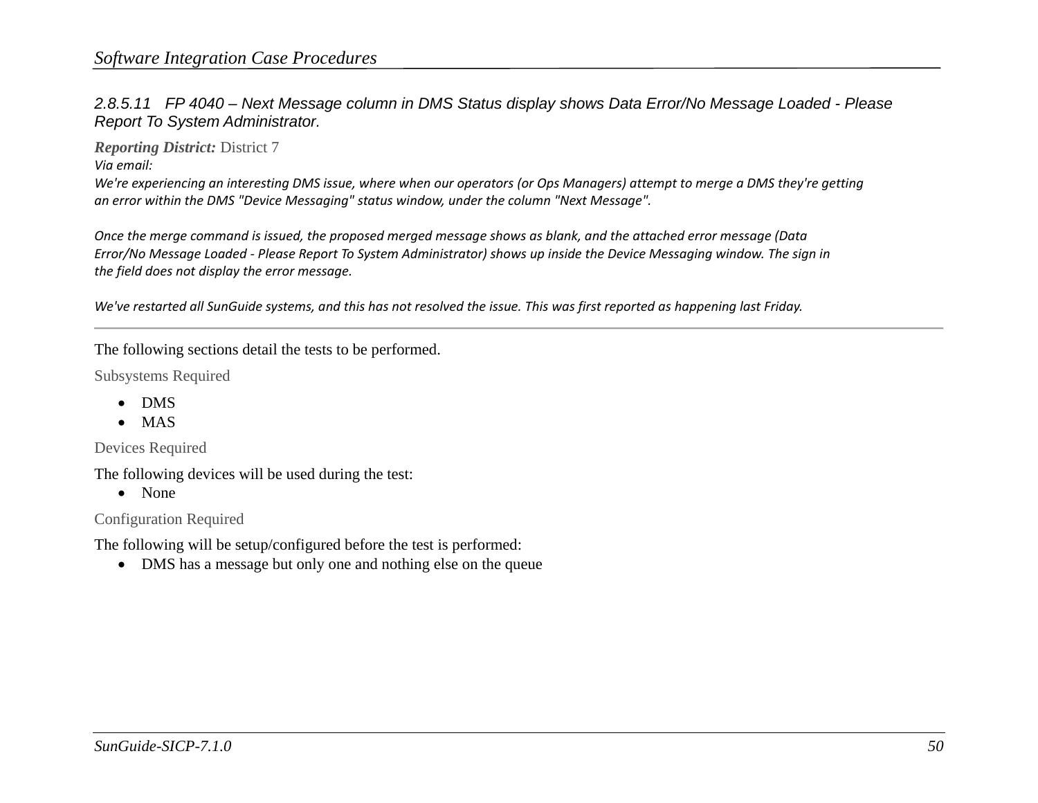#### 2.8.5.11 FP 4040 – Next Message column in DMS Status display shows Data Error/No Message Loaded - Please Report To System Administrator.

***Reporting District:*** District 7

*Via email:*

*We're experiencing an interesting DMS issue, where when our operators (or Ops Managers) attempt to merge a DMS they're getting an error within the DMS "Device Messaging" status window, under the column "Next Message".*

*Once the merge command is issued, the proposed merged message shows as blank, and the attached error message (Data Error/No Message Loaded - Please Report To System Administrator) shows up inside the Device Messaging window. The sign in the field does not display the error message.*

*We've restarted all SunGuide systems, and this has not resolved the issue. This was first reported as happening last Friday.*

---

The following sections detail the tests to be performed.

Subsystems Required

- DMS
- MAS

Devices Required

The following devices will be used during the test:

- None

Configuration Required

The following will be setup/configured before the test is performed:

- DMS has a message but only one and nothing else on the queue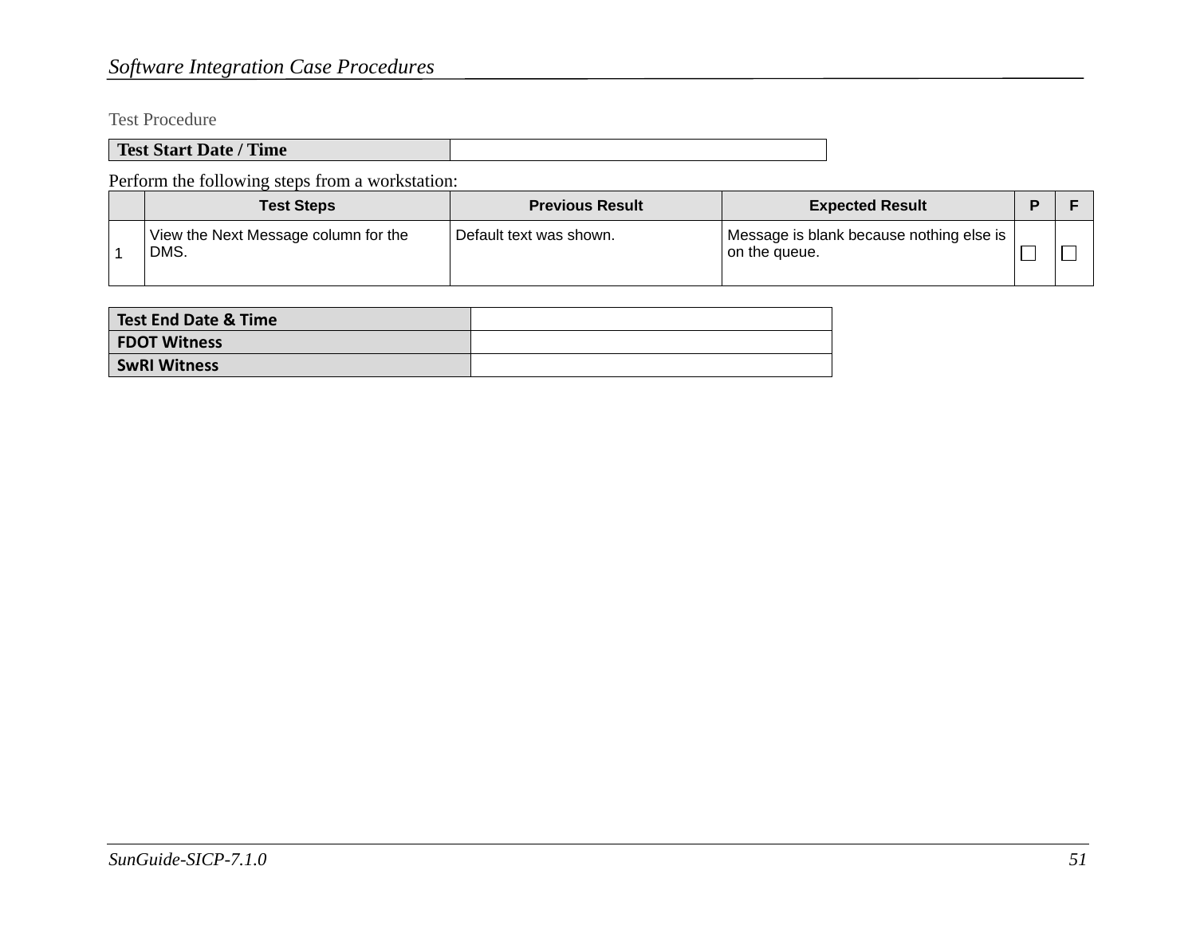Test Procedure

| Test Start Date / Time | |
| --- | --- |

Perform the following steps from a workstation:

| | Test Steps | Previous Result | Expected Result | P | F |
| --- | --- | --- | --- | --- | --- |
| 1 | View the Next Message column for the DMS. | Default text was shown. | Message is blank because nothing else is on the queue. | ☐ | ☐ |

| Test End Date & Time | |
| --- | --- |
| FDOT Witness | |
| SwRI Witness | |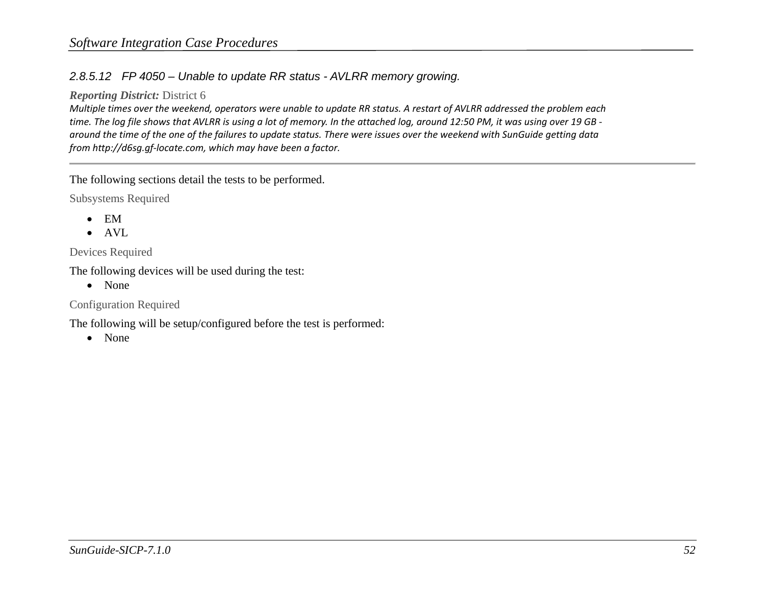#### 2.8.5.12 FP 4050 – Unable to update RR status - AVLRR memory growing.

***Reporting District:*** District 6

*Multiple times over the weekend, operators were unable to update RR status. A restart of AVLRR addressed the problem each time. The log file shows that AVLRR is using a lot of memory. In the attached log, around 12:50 PM, it was using over 19 GB - around the time of the one of the failures to update status. There were issues over the weekend with SunGuide getting data from http://d6sg.gf-locate.com, which may have been a factor.*

---

The following sections detail the tests to be performed.

Subsystems Required

- EM
- AVL

Devices Required

The following devices will be used during the test:

- None

Configuration Required

The following will be setup/configured before the test is performed:

- None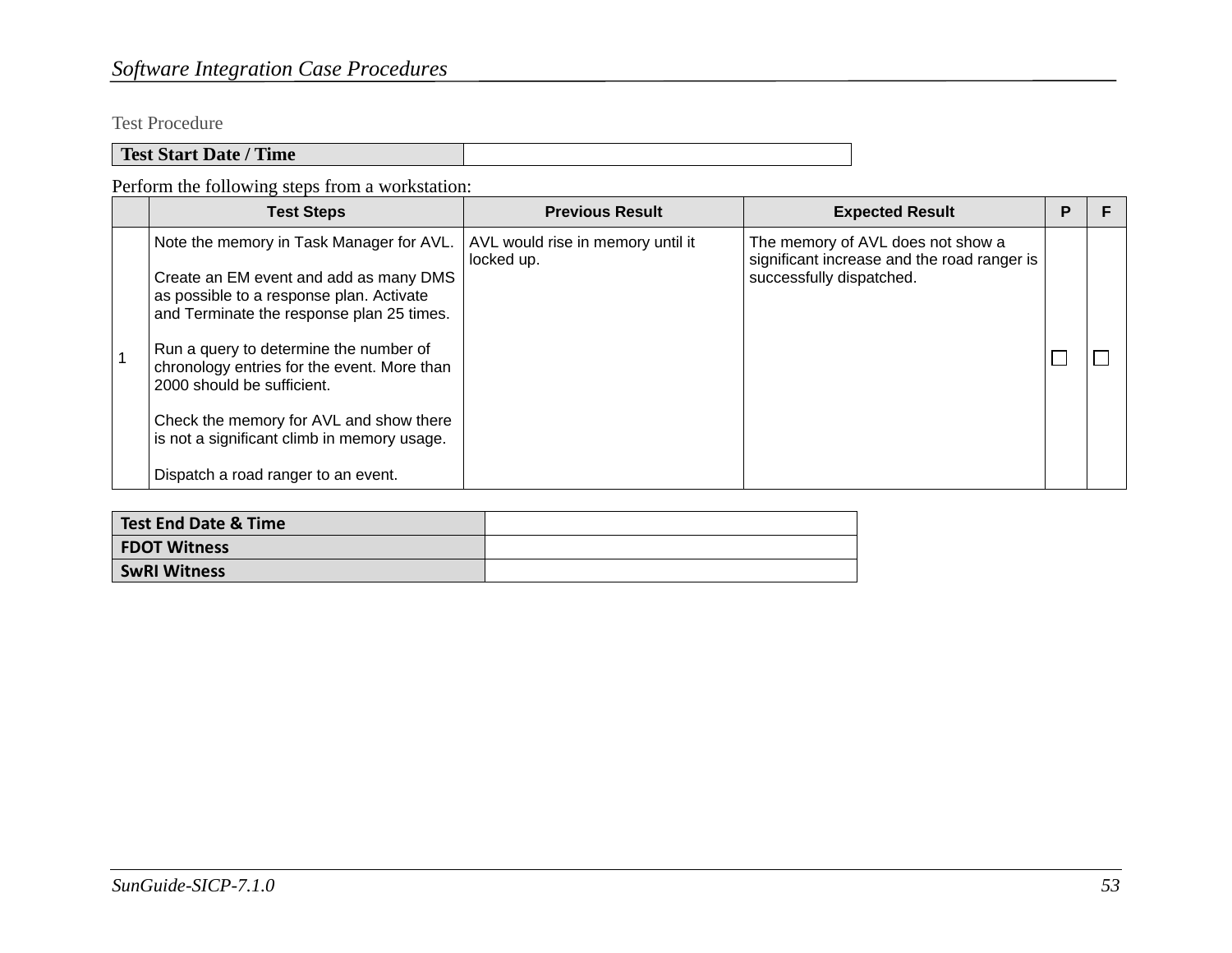Test Procedure

| Test Start Date / Time | |
|---|---|

Perform the following steps from a workstation:

| | Test Steps | Previous Result | Expected Result | P | F |
|---|---|---|---|---|---|
| 1 | Note the memory in Task Manager for AVL.<br><br>Create an EM event and add as many DMS as possible to a response plan. Activate and Terminate the response plan 25 times.<br><br>Run a query to determine the number of chronology entries for the event. More than 2000 should be sufficient.<br><br>Check the memory for AVL and show there is not a significant climb in memory usage.<br><br>Dispatch a road ranger to an event. | AVL would rise in memory until it locked up. | The memory of AVL does not show a significant increase and the road ranger is successfully dispatched. | ☐ | ☐ |

| Test End Date & Time | |
|---|---|
| FDOT Witness | |
| SwRI Witness | |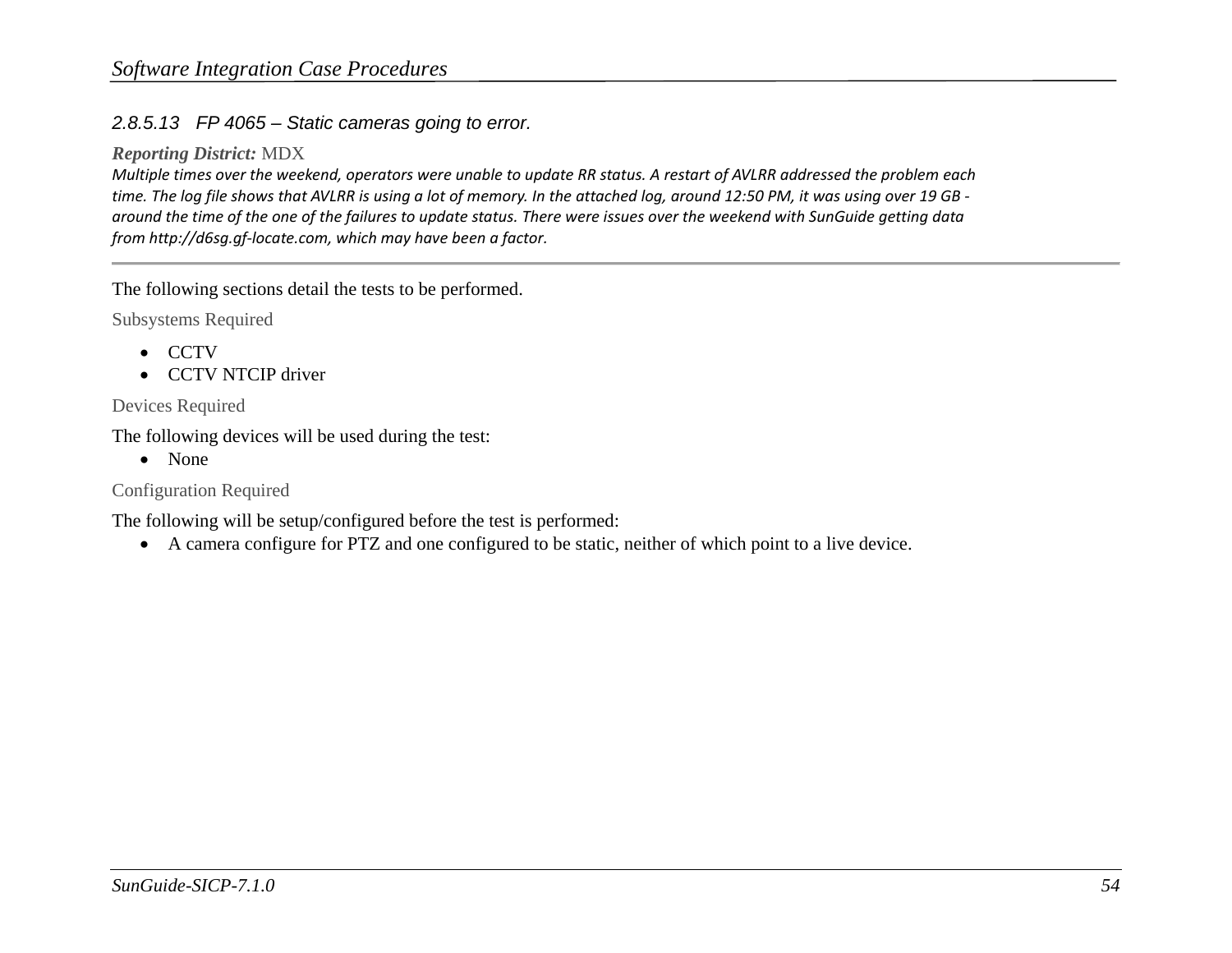#### *2.8.5.13 FP 4065 – Static cameras going to error.*

***Reporting District:*** MDX

*Multiple times over the weekend, operators were unable to update RR status. A restart of AVLRR addressed the problem each time. The log file shows that AVLRR is using a lot of memory. In the attached log, around 12:50 PM, it was using over 19 GB - around the time of the one of the failures to update status. There were issues over the weekend with SunGuide getting data from http://d6sg.gf-locate.com, which may have been a factor.*

---

The following sections detail the tests to be performed.

Subsystems Required

- CCTV
- CCTV NTCIP driver

Devices Required

The following devices will be used during the test:

- None

Configuration Required

The following will be setup/configured before the test is performed:

- A camera configure for PTZ and one configured to be static, neither of which point to a live device.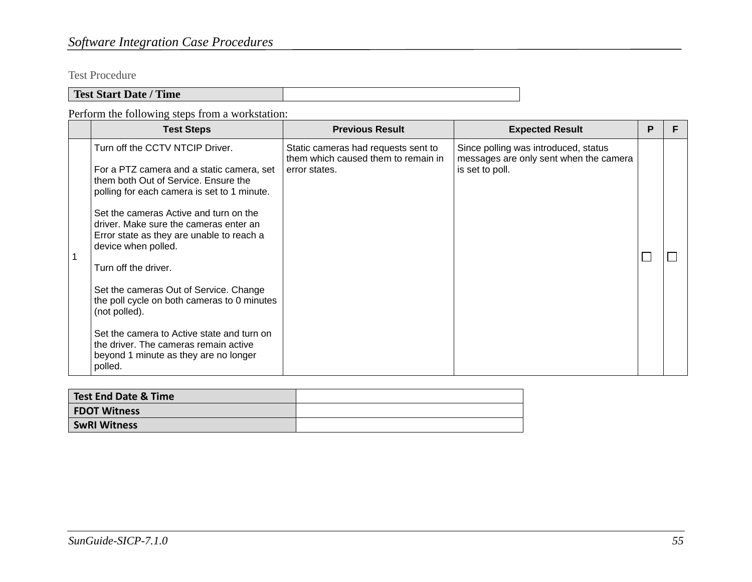Test Procedure

| Test Start Date / Time | |
|---|---|

Perform the following steps from a workstation:

| | Test Steps | Previous Result | Expected Result | P | F |
|---|---|---|---|---|---|
| 1 | Turn off the CCTV NTCIP Driver.<br><br>For a PTZ camera and a static camera, set them both Out of Service. Ensure the polling for each camera is set to 1 minute.<br><br>Set the cameras Active and turn on the driver. Make sure the cameras enter an Error state as they are unable to reach a device when polled.<br><br>Turn off the driver.<br><br>Set the cameras Out of Service. Change the poll cycle on both cameras to 0 minutes (not polled).<br><br>Set the camera to Active state and turn on the driver. The cameras remain active beyond 1 minute as they are no longer polled. | Static cameras had requests sent to them which caused them to remain in error states. | Since polling was introduced, status messages are only sent when the camera is set to poll. | ☐ | ☐ |

| Test End Date & Time | |
|---|---|
| FDOT Witness | |
| SwRI Witness | |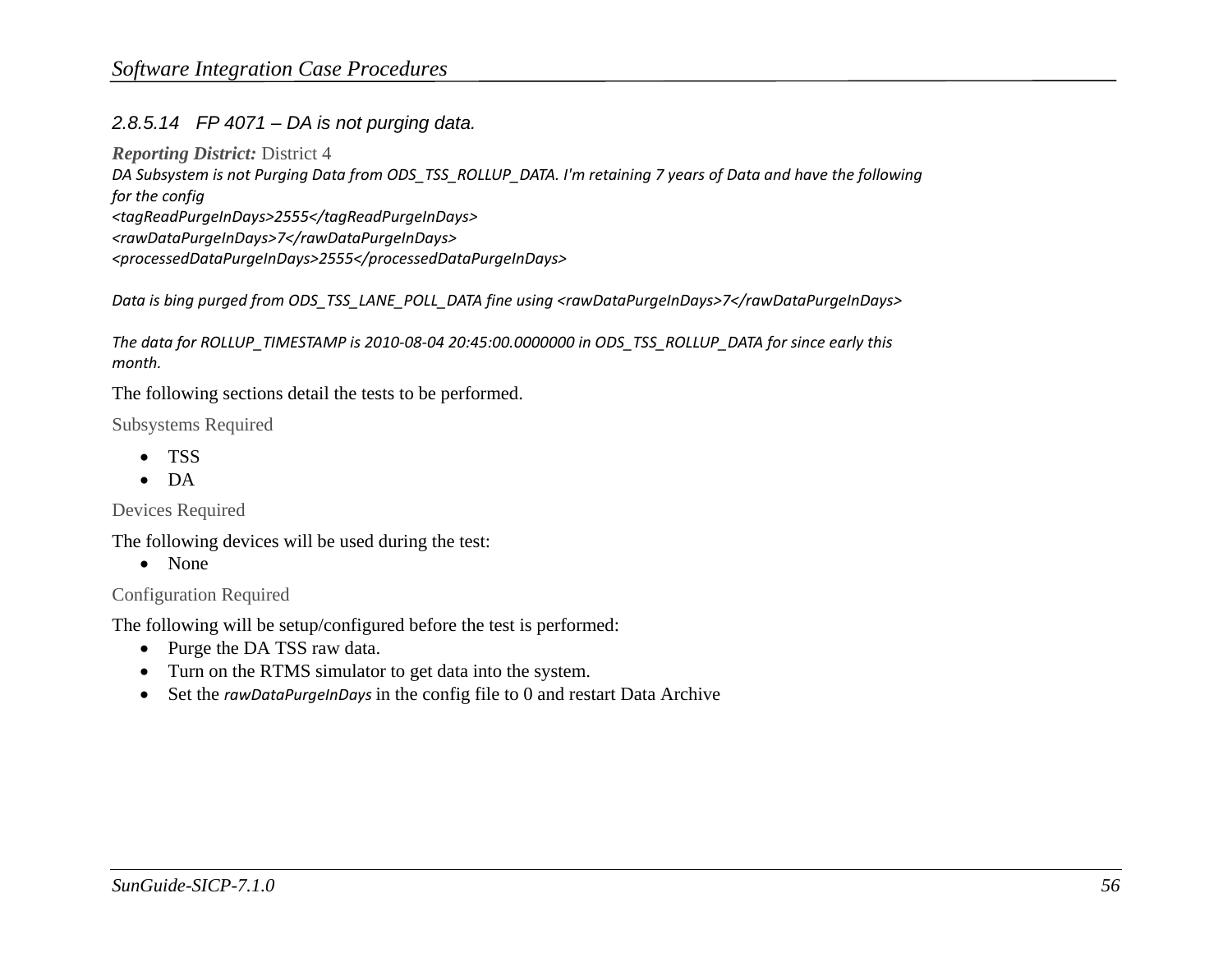#### 2.8.5.14 FP 4071 – DA is not purging data.

***Reporting District:*** District 4

*DA Subsystem is not Purging Data from ODS_TSS_ROLLUP_DATA. I'm retaining 7 years of Data and have the following for the config*
*<tagReadPurgeInDays>2555</tagReadPurgeInDays>*
*<rawDataPurgeInDays>7</rawDataPurgeInDays>*
*<processedDataPurgeInDays>2555</processedDataPurgeInDays>*

*Data is bing purged from ODS_TSS_LANE_POLL_DATA fine using <rawDataPurgeInDays>7</rawDataPurgeInDays>*

*The data for ROLLUP_TIMESTAMP is 2010-08-04 20:45:00.0000000 in ODS_TSS_ROLLUP_DATA for since early this month.*

The following sections detail the tests to be performed.

Subsystems Required

- TSS
- DA

Devices Required

The following devices will be used during the test:

- None

Configuration Required

The following will be setup/configured before the test is performed:

- Purge the DA TSS raw data.
- Turn on the RTMS simulator to get data into the system.
- Set the *rawDataPurgeInDays* in the config file to 0 and restart Data Archive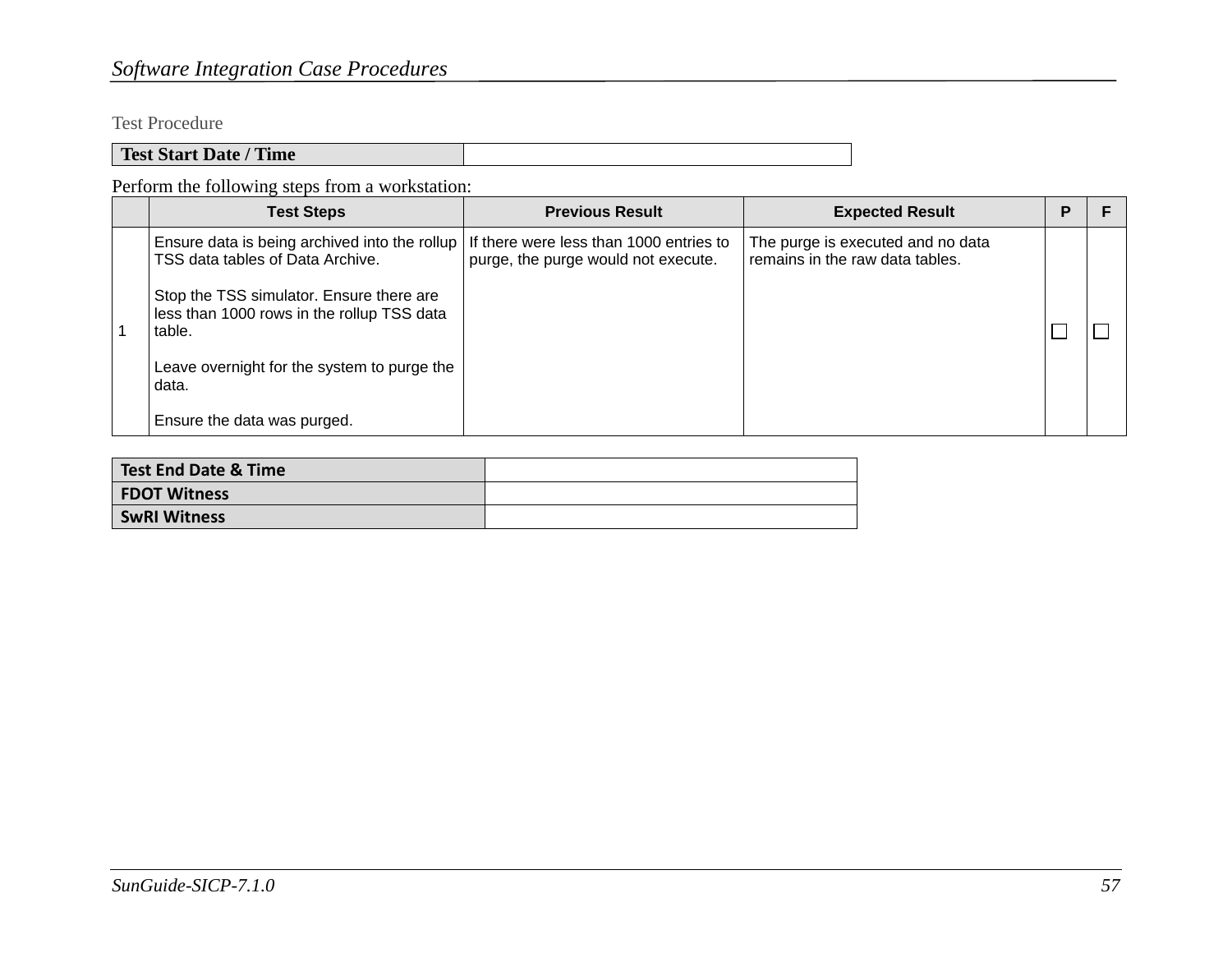Test Procedure

| Test Start Date / Time | |
|---|---|

Perform the following steps from a workstation:

| | Test Steps | Previous Result | Expected Result | P | F |
|---|---|---|---|---|---|
| 1 | Ensure data is being archived into the rollup TSS data tables of Data Archive.<br><br>Stop the TSS simulator. Ensure there are less than 1000 rows in the rollup TSS data table.<br><br>Leave overnight for the system to purge the data.<br><br>Ensure the data was purged. | If there were less than 1000 entries to purge, the purge would not execute. | The purge is executed and no data remains in the raw data tables. | ☐ | ☐ |

| Test End Date & Time | |
|---|---|
| FDOT Witness | |
| SwRI Witness | |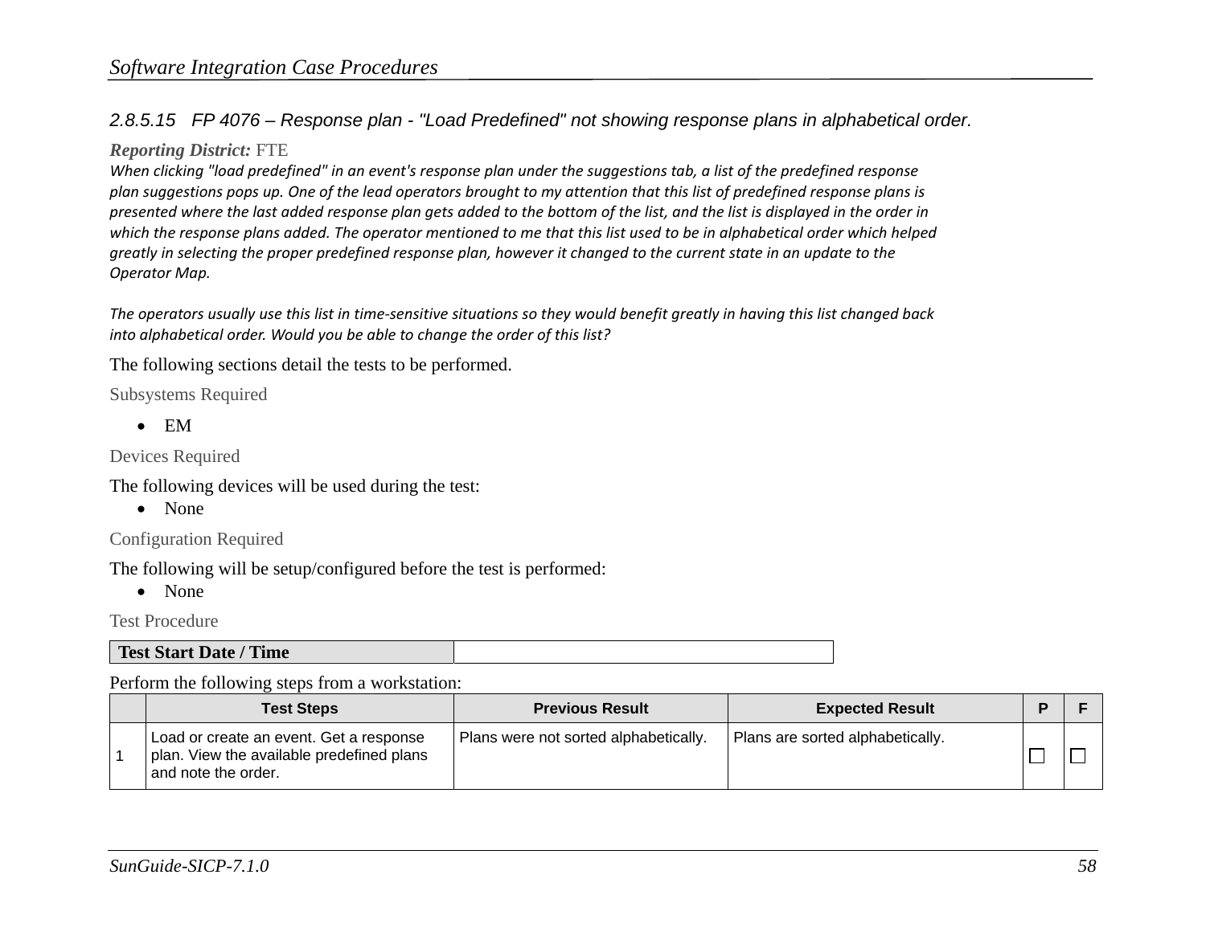#### 2.8.5.15 FP 4076 – Response plan - "Load Predefined" not showing response plans in alphabetical order.

***Reporting District:*** FTE

*When clicking "load predefined" in an event's response plan under the suggestions tab, a list of the predefined response plan suggestions pops up. One of the lead operators brought to my attention that this list of predefined response plans is presented where the last added response plan gets added to the bottom of the list, and the list is displayed in the order in which the response plans added. The operator mentioned to me that this list used to be in alphabetical order which helped greatly in selecting the proper predefined response plan, however it changed to the current state in an update to the Operator Map.*

*The operators usually use this list in time-sensitive situations so they would benefit greatly in having this list changed back into alphabetical order. Would you be able to change the order of this list?*

The following sections detail the tests to be performed.

Subsystems Required

- EM

Devices Required

The following devices will be used during the test:

- None

Configuration Required

The following will be setup/configured before the test is performed:

- None

Test Procedure

| **Test Start Date / Time** | |
|---|---|

Perform the following steps from a workstation:

| | Test Steps | Previous Result | Expected Result | P | F |
|---|---|---|---|---|---|
| 1 | Load or create an event. Get a response plan. View the available predefined plans and note the order. | Plans were not sorted alphabetically. | Plans are sorted alphabetically. | ☐ | ☐ |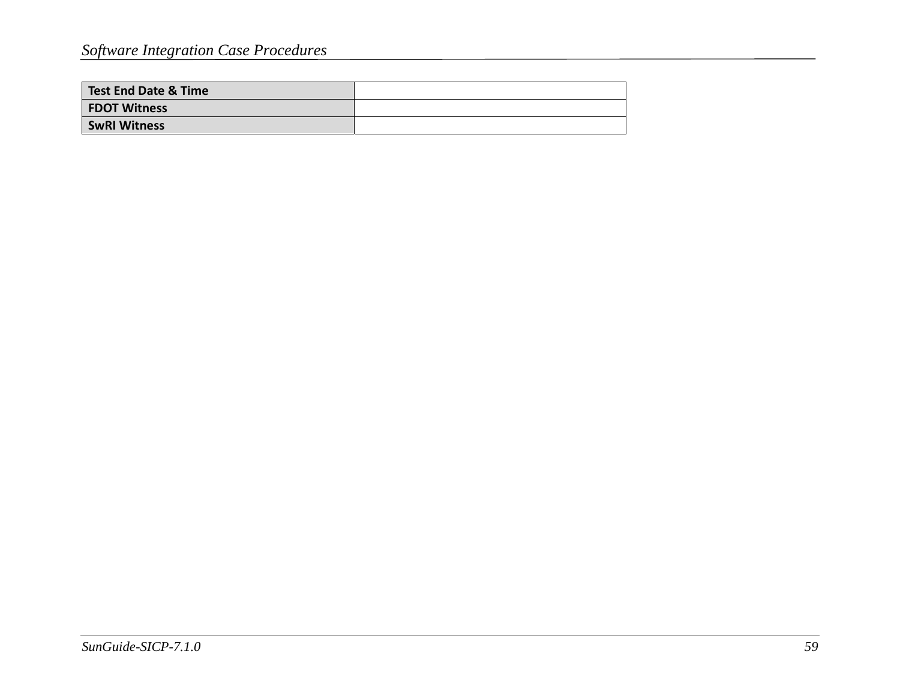| | |
|---|---|
| **Test End Date & Time** | |
| **FDOT Witness** | |
| **SwRI Witness** | |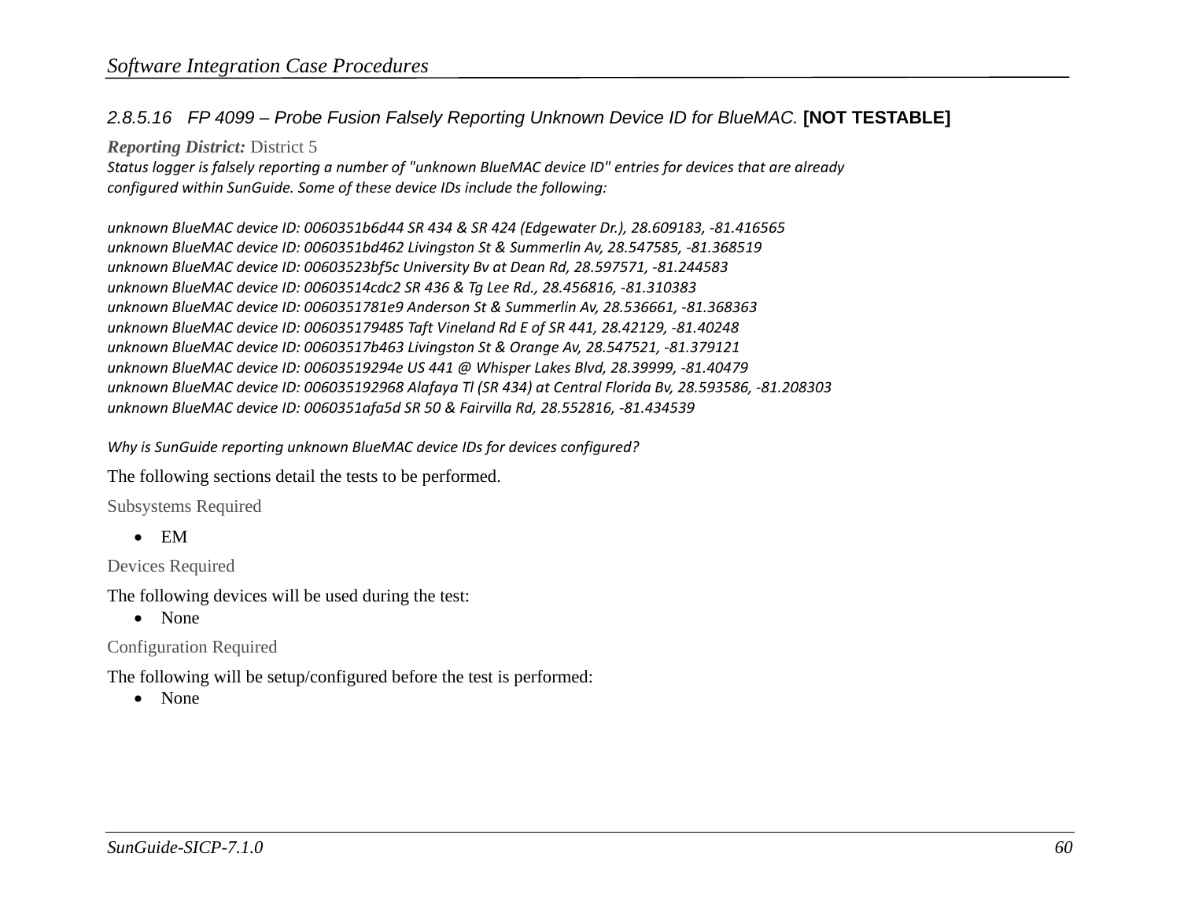#### 2.8.5.16 FP 4099 – Probe Fusion Falsely Reporting Unknown Device ID for BlueMAC. **[NOT TESTABLE]**

***Reporting District:*** District 5

*Status logger is falsely reporting a number of "unknown BlueMAC device ID" entries for devices that are already configured within SunGuide. Some of these device IDs include the following:*

*unknown BlueMAC device ID: 0060351b6d44 SR 434 & SR 424 (Edgewater Dr.), 28.609183, -81.416565*
*unknown BlueMAC device ID: 0060351bd462 Livingston St & Summerlin Av, 28.547585, -81.368519*
*unknown BlueMAC device ID: 00603523bf5c University Bv at Dean Rd, 28.597571, -81.244583*
*unknown BlueMAC device ID: 00603514cdc2 SR 436 & Tg Lee Rd., 28.456816, -81.310383*
*unknown BlueMAC device ID: 0060351781e9 Anderson St & Summerlin Av, 28.536661, -81.368363*
*unknown BlueMAC device ID: 006035179485 Taft Vineland Rd E of SR 441, 28.42129, -81.40248*
*unknown BlueMAC device ID: 00603517b463 Livingston St & Orange Av, 28.547521, -81.379121*
*unknown BlueMAC device ID: 00603519294e US 441 @ Whisper Lakes Blvd, 28.39999, -81.40479*
*unknown BlueMAC device ID: 006035192968 Alafaya Tl (SR 434) at Central Florida Bv, 28.593586, -81.208303*
*unknown BlueMAC device ID: 0060351afa5d SR 50 & Fairvilla Rd, 28.552816, -81.434539*

*Why is SunGuide reporting unknown BlueMAC device IDs for devices configured?*

The following sections detail the tests to be performed.

Subsystems Required

- EM

Devices Required

The following devices will be used during the test:

- None

Configuration Required

The following will be setup/configured before the test is performed:

- None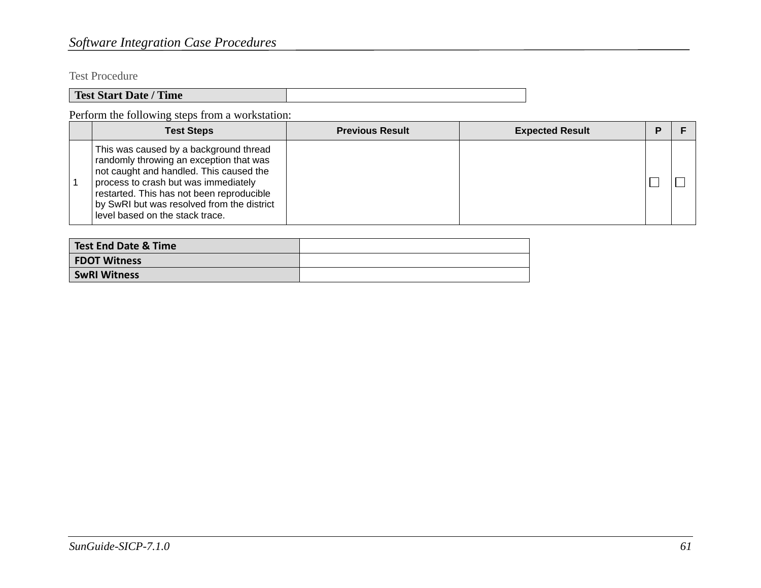Test Procedure

| Test Start Date / Time | |
|---|---|

Perform the following steps from a workstation:

| | Test Steps | Previous Result | Expected Result | P | F |
|---|---|---|---|---|---|
| 1 | This was caused by a background thread randomly throwing an exception that was not caught and handled. This caused the process to crash but was immediately restarted. This has not been reproducible by SwRI but was resolved from the district level based on the stack trace. | | | ☐ | ☐ |

| Test End Date & Time | |
|---|---|
| FDOT Witness | |
| SwRI Witness | |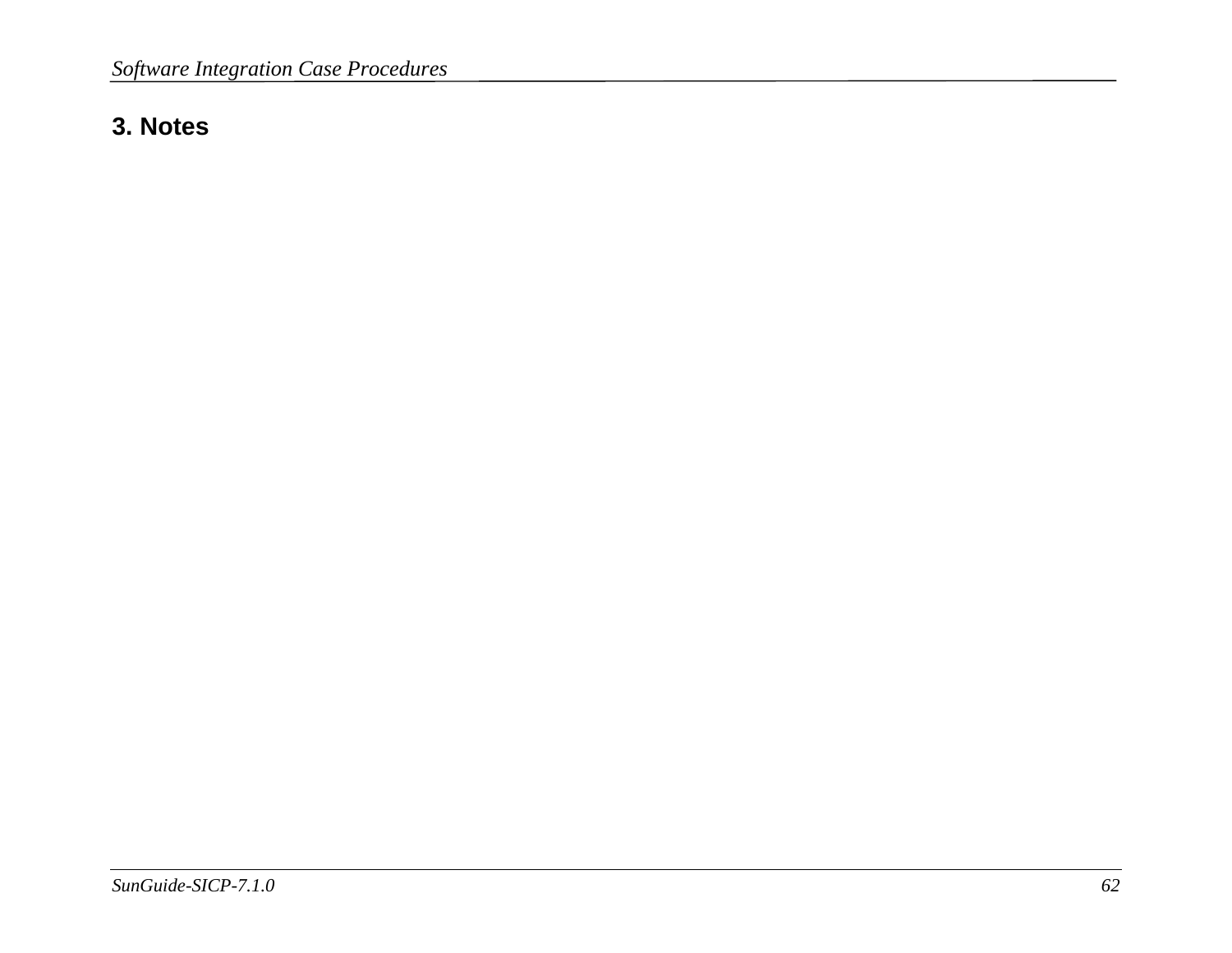## 3. Notes